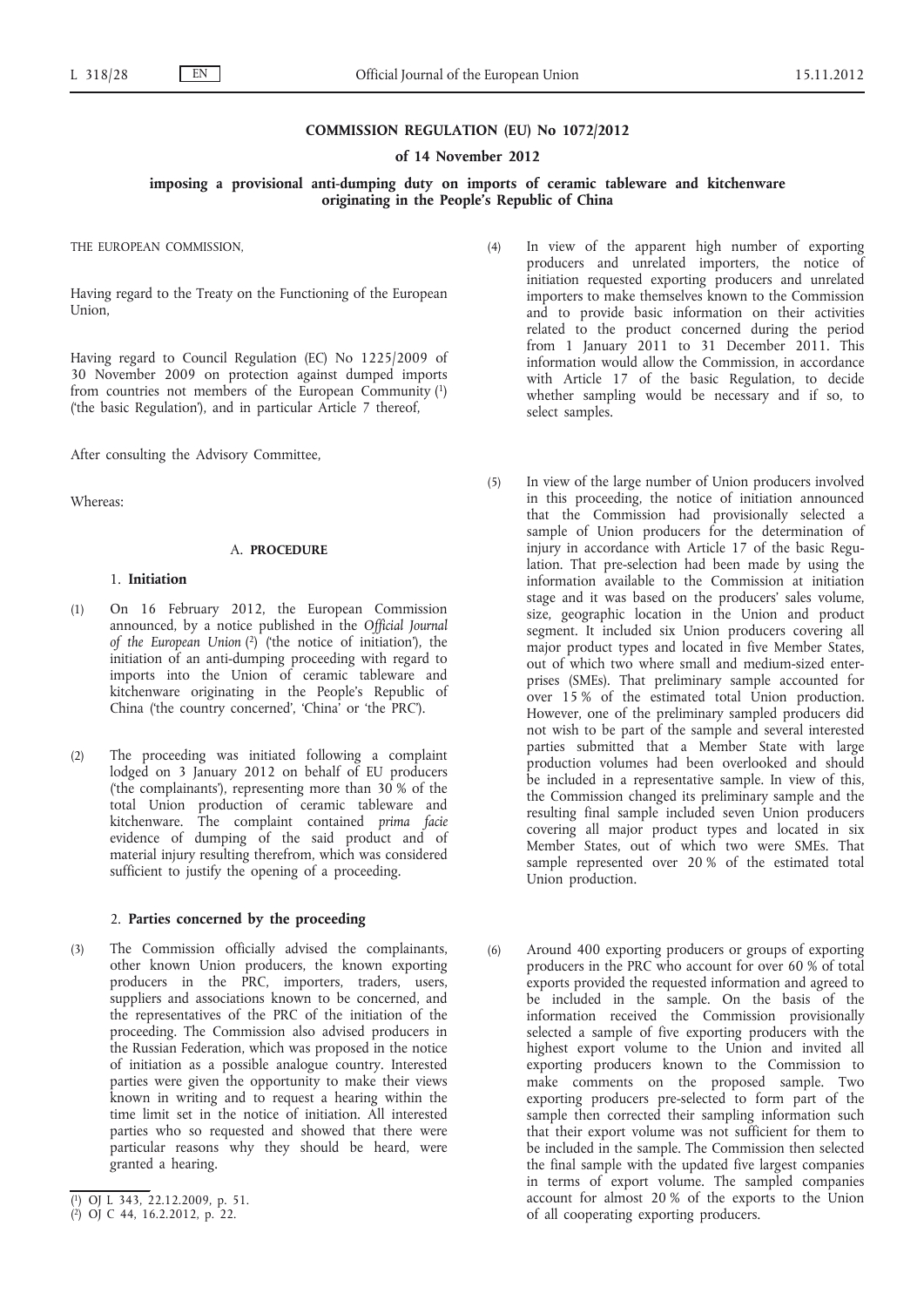**COMMISSION REGULATION (EU) No 1072/2012**

**of 14 November 2012**

**imposing a provisional anti-dumping duty on imports of ceramic tableware and kitchenware originating in the People's Republic of China**

THE EUROPEAN COMMISSION,

Having regard to the Treaty on the Functioning of the European Union,

Having regard to Council Regulation (EC) No 1225/2009 of 30 November 2009 on protection against dumped imports from countries not members of the European Community [1] ('the basic Regulation'), and in particular Article 7 thereof,

After consulting the Advisory Committee,

Whereas:

## A. PROCEDURE

### 1. Initiation

(1) On 16 February 2012, the European Commission announced, by a notice published in the *Official Journal of the European Union* [2] ('the notice of initiation'), the initiation of an anti-dumping proceeding with regard to imports into the Union of ceramic tableware and kitchenware originating in the People's Republic of China ('the country concerned', 'China' or 'the PRC').

(2) The proceeding was initiated following a complaint lodged on 3 January 2012 on behalf of EU producers ('the complainants'), representing more than 30 % of the total Union production of ceramic tableware and kitchenware. The complaint contained *prima facie* evidence of dumping of the said product and of material injury resulting therefrom, which was considered sufficient to justify the opening of a proceeding.

### 2. Parties concerned by the proceeding

(3) The Commission officially advised the complainants, other known Union producers, the known exporting producers in the PRC, importers, traders, users, suppliers and associations known to be concerned, and the representatives of the PRC of the initiation of the proceeding. The Commission also advised producers in the Russian Federation, which was proposed in the notice of initiation as a possible analogue country. Interested parties were given the opportunity to make their views known in writing and to request a hearing within the time limit set in the notice of initiation. All interested parties who so requested and showed that there were particular reasons why they should be heard, were granted a hearing.

(4) In view of the apparent high number of exporting producers and unrelated importers, the notice of initiation requested exporting producers and unrelated importers to make themselves known to the Commission and to provide basic information on their activities related to the product concerned during the period from 1 January 2011 to 31 December 2011. This information would allow the Commission, in accordance with Article 17 of the basic Regulation, to decide whether sampling would be necessary and if so, to select samples.

(5) In view of the large number of Union producers involved in this proceeding, the notice of initiation announced that the Commission had provisionally selected a sample of Union producers for the determination of injury in accordance with Article 17 of the basic Regulation. That pre-selection had been made by using the information available to the Commission at initiation stage and it was based on the producers' sales volume, size, geographic location in the Union and product segment. It included six Union producers covering all major product types and located in five Member States, out of which two where small and medium-sized enterprises (SMEs). That preliminary sample accounted for over 15 % of the estimated total Union production. However, one of the preliminary sampled producers did not wish to be part of the sample and several interested parties submitted that a Member State with large production volumes had been overlooked and should be included in a representative sample. In view of this, the Commission changed its preliminary sample and the resulting final sample included seven Union producers covering all major product types and located in six Member States, out of which two were SMEs. That sample represented over 20 % of the estimated total Union production.

(6) Around 400 exporting producers or groups of exporting producers in the PRC who account for over 60 % of total exports provided the requested information and agreed to be included in the sample. On the basis of the information received the Commission provisionally selected a sample of five exporting producers with the highest export volume to the Union and invited all exporting producers known to the Commission to make comments on the proposed sample. Two exporting producers pre-selected to form part of the sample then corrected their sampling information such that their export volume was not sufficient for them to be included in the sample. The Commission then selected the final sample with the updated five largest companies in terms of export volume. The sampled companies account for almost 20 % of the exports to the Union of all cooperating exporting producers.

---

[1] OJ L 343, 22.12.2009, p. 51.

[2] OJ C 44, 16.2.2012, p. 22.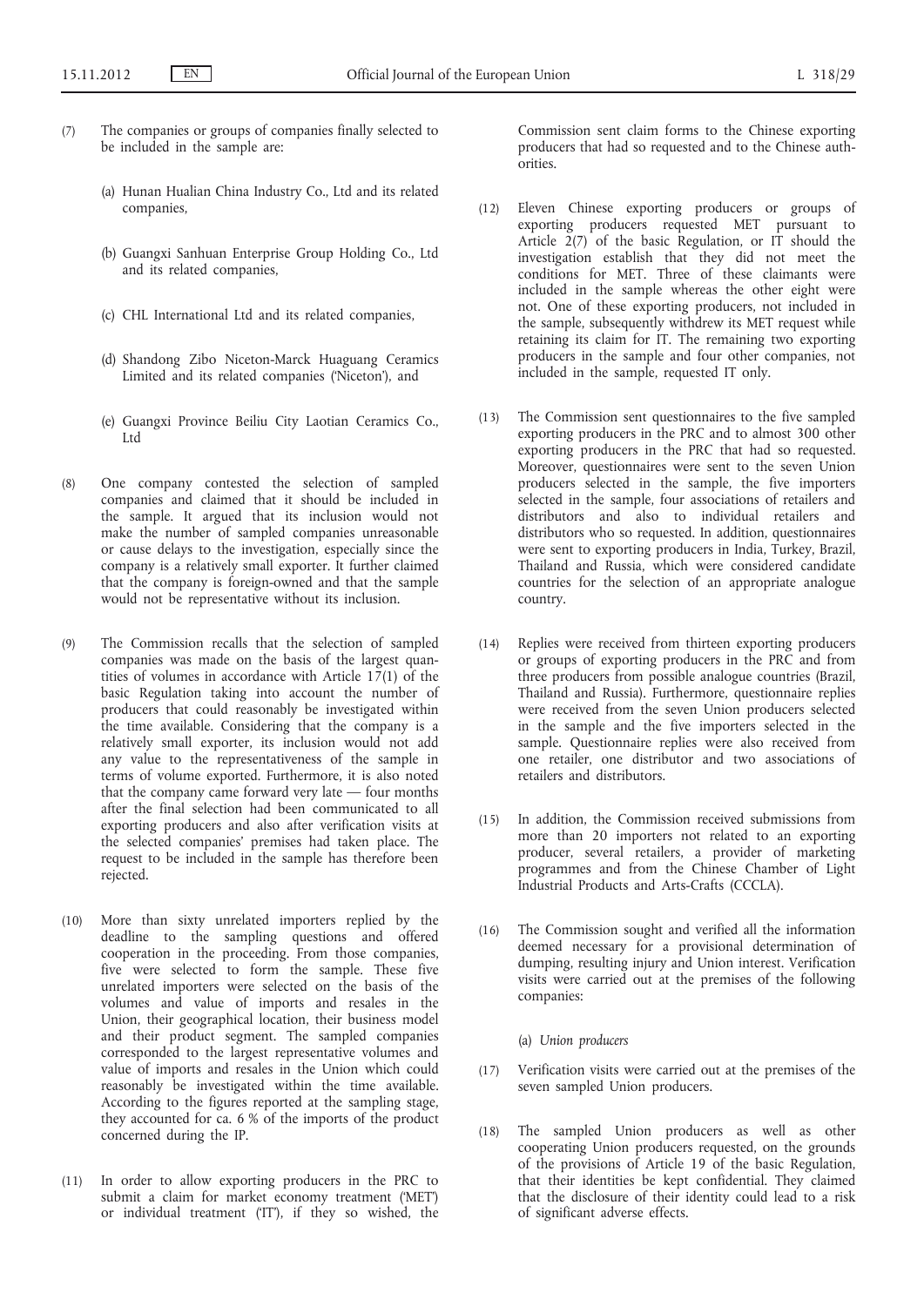(7) The companies or groups of companies finally selected to be included in the sample are:

(a) Hunan Hualian China Industry Co., Ltd and its related companies,

(b) Guangxi Sanhuan Enterprise Group Holding Co., Ltd and its related companies,

(c) CHL International Ltd and its related companies,

(d) Shandong Zibo Niceton-Marck Huaguang Ceramics Limited and its related companies ('Niceton'), and

(e) Guangxi Province Beiliu City Laotian Ceramics Co., Ltd

(8) One company contested the selection of sampled companies and claimed that it should be included in the sample. It argued that its inclusion would not make the number of sampled companies unreasonable or cause delays to the investigation, especially since the company is a relatively small exporter. It further claimed that the company is foreign-owned and that the sample would not be representative without its inclusion.

(9) The Commission recalls that the selection of sampled companies was made on the basis of the largest quantities of volumes in accordance with Article 17(1) of the basic Regulation taking into account the number of producers that could reasonably be investigated within the time available. Considering that the company is a relatively small exporter, its inclusion would not add any value to the representativeness of the sample in terms of volume exported. Furthermore, it is also noted that the company came forward very late — four months after the final selection had been communicated to all exporting producers and also after verification visits at the selected companies' premises had taken place. The request to be included in the sample has therefore been rejected.

(10) More than sixty unrelated importers replied by the deadline to the sampling questions and offered cooperation in the proceeding. From those companies, five were selected to form the sample. These five unrelated importers were selected on the basis of the volumes and value of imports and resales in the Union, their geographical location, their business model and their product segment. The sampled companies corresponded to the largest representative volumes and value of imports and resales in the Union which could reasonably be investigated within the time available. According to the figures reported at the sampling stage, they accounted for ca. 6 % of the imports of the product concerned during the IP.

(11) In order to allow exporting producers in the PRC to submit a claim for market economy treatment ('MET') or individual treatment ('IT'), if they so wished, the Commission sent claim forms to the Chinese exporting producers that had so requested and to the Chinese authorities.

(12) Eleven Chinese exporting producers or groups of exporting producers requested MET pursuant to Article 2(7) of the basic Regulation, or IT should the investigation establish that they did not meet the conditions for MET. Three of these claimants were included in the sample whereas the other eight were not. One of these exporting producers, not included in the sample, subsequently withdrew its MET request while retaining its claim for IT. The remaining two exporting producers in the sample and four other companies, not included in the sample, requested IT only.

(13) The Commission sent questionnaires to the five sampled exporting producers in the PRC and to almost 300 other exporting producers in the PRC that had so requested. Moreover, questionnaires were sent to the seven Union producers selected in the sample, the five importers selected in the sample, four associations of retailers and distributors and also to individual retailers and distributors who so requested. In addition, questionnaires were sent to exporting producers in India, Turkey, Brazil, Thailand and Russia, which were considered candidate countries for the selection of an appropriate analogue country.

(14) Replies were received from thirteen exporting producers or groups of exporting producers in the PRC and from three producers from possible analogue countries (Brazil, Thailand and Russia). Furthermore, questionnaire replies were received from the seven Union producers selected in the sample and the five importers selected in the sample. Questionnaire replies were also received from one retailer, one distributor and two associations of retailers and distributors.

(15) In addition, the Commission received submissions from more than 20 importers not related to an exporting producer, several retailers, a provider of marketing programmes and from the Chinese Chamber of Light Industrial Products and Arts-Crafts (CCCLA).

(16) The Commission sought and verified all the information deemed necessary for a provisional determination of dumping, resulting injury and Union interest. Verification visits were carried out at the premises of the following companies:

(a) *Union producers*

(17) Verification visits were carried out at the premises of the seven sampled Union producers.

(18) The sampled Union producers as well as other cooperating Union producers requested, on the grounds of the provisions of Article 19 of the basic Regulation, that their identities be kept confidential. They claimed that the disclosure of their identity could lead to a risk of significant adverse effects.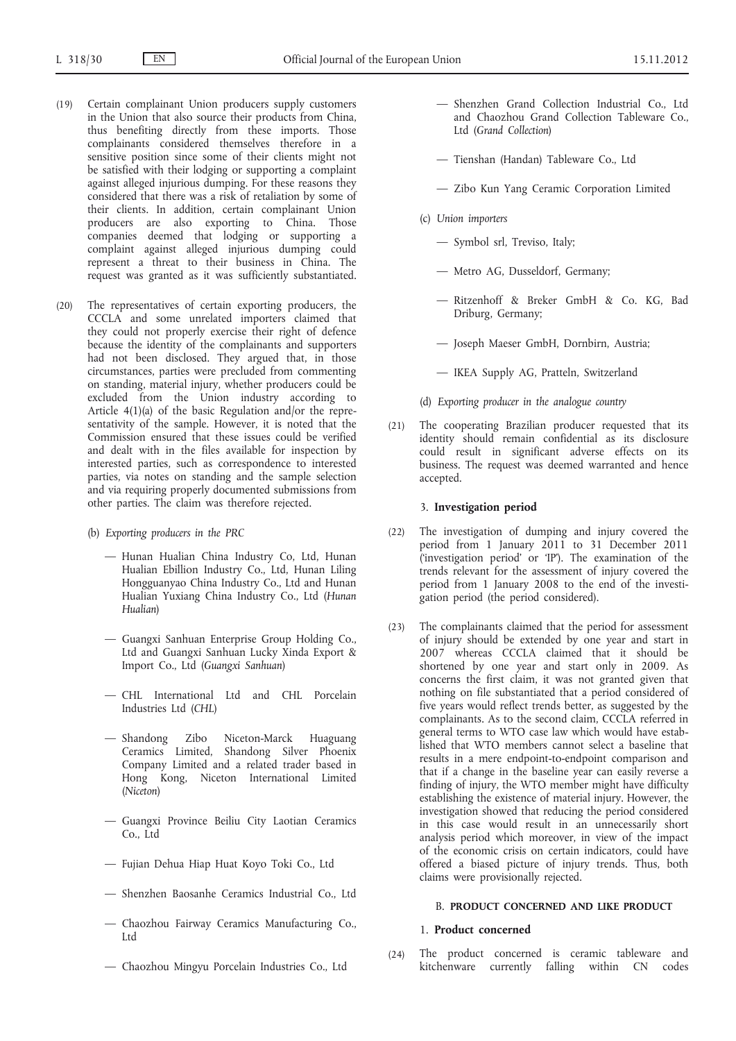(19) Certain complainant Union producers supply customers in the Union that also source their products from China, thus benefiting directly from these imports. Those complainants considered themselves therefore in a sensitive position since some of their clients might not be satisfied with their lodging or supporting a complaint against alleged injurious dumping. For these reasons they considered that there was a risk of retaliation by some of their clients. In addition, certain complainant Union producers are also exporting to China. Those companies deemed that lodging or supporting a complaint against alleged injurious dumping could represent a threat to their business in China. The request was granted as it was sufficiently substantiated.

(20) The representatives of certain exporting producers, the CCCLA and some unrelated importers claimed that they could not properly exercise their right of defence because the identity of the complainants and supporters had not been disclosed. They argued that, in those circumstances, parties were precluded from commenting on standing, material injury, whether producers could be excluded from the Union industry according to Article 4(1)(a) of the basic Regulation and/or the representativity of the sample. However, it is noted that the Commission ensured that these issues could be verified and dealt with in the files available for inspection by interested parties, such as correspondence to interested parties, via notes on standing and the sample selection and via requiring properly documented submissions from other parties. The claim was therefore rejected.

(b) *Exporting producers in the PRC*

- Hunan Hualian China Industry Co, Ltd, Hunan Hualian Ebillion Industry Co., Ltd, Hunan Liling Hongguanyao China Industry Co., Ltd and Hunan Hualian Yuxiang China Industry Co., Ltd (*Hunan Hualian*)
- Guangxi Sanhuan Enterprise Group Holding Co., Ltd and Guangxi Sanhuan Lucky Xinda Export & Import Co., Ltd (*Guangxi Sanhuan*)
- CHL International Ltd and CHL Porcelain Industries Ltd (*CHL*)
- Shandong Zibo Niceton-Marck Huaguang Ceramics Limited, Shandong Silver Phoenix Company Limited and a related trader based in Hong Kong, Niceton International Limited (*Niceton*)
- Guangxi Province Beiliu City Laotian Ceramics Co., Ltd
- Fujian Dehua Hiap Huat Koyo Toki Co., Ltd
- Shenzhen Baosanhe Ceramics Industrial Co., Ltd
- Chaozhou Fairway Ceramics Manufacturing Co., Ltd
- Chaozhou Mingyu Porcelain Industries Co., Ltd
- Shenzhen Grand Collection Industrial Co., Ltd and Chaozhou Grand Collection Tableware Co., Ltd (*Grand Collection*)
- Tienshan (Handan) Tableware Co., Ltd
- Zibo Kun Yang Ceramic Corporation Limited

(c) *Union importers*

- Symbol srl, Treviso, Italy;
- Metro AG, Dusseldorf, Germany;
- Ritzenhoff & Breker GmbH & Co. KG, Bad Driburg, Germany;
- Joseph Maeser GmbH, Dornbirn, Austria;
- IKEA Supply AG, Pratteln, Switzerland

(d) *Exporting producer in the analogue country*

(21) The cooperating Brazilian producer requested that its identity should remain confidential as its disclosure could result in significant adverse effects on its business. The request was deemed warranted and hence accepted.

### 3. **Investigation period**

(22) The investigation of dumping and injury covered the period from 1 January 2011 to 31 December 2011 ('investigation period' or 'IP'). The examination of the trends relevant for the assessment of injury covered the period from 1 January 2008 to the end of the investigation period (the period considered).

(23) The complainants claimed that the period for assessment of injury should be extended by one year and start in 2007 whereas CCCLA claimed that it should be shortened by one year and start only in 2009. As concerns the first claim, it was not granted given that nothing on file substantiated that a period considered of five years would reflect trends better, as suggested by the complainants. As to the second claim, CCCLA referred in general terms to WTO case law which would have established that WTO members cannot select a baseline that results in a mere endpoint-to-endpoint comparison and that if a change in the baseline year can easily reverse a finding of injury, the WTO member might have difficulty establishing the existence of material injury. However, the investigation showed that reducing the period considered in this case would result in an unnecessarily short analysis period which moreover, in view of the impact of the economic crisis on certain indicators, could have offered a biased picture of injury trends. Thus, both claims were provisionally rejected.

## B. **PRODUCT CONCERNED AND LIKE PRODUCT**

### 1. **Product concerned**

(24) The product concerned is ceramic tableware and kitchenware currently falling within CN codes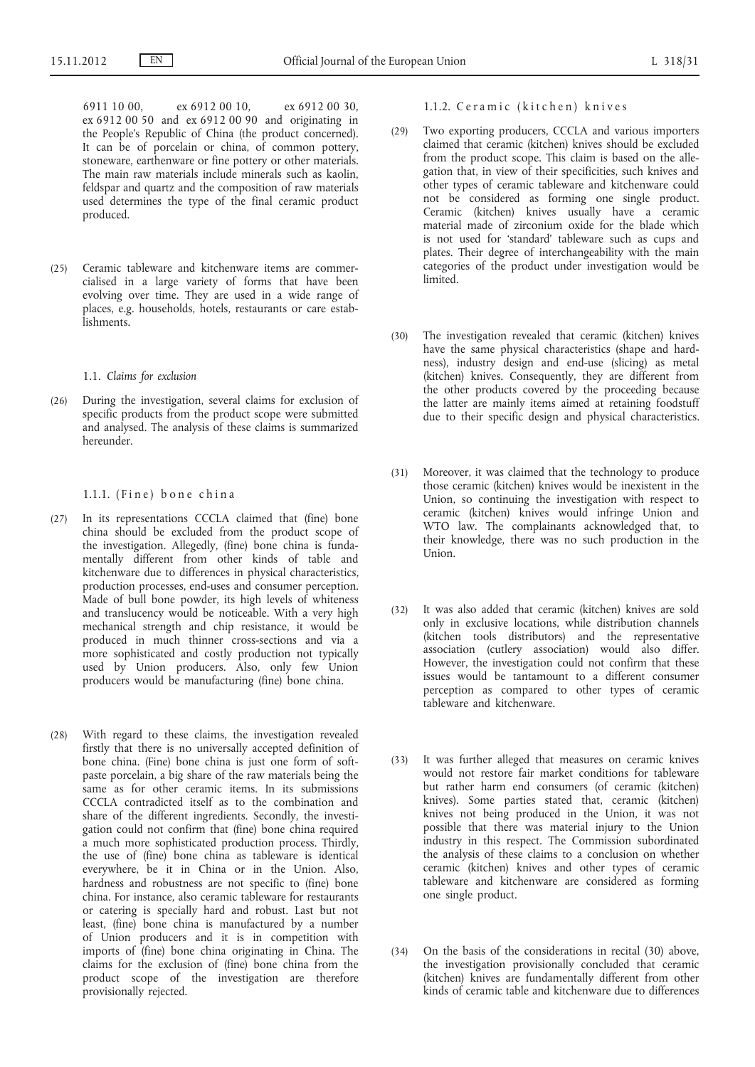6911 10 00, ex 6912 00 10, ex 6912 00 30, ex 6912 00 50 and ex 6912 00 90 and originating in the People's Republic of China (the product concerned). It can be of porcelain or china, of common pottery, stoneware, earthenware or fine pottery or other materials. The main raw materials include minerals such as kaolin, feldspar and quartz and the composition of raw materials used determines the type of the final ceramic product produced.

(25) Ceramic tableware and kitchenware items are commercialised in a large variety of forms that have been evolving over time. They are used in a wide range of places, e.g. households, hotels, restaurants or care establishments.

### 1.1. *Claims for exclusion*

(26) During the investigation, several claims for exclusion of specific products from the product scope were submitted and analysed. The analysis of these claims is summarized hereunder.

#### 1.1.1. (Fine) bone china

(27) In its representations CCCLA claimed that (fine) bone china should be excluded from the product scope of the investigation. Allegedly, (fine) bone china is fundamentally different from other kinds of table and kitchenware due to differences in physical characteristics, production processes, end-uses and consumer perception. Made of bull bone powder, its high levels of whiteness and translucency would be noticeable. With a very high mechanical strength and chip resistance, it would be produced in much thinner cross-sections and via a more sophisticated and costly production not typically used by Union producers. Also, only few Union producers would be manufacturing (fine) bone china.

(28) With regard to these claims, the investigation revealed firstly that there is no universally accepted definition of bone china. (Fine) bone china is just one form of soft-paste porcelain, a big share of the raw materials being the same as for other ceramic items. In its submissions CCCLA contradicted itself as to the combination and share of the different ingredients. Secondly, the investigation could not confirm that (fine) bone china required a much more sophisticated production process. Thirdly, the use of (fine) bone china as tableware is identical everywhere, be it in China or in the Union. Also, hardness and robustness are not specific to (fine) bone china. For instance, also ceramic tableware for restaurants or catering is specially hard and robust. Last but not least, (fine) bone china is manufactured by a number of Union producers and it is in competition with imports of (fine) bone china originating in China. The claims for the exclusion of (fine) bone china from the product scope of the investigation are therefore provisionally rejected.

#### 1.1.2. Ceramic (kitchen) knives

(29) Two exporting producers, CCCLA and various importers claimed that ceramic (kitchen) knives should be excluded from the product scope. This claim is based on the allegation that, in view of their specificities, such knives and other types of ceramic tableware and kitchenware could not be considered as forming one single product. Ceramic (kitchen) knives usually have a ceramic material made of zirconium oxide for the blade which is not used for 'standard' tableware such as cups and plates. Their degree of interchangeability with the main categories of the product under investigation would be limited.

(30) The investigation revealed that ceramic (kitchen) knives have the same physical characteristics (shape and hardness), industry design and end-use (slicing) as metal (kitchen) knives. Consequently, they are different from the other products covered by the proceeding because the latter are mainly items aimed at retaining foodstuff due to their specific design and physical characteristics.

(31) Moreover, it was claimed that the technology to produce those ceramic (kitchen) knives would be inexistent in the Union, so continuing the investigation with respect to ceramic (kitchen) knives would infringe Union and WTO law. The complainants acknowledged that, to their knowledge, there was no such production in the Union.

(32) It was also added that ceramic (kitchen) knives are sold only in exclusive locations, while distribution channels (kitchen tools distributors) and the representative association (cutlery association) would also differ. However, the investigation could not confirm that these issues would be tantamount to a different consumer perception as compared to other types of ceramic tableware and kitchenware.

(33) It was further alleged that measures on ceramic knives would not restore fair market conditions for tableware but rather harm end consumers (of ceramic (kitchen) knives). Some parties stated that, ceramic (kitchen) knives not being produced in the Union, it was not possible that there was material injury to the Union industry in this respect. The Commission subordinated the analysis of these claims to a conclusion on whether ceramic (kitchen) knives and other types of ceramic tableware and kitchenware are considered as forming one single product.

(34) On the basis of the considerations in recital (30) above, the investigation provisionally concluded that ceramic (kitchen) knives are fundamentally different from other kinds of ceramic table and kitchenware due to differences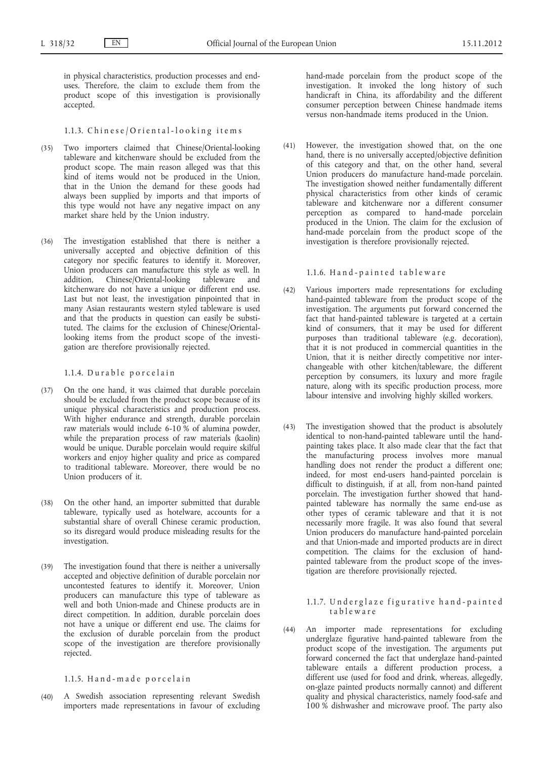in physical characteristics, production processes and end-uses. Therefore, the claim to exclude them from the product scope of this investigation is provisionally accepted.

#### 1.1.3. Chinese/Oriental-looking items

(35) Two importers claimed that Chinese/Oriental-looking tableware and kitchenware should be excluded from the product scope. The main reason alleged was that this kind of items would not be produced in the Union, that in the Union the demand for these goods had always been supplied by imports and that imports of this type would not have any negative impact on any market share held by the Union industry.

(36) The investigation established that there is neither a universally accepted and objective definition of this category nor specific features to identify it. Moreover, Union producers can manufacture this style as well. In addition, Chinese/Oriental-looking tableware and kitchenware do not have a unique or different end use. Last but not least, the investigation pinpointed that in many Asian restaurants western styled tableware is used and that the products in question can easily be substituted. The claims for the exclusion of Chinese/Oriental-looking items from the product scope of the investigation are therefore provisionally rejected.

#### 1.1.4. Durable porcelain

(37) On the one hand, it was claimed that durable porcelain should be excluded from the product scope because of its unique physical characteristics and production process. With higher endurance and strength, durable porcelain raw materials would include 6-10 % of alumina powder, while the preparation process of raw materials (kaolin) would be unique. Durable porcelain would require skilful workers and enjoy higher quality and price as compared to traditional tableware. Moreover, there would be no Union producers of it.

(38) On the other hand, an importer submitted that durable tableware, typically used as hotelware, accounts for a substantial share of overall Chinese ceramic production, so its disregard would produce misleading results for the investigation.

(39) The investigation found that there is neither a universally accepted and objective definition of durable porcelain nor uncontested features to identify it. Moreover, Union producers can manufacture this type of tableware as well and both Union-made and Chinese products are in direct competition. In addition, durable porcelain does not have a unique or different end use. The claims for the exclusion of durable porcelain from the product scope of the investigation are therefore provisionally rejected.

#### 1.1.5. Hand-made porcelain

(40) A Swedish association representing relevant Swedish importers made representations in favour of excluding hand-made porcelain from the product scope of the investigation. It invoked the long history of such handicraft in China, its affordability and the different consumer perception between Chinese handmade items versus non-handmade items produced in the Union.

(41) However, the investigation showed that, on the one hand, there is no universally accepted/objective definition of this category and that, on the other hand, several Union producers do manufacture hand-made porcelain. The investigation showed neither fundamentally different physical characteristics from other kinds of ceramic tableware and kitchenware nor a different consumer perception as compared to hand-made porcelain produced in the Union. The claim for the exclusion of hand-made porcelain from the product scope of the investigation is therefore provisionally rejected.

#### 1.1.6. Hand-painted tableware

(42) Various importers made representations for excluding hand-painted tableware from the product scope of the investigation. The arguments put forward concerned the fact that hand-painted tableware is targeted at a certain kind of consumers, that it may be used for different purposes than traditional tableware (e.g. decoration), that it is not produced in commercial quantities in the Union, that it is neither directly competitive nor interchangeable with other kitchen/tableware, the different perception by consumers, its luxury and more fragile nature, along with its specific production process, more labour intensive and involving highly skilled workers.

(43) The investigation showed that the product is absolutely identical to non-hand-painted tableware until the hand-painting takes place. It also made clear that the fact that the manufacturing process involves more manual handling does not render the product a different one; indeed, for most end-users hand-painted porcelain is difficult to distinguish, if at all, from non-hand painted porcelain. The investigation further showed that hand-painted tableware has normally the same end-use as other types of ceramic tableware and that it is not necessarily more fragile. It was also found that several Union producers do manufacture hand-painted porcelain and that Union-made and imported products are in direct competition. The claims for the exclusion of hand-painted tableware from the product scope of the investigation are therefore provisionally rejected.

#### 1.1.7. Underglaze figurative hand-painted tableware

(44) An importer made representations for excluding underglaze figurative hand-painted tableware from the product scope of the investigation. The arguments put forward concerned the fact that underglaze hand-painted tableware entails a different production process, a different use (used for food and drink, whereas, allegedly, on-glaze painted products normally cannot) and different quality and physical characteristics, namely food-safe and 100 % dishwasher and microwave proof. The party also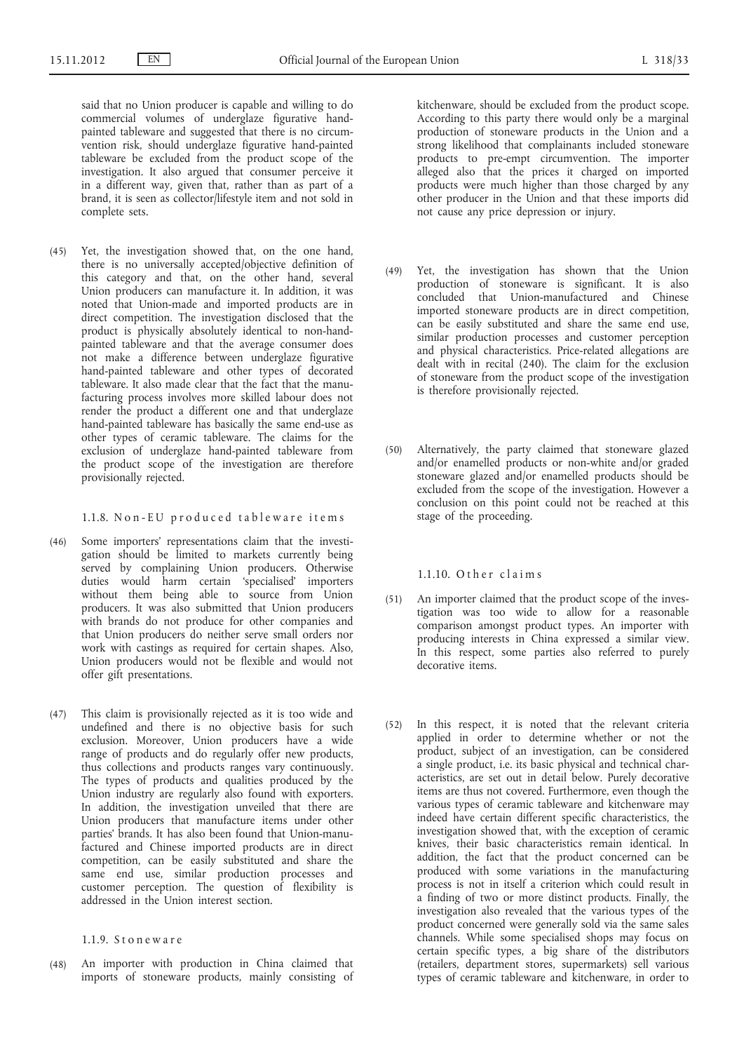said that no Union producer is capable and willing to do commercial volumes of underglaze figurative hand-painted tableware and suggested that there is no circumvention risk, should underglaze figurative hand-painted tableware be excluded from the product scope of the investigation. It also argued that consumer perceive it in a different way, given that, rather than as part of a brand, it is seen as collector/lifestyle item and not sold in complete sets.

(45) Yet, the investigation showed that, on the one hand, there is no universally accepted/objective definition of this category and that, on the other hand, several Union producers can manufacture it. In addition, it was noted that Union-made and imported products are in direct competition. The investigation disclosed that the product is physically absolutely identical to non-hand-painted tableware and that the average consumer does not make a difference between underglaze figurative hand-painted tableware and other types of decorated tableware. It also made clear that the fact that the manufacturing process involves more skilled labour does not render the product a different one and that underglaze hand-painted tableware has basically the same end-use as other types of ceramic tableware. The claims for the exclusion of underglaze hand-painted tableware from the product scope of the investigation are therefore provisionally rejected.

#### 1.1.8. Non-EU produced tableware items

(46) Some importers' representations claim that the investigation should be limited to markets currently being served by complaining Union producers. Otherwise duties would harm certain 'specialised' importers without them being able to source from Union producers. It was also submitted that Union producers with brands do not produce for other companies and that Union producers do neither serve small orders nor work with castings as required for certain shapes. Also, Union producers would not be flexible and would not offer gift presentations.

(47) This claim is provisionally rejected as it is too wide and undefined and there is no objective basis for such exclusion. Moreover, Union producers have a wide range of products and do regularly offer new products, thus collections and products ranges vary continuously. The types of products and qualities produced by the Union industry are regularly also found with exporters. In addition, the investigation unveiled that there are Union producers that manufacture items under other parties' brands. It has also been found that Union-manufactured and Chinese imported products are in direct competition, can be easily substituted and share the same end use, similar production processes and customer perception. The question of flexibility is addressed in the Union interest section.

#### 1.1.9. Stoneware

(48) An importer with production in China claimed that imports of stoneware products, mainly consisting of kitchenware, should be excluded from the product scope. According to this party there would only be a marginal production of stoneware products in the Union and a strong likelihood that complainants included stoneware products to pre-empt circumvention. The importer alleged also that the prices it charged on imported products were much higher than those charged by any other producer in the Union and that these imports did not cause any price depression or injury.

(49) Yet, the investigation has shown that the Union production of stoneware is significant. It is also concluded that Union-manufactured and Chinese imported stoneware products are in direct competition, can be easily substituted and share the same end use, similar production processes and customer perception and physical characteristics. Price-related allegations are dealt with in recital (240). The claim for the exclusion of stoneware from the product scope of the investigation is therefore provisionally rejected.

(50) Alternatively, the party claimed that stoneware glazed and/or enamelled products or non-white and/or graded stoneware glazed and/or enamelled products should be excluded from the scope of the investigation. However a conclusion on this point could not be reached at this stage of the proceeding.

#### 1.1.10. Other claims

(51) An importer claimed that the product scope of the investigation was too wide to allow for a reasonable comparison amongst product types. An importer with producing interests in China expressed a similar view. In this respect, some parties also referred to purely decorative items.

(52) In this respect, it is noted that the relevant criteria applied in order to determine whether or not the product, subject of an investigation, can be considered a single product, i.e. its basic physical and technical characteristics, are set out in detail below. Purely decorative items are thus not covered. Furthermore, even though the various types of ceramic tableware and kitchenware may indeed have certain different specific characteristics, the investigation showed that, with the exception of ceramic knives, their basic characteristics remain identical. In addition, the fact that the product concerned can be produced with some variations in the manufacturing process is not in itself a criterion which could result in a finding of two or more distinct products. Finally, the investigation also revealed that the various types of the product concerned were generally sold via the same sales channels. While some specialised shops may focus on certain specific types, a big share of the distributors (retailers, department stores, supermarkets) sell various types of ceramic tableware and kitchenware, in order to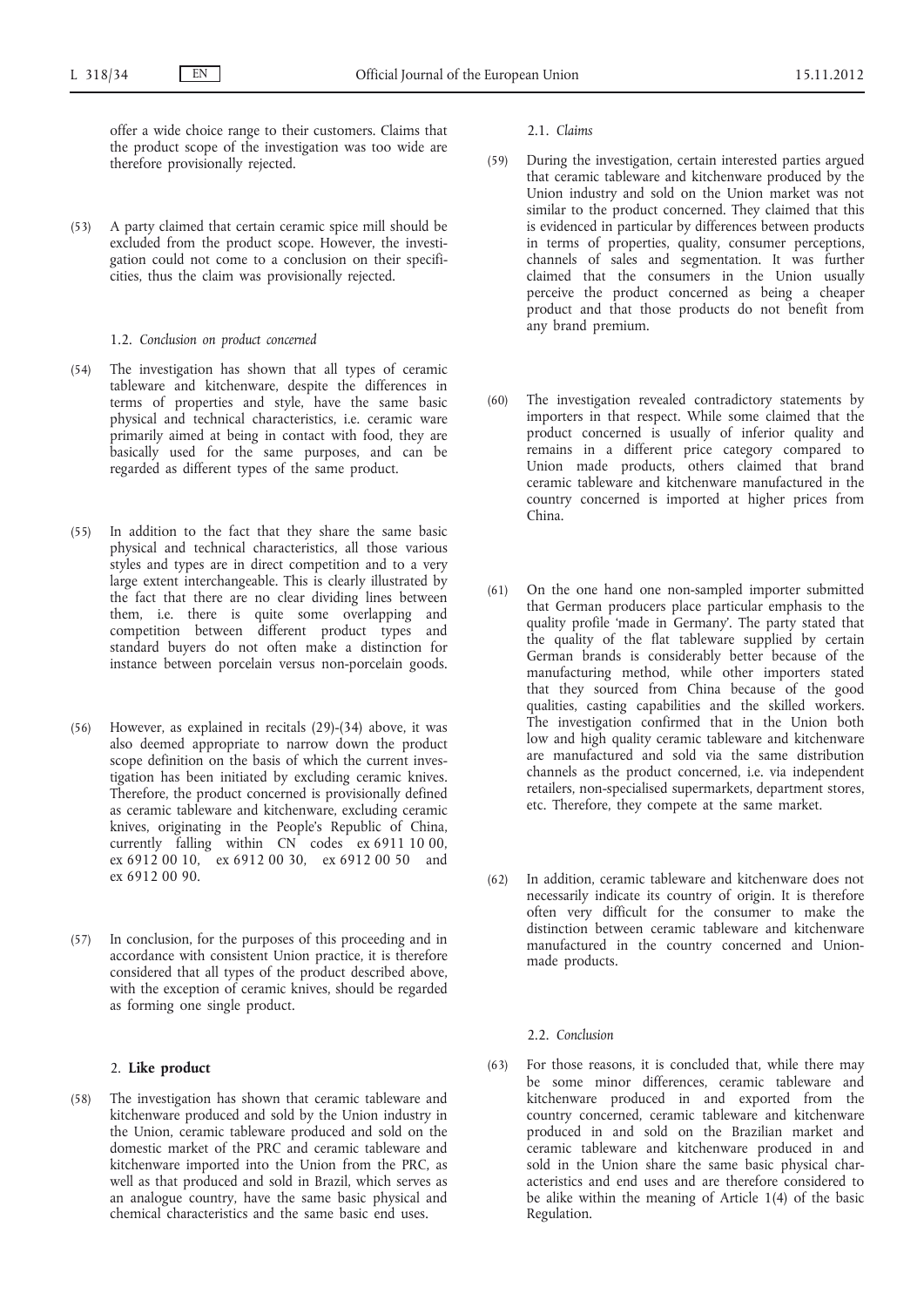offer a wide choice range to their customers. Claims that the product scope of the investigation was too wide are therefore provisionally rejected.

(53) A party claimed that certain ceramic spice mill should be excluded from the product scope. However, the investigation could not come to a conclusion on their specificities, thus the claim was provisionally rejected.

#### 1.2. *Conclusion on product concerned*

(54) The investigation has shown that all types of ceramic tableware and kitchenware, despite the differences in terms of properties and style, have the same basic physical and technical characteristics, i.e. ceramic ware primarily aimed at being in contact with food, they are basically used for the same purposes, and can be regarded as different types of the same product.

(55) In addition to the fact that they share the same basic physical and technical characteristics, all those various styles and types are in direct competition and to a very large extent interchangeable. This is clearly illustrated by the fact that there are no clear dividing lines between them, i.e. there is quite some overlapping and competition between different product types and standard buyers do not often make a distinction for instance between porcelain versus non-porcelain goods.

(56) However, as explained in recitals (29)-(34) above, it was also deemed appropriate to narrow down the product scope definition on the basis of which the current investigation has been initiated by excluding ceramic knives. Therefore, the product concerned is provisionally defined as ceramic tableware and kitchenware, excluding ceramic knives, originating in the People's Republic of China, currently falling within CN codes ex 6911 10 00, ex 6912 00 10, ex 6912 00 30, ex 6912 00 50 and ex 6912 00 90.

(57) In conclusion, for the purposes of this proceeding and in accordance with consistent Union practice, it is therefore considered that all types of the product described above, with the exception of ceramic knives, should be regarded as forming one single product.

### 2. **Like product**

(58) The investigation has shown that ceramic tableware and kitchenware produced and sold by the Union industry in the Union, ceramic tableware produced and sold on the domestic market of the PRC and ceramic tableware and kitchenware imported into the Union from the PRC, as well as that produced and sold in Brazil, which serves as an analogue country, have the same basic physical and chemical characteristics and the same basic end uses.

#### 2.1. *Claims*

(59) During the investigation, certain interested parties argued that ceramic tableware and kitchenware produced by the Union industry and sold on the Union market was not similar to the product concerned. They claimed that this is evidenced in particular by differences between products in terms of properties, quality, consumer perceptions, channels of sales and segmentation. It was further claimed that the consumers in the Union usually perceive the product concerned as being a cheaper product and that those products do not benefit from any brand premium.

(60) The investigation revealed contradictory statements by importers in that respect. While some claimed that the product concerned is usually of inferior quality and remains in a different price category compared to Union made products, others claimed that brand ceramic tableware and kitchenware manufactured in the country concerned is imported at higher prices from China.

(61) On the one hand one non-sampled importer submitted that German producers place particular emphasis to the quality profile 'made in Germany'. The party stated that the quality of the flat tableware supplied by certain German brands is considerably better because of the manufacturing method, while other importers stated that they sourced from China because of the good qualities, casting capabilities and the skilled workers. The investigation confirmed that in the Union both low and high quality ceramic tableware and kitchenware are manufactured and sold via the same distribution channels as the product concerned, i.e. via independent retailers, non-specialised supermarkets, department stores, etc. Therefore, they compete at the same market.

(62) In addition, ceramic tableware and kitchenware does not necessarily indicate its country of origin. It is therefore often very difficult for the consumer to make the distinction between ceramic tableware and kitchenware manufactured in the country concerned and Union-made products.

#### 2.2. *Conclusion*

(63) For those reasons, it is concluded that, while there may be some minor differences, ceramic tableware and kitchenware produced in and exported from the country concerned, ceramic tableware and kitchenware produced in and sold on the Brazilian market and ceramic tableware and kitchenware produced in and sold in the Union share the same basic physical characteristics and end uses and are therefore considered to be alike within the meaning of Article 1(4) of the basic Regulation.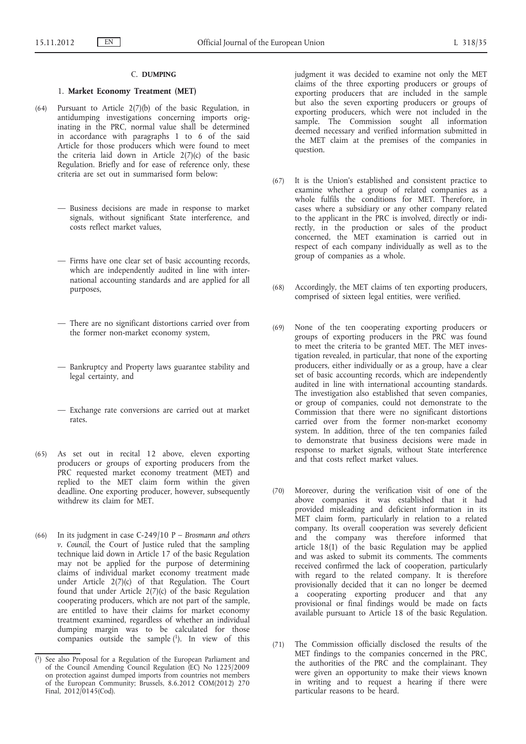## C. **DUMPING**

### 1. **Market Economy Treatment (MET)**

(64) Pursuant to Article 2(7)(b) of the basic Regulation, in antidumping investigations concerning imports originating in the PRC, normal value shall be determined in accordance with paragraphs 1 to 6 of the said Article for those producers which were found to meet the criteria laid down in Article 2(7)(c) of the basic Regulation. Briefly and for ease of reference only, these criteria are set out in summarised form below:

— Business decisions are made in response to market signals, without significant State interference, and costs reflect market values,

— Firms have one clear set of basic accounting records, which are independently audited in line with international accounting standards and are applied for all purposes,

— There are no significant distortions carried over from the former non-market economy system,

— Bankruptcy and Property laws guarantee stability and legal certainty, and

— Exchange rate conversions are carried out at market rates.

(65) As set out in recital 12 above, eleven exporting producers or groups of exporting producers from the PRC requested market economy treatment (MET) and replied to the MET claim form within the given deadline. One exporting producer, however, subsequently withdrew its claim for MET.

(66) In its judgment in case C-249/10 P – *Brosmann and others v. Council*, the Court of Justice ruled that the sampling technique laid down in Article 17 of the basic Regulation may not be applied for the purpose of determining claims of individual market economy treatment made under Article 2(7)(c) of that Regulation. The Court found that under Article 2(7)(c) of the basic Regulation cooperating producers, which are not part of the sample, are entitled to have their claims for market economy treatment examined, regardless of whether an individual dumping margin was to be calculated for those companies outside the sample [1]. In view of this judgment it was decided to examine not only the MET claims of the three exporting producers or groups of exporting producers that are included in the sample but also the seven exporting producers or groups of exporting producers, which were not included in the sample. The Commission sought all information deemed necessary and verified information submitted in the MET claim at the premises of the companies in question.

(67) It is the Union's established and consistent practice to examine whether a group of related companies as a whole fulfils the conditions for MET. Therefore, in cases where a subsidiary or any other company related to the applicant in the PRC is involved, directly or indirectly, in the production or sales of the product concerned, the MET examination is carried out in respect of each company individually as well as to the group of companies as a whole.

(68) Accordingly, the MET claims of ten exporting producers, comprised of sixteen legal entities, were verified.

(69) None of the ten cooperating exporting producers or groups of exporting producers in the PRC was found to meet the criteria to be granted MET. The MET investigation revealed, in particular, that none of the exporting producers, either individually or as a group, have a clear set of basic accounting records, which are independently audited in line with international accounting standards. The investigation also established that seven companies, or group of companies, could not demonstrate to the Commission that there were no significant distortions carried over from the former non-market economy system. In addition, three of the ten companies failed to demonstrate that business decisions were made in response to market signals, without State interference and that costs reflect market values.

(70) Moreover, during the verification visit of one of the above companies it was established that it had provided misleading and deficient information in its MET claim form, particularly in relation to a related company. Its overall cooperation was severely deficient and the company was therefore informed that article 18(1) of the basic Regulation may be applied and was asked to submit its comments. The comments received confirmed the lack of cooperation, particularly with regard to the related company. It is therefore provisionally decided that it can no longer be deemed a cooperating exporting producer and that any provisional or final findings would be made on facts available pursuant to Article 18 of the basic Regulation.

(71) The Commission officially disclosed the results of the MET findings to the companies concerned in the PRC, the authorities of the PRC and the complainant. They were given an opportunity to make their views known in writing and to request a hearing if there were particular reasons to be heard.

---

[1] See also Proposal for a Regulation of the European Parliament and of the Council Amending Council Regulation (EC) No 1225/2009 on protection against dumped imports from countries not members of the European Community; Brussels, 8.6.2012 COM(2012) 270 Final, 2012/0145(Cod).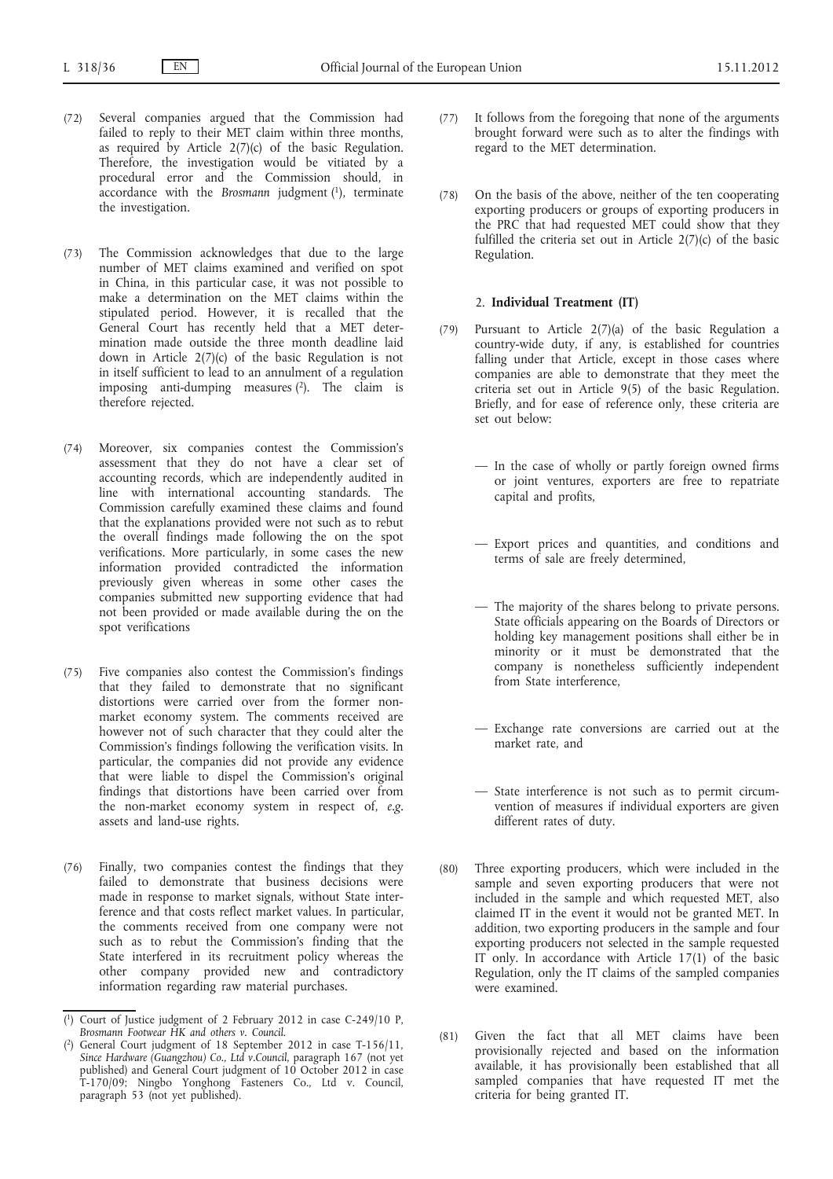(72) Several companies argued that the Commission had failed to reply to their MET claim within three months, as required by Article 2(7)(c) of the basic Regulation. Therefore, the investigation would be vitiated by a procedural error and the Commission should, in accordance with the *Brosmann* judgment [1], terminate the investigation.

(73) The Commission acknowledges that due to the large number of MET claims examined and verified on spot in China, in this particular case, it was not possible to make a determination on the MET claims within the stipulated period. However, it is recalled that the General Court has recently held that a MET determination made outside the three month deadline laid down in Article 2(7)(c) of the basic Regulation is not in itself sufficient to lead to an annulment of a regulation imposing anti-dumping measures [2]. The claim is therefore rejected.

(74) Moreover, six companies contest the Commission's assessment that they do not have a clear set of accounting records, which are independently audited in line with international accounting standards. The Commission carefully examined these claims and found that the explanations provided were not such as to rebut the overall findings made following the on the spot verifications. More particularly, in some cases the new information provided contradicted the information previously given whereas in some other cases the companies submitted new supporting evidence that had not been provided or made available during the on the spot verifications

(75) Five companies also contest the Commission's findings that they failed to demonstrate that no significant distortions were carried over from the former non-market economy system. The comments received are however not of such character that they could alter the Commission's findings following the verification visits. In particular, the companies did not provide any evidence that were liable to dispel the Commission's original findings that distortions have been carried over from the non-market economy system in respect of, *e.g.* assets and land-use rights.

(76) Finally, two companies contest the findings that they failed to demonstrate that business decisions were made in response to market signals, without State interference and that costs reflect market values. In particular, the comments received from one company were not such as to rebut the Commission's finding that the State interfered in its recruitment policy whereas the other company provided new and contradictory information regarding raw material purchases.

(77) It follows from the foregoing that none of the arguments brought forward were such as to alter the findings with regard to the MET determination.

(78) On the basis of the above, neither of the ten cooperating exporting producers or groups of exporting producers in the PRC that had requested MET could show that they fulfilled the criteria set out in Article 2(7)(c) of the basic Regulation.

### 2. **Individual Treatment (IT)**

(79) Pursuant to Article 2(7)(a) of the basic Regulation a country-wide duty, if any, is established for countries falling under that Article, except in those cases where companies are able to demonstrate that they meet the criteria set out in Article 9(5) of the basic Regulation. Briefly, and for ease of reference only, these criteria are set out below:

- In the case of wholly or partly foreign owned firms or joint ventures, exporters are free to repatriate capital and profits,
- Export prices and quantities, and conditions and terms of sale are freely determined,
- The majority of the shares belong to private persons. State officials appearing on the Boards of Directors or holding key management positions shall either be in minority or it must be demonstrated that the company is nonetheless sufficiently independent from State interference,
- Exchange rate conversions are carried out at the market rate, and
- State interference is not such as to permit circumvention of measures if individual exporters are given different rates of duty.

(80) Three exporting producers, which were included in the sample and seven exporting producers that were not included in the sample and which requested MET, also claimed IT in the event it would not be granted MET. In addition, two exporting producers in the sample and four exporting producers not selected in the sample requested IT only. In accordance with Article 17(1) of the basic Regulation, only the IT claims of the sampled companies were examined.

(81) Given the fact that all MET claims have been provisionally rejected and based on the information available, it has provisionally been established that all sampled companies that have requested IT met the criteria for being granted IT.

---

[1] Court of Justice judgment of 2 February 2012 in case C-249/10 P, *Brosmann Footwear HK and others v. Council*.

[2] General Court judgment of 18 September 2012 in case T-156/11, *Since Hardware (Guangzhou) Co., Ltd v.Council*, paragraph 167 (not yet published) and General Court judgment of 10 October 2012 in case T-170/09; Ningbo Yonghong Fasteners Co., Ltd v. Council, paragraph 53 (not yet published).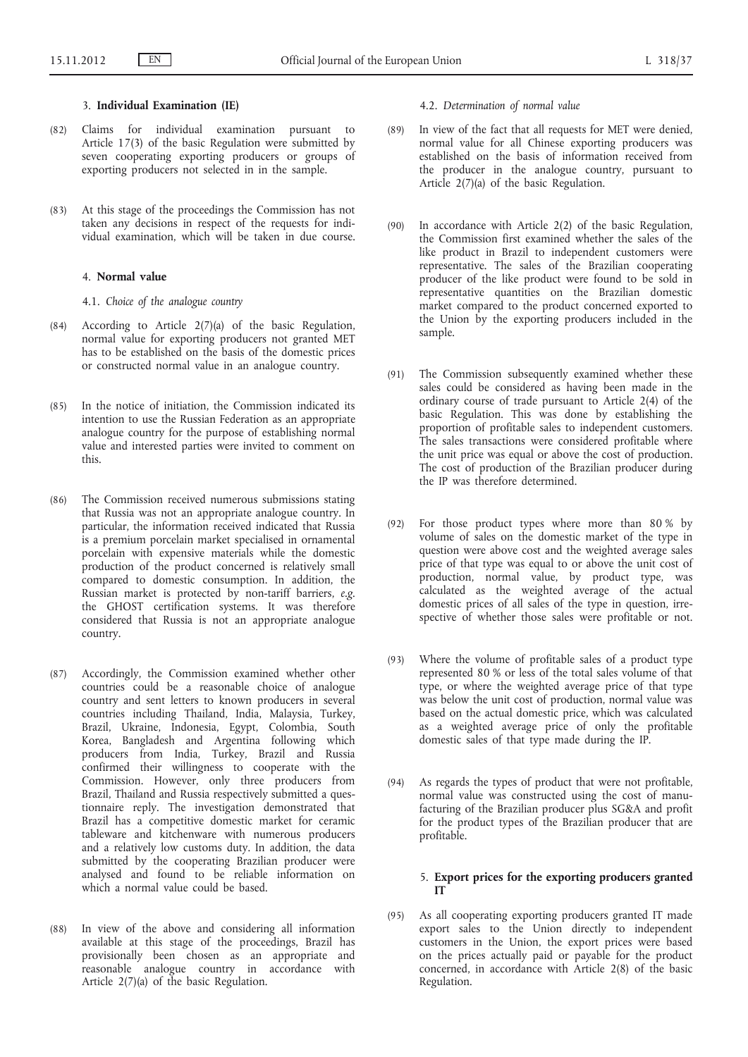### 3. **Individual Examination (IE)**

(82) Claims for individual examination pursuant to Article 17(3) of the basic Regulation were submitted by seven cooperating exporting producers or groups of exporting producers not selected in in the sample.

(83) At this stage of the proceedings the Commission has not taken any decisions in respect of the requests for individual examination, which will be taken in due course.

### 4. **Normal value**

#### 4.1. *Choice of the analogue country*

(84) According to Article 2(7)(a) of the basic Regulation, normal value for exporting producers not granted MET has to be established on the basis of the domestic prices or constructed normal value in an analogue country.

(85) In the notice of initiation, the Commission indicated its intention to use the Russian Federation as an appropriate analogue country for the purpose of establishing normal value and interested parties were invited to comment on this.

(86) The Commission received numerous submissions stating that Russia was not an appropriate analogue country. In particular, the information received indicated that Russia is a premium porcelain market specialised in ornamental porcelain with expensive materials while the domestic production of the product concerned is relatively small compared to domestic consumption. In addition, the Russian market is protected by non-tariff barriers, *e.g.* the GHOST certification systems. It was therefore considered that Russia is not an appropriate analogue country.

(87) Accordingly, the Commission examined whether other countries could be a reasonable choice of analogue country and sent letters to known producers in several countries including Thailand, India, Malaysia, Turkey, Brazil, Ukraine, Indonesia, Egypt, Colombia, South Korea, Bangladesh and Argentina following which producers from India, Turkey, Brazil and Russia confirmed their willingness to cooperate with the Commission. However, only three producers from Brazil, Thailand and Russia respectively submitted a questionnaire reply. The investigation demonstrated that Brazil has a competitive domestic market for ceramic tableware and kitchenware with numerous producers and a relatively low customs duty. In addition, the data submitted by the cooperating Brazilian producer were analysed and found to be reliable information on which a normal value could be based.

(88) In view of the above and considering all information available at this stage of the proceedings, Brazil has provisionally been chosen as an appropriate and reasonable analogue country in accordance with Article 2(7)(a) of the basic Regulation.

#### 4.2. *Determination of normal value*

(89) In view of the fact that all requests for MET were denied, normal value for all Chinese exporting producers was established on the basis of information received from the producer in the analogue country, pursuant to Article 2(7)(a) of the basic Regulation.

(90) In accordance with Article 2(2) of the basic Regulation, the Commission first examined whether the sales of the like product in Brazil to independent customers were representative. The sales of the Brazilian cooperating producer of the like product were found to be sold in representative quantities on the Brazilian domestic market compared to the product concerned exported to the Union by the exporting producers included in the sample.

(91) The Commission subsequently examined whether these sales could be considered as having been made in the ordinary course of trade pursuant to Article 2(4) of the basic Regulation. This was done by establishing the proportion of profitable sales to independent customers. The sales transactions were considered profitable where the unit price was equal or above the cost of production. The cost of production of the Brazilian producer during the IP was therefore determined.

(92) For those product types where more than 80 % by volume of sales on the domestic market of the type in question were above cost and the weighted average sales price of that type was equal to or above the unit cost of production, normal value, by product type, was calculated as the weighted average of the actual domestic prices of all sales of the type in question, irrespective of whether those sales were profitable or not.

(93) Where the volume of profitable sales of a product type represented 80 % or less of the total sales volume of that type, or where the weighted average price of that type was below the unit cost of production, normal value was based on the actual domestic price, which was calculated as a weighted average price of only the profitable domestic sales of that type made during the IP.

(94) As regards the types of product that were not profitable, normal value was constructed using the cost of manufacturing of the Brazilian producer plus SG&A and profit for the product types of the Brazilian producer that are profitable.

### 5. **Export prices for the exporting producers granted IT**

(95) As all cooperating exporting producers granted IT made export sales to the Union directly to independent customers in the Union, the export prices were based on the prices actually paid or payable for the product concerned, in accordance with Article 2(8) of the basic Regulation.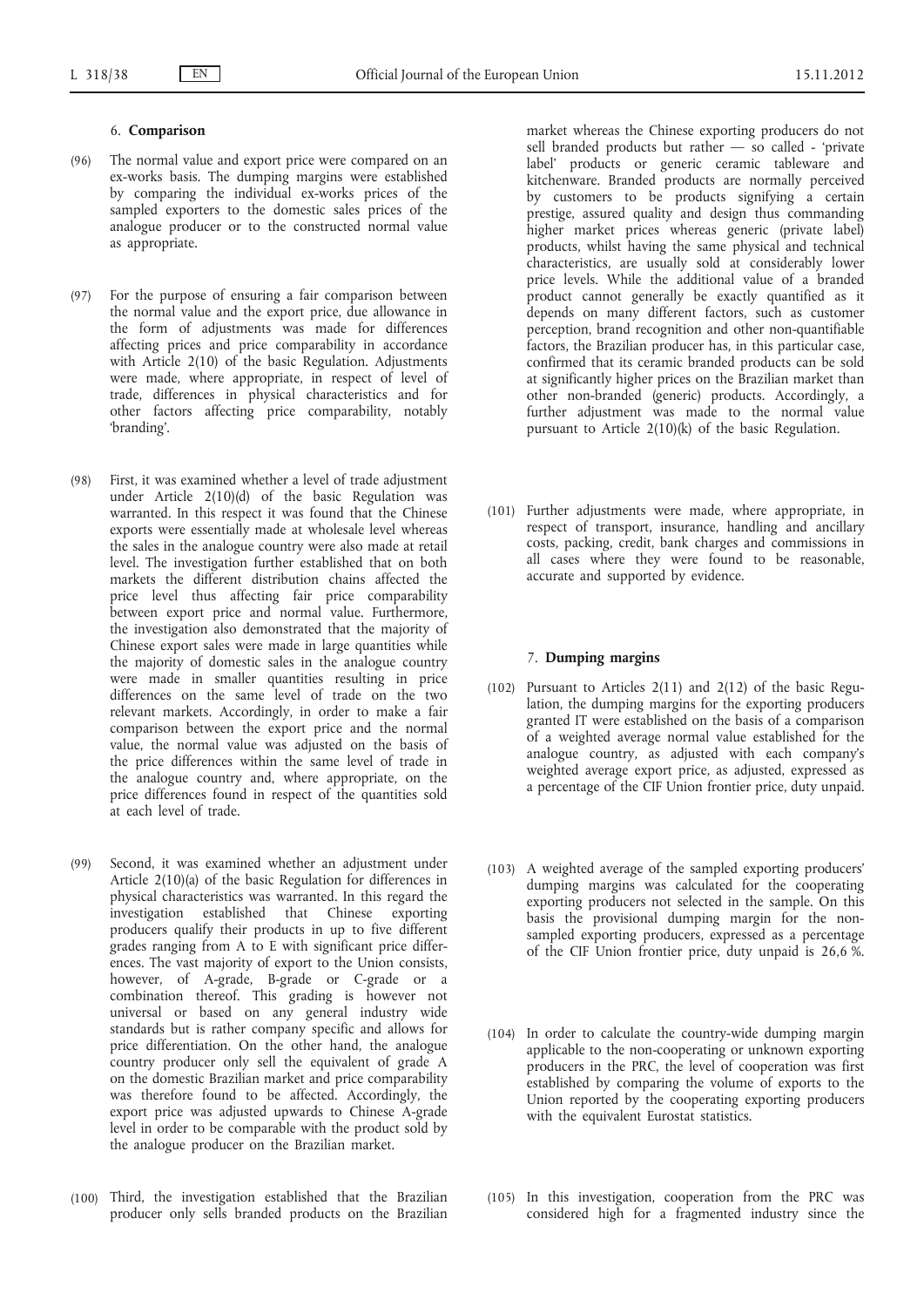### 6. **Comparison**

(96) The normal value and export price were compared on an ex-works basis. The dumping margins were established by comparing the individual ex-works prices of the sampled exporters to the domestic sales prices of the analogue producer or to the constructed normal value as appropriate.

(97) For the purpose of ensuring a fair comparison between the normal value and the export price, due allowance in the form of adjustments was made for differences affecting prices and price comparability in accordance with Article 2(10) of the basic Regulation. Adjustments were made, where appropriate, in respect of level of trade, differences in physical characteristics and for other factors affecting price comparability, notably 'branding'.

(98) First, it was examined whether a level of trade adjustment under Article 2(10)(d) of the basic Regulation was warranted. In this respect it was found that the Chinese exports were essentially made at wholesale level whereas the sales in the analogue country were also made at retail level. The investigation further established that on both markets the different distribution chains affected the price level thus affecting fair price comparability between export price and normal value. Furthermore, the investigation also demonstrated that the majority of Chinese export sales were made in large quantities while the majority of domestic sales in the analogue country were made in smaller quantities resulting in price differences on the same level of trade on the two relevant markets. Accordingly, in order to make a fair comparison between the export price and the normal value, the normal value was adjusted on the basis of the price differences within the same level of trade in the analogue country and, where appropriate, on the price differences found in respect of the quantities sold at each level of trade.

(99) Second, it was examined whether an adjustment under Article 2(10)(a) of the basic Regulation for differences in physical characteristics was warranted. In this regard the investigation established that Chinese exporting producers qualify their products in up to five different grades ranging from A to E with significant price differences. The vast majority of export to the Union consists, however, of A-grade, B-grade or C-grade or a combination thereof. This grading is however not universal or based on any general industry wide standards but is rather company specific and allows for price differentiation. On the other hand, the analogue country producer only sell the equivalent of grade A on the domestic Brazilian market and price comparability was therefore found to be affected. Accordingly, the export price was adjusted upwards to Chinese A-grade level in order to be comparable with the product sold by the analogue producer on the Brazilian market.

(100) Third, the investigation established that the Brazilian producer only sells branded products on the Brazilian market whereas the Chinese exporting producers do not sell branded products but rather — so called - 'private label' products or generic ceramic tableware and kitchenware. Branded products are normally perceived by customers to be products signifying a certain prestige, assured quality and design thus commanding higher market prices whereas generic (private label) products, whilst having the same physical and technical characteristics, are usually sold at considerably lower price levels. While the additional value of a branded product cannot generally be exactly quantified as it depends on many different factors, such as customer perception, brand recognition and other non-quantifiable factors, the Brazilian producer has, in this particular case, confirmed that its ceramic branded products can be sold at significantly higher prices on the Brazilian market than other non-branded (generic) products. Accordingly, a further adjustment was made to the normal value pursuant to Article 2(10)(k) of the basic Regulation.

(101) Further adjustments were made, where appropriate, in respect of transport, insurance, handling and ancillary costs, packing, credit, bank charges and commissions in all cases where they were found to be reasonable, accurate and supported by evidence.

### 7. **Dumping margins**

(102) Pursuant to Articles 2(11) and 2(12) of the basic Regulation, the dumping margins for the exporting producers granted IT were established on the basis of a comparison of a weighted average normal value established for the analogue country, as adjusted with each company's weighted average export price, as adjusted, expressed as a percentage of the CIF Union frontier price, duty unpaid.

(103) A weighted average of the sampled exporting producers' dumping margins was calculated for the cooperating exporting producers not selected in the sample. On this basis the provisional dumping margin for the non-sampled exporting producers, expressed as a percentage of the CIF Union frontier price, duty unpaid is 26,6 %.

(104) In order to calculate the country-wide dumping margin applicable to the non-cooperating or unknown exporting producers in the PRC, the level of cooperation was first established by comparing the volume of exports to the Union reported by the cooperating exporting producers with the equivalent Eurostat statistics.

(105) In this investigation, cooperation from the PRC was considered high for a fragmented industry since the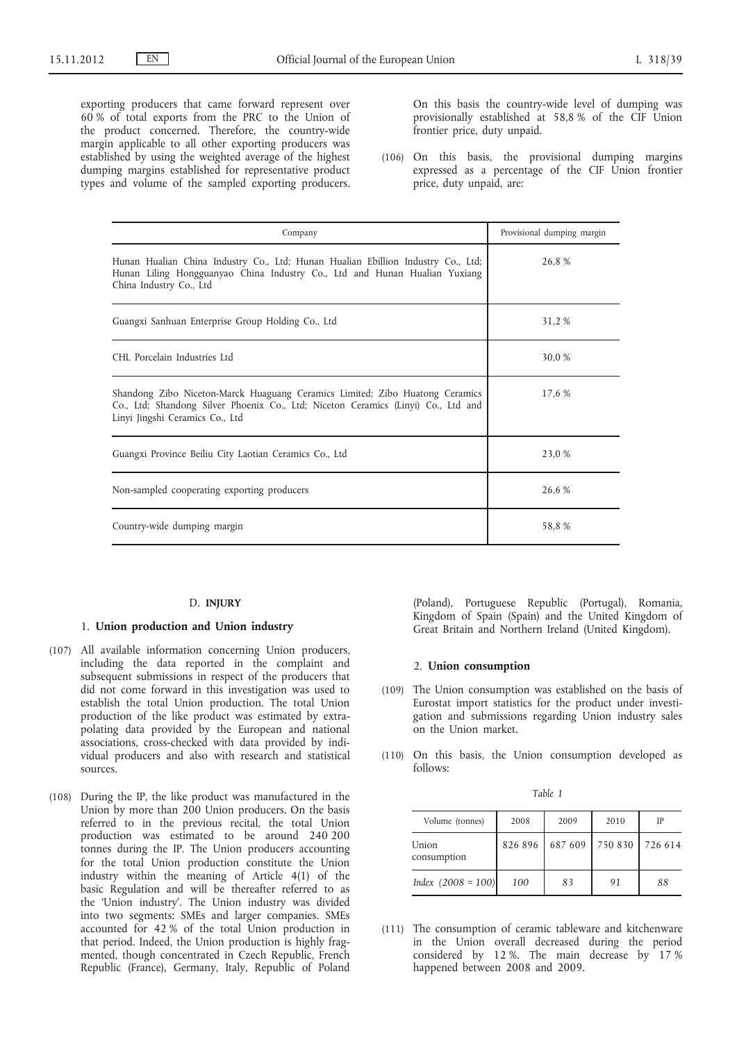exporting producers that came forward represent over 60 % of total exports from the PRC to the Union of the product concerned. Therefore, the country-wide margin applicable to all other exporting producers was established by using the weighted average of the highest dumping margins established for representative product types and volume of the sampled exporting producers. On this basis the country-wide level of dumping was provisionally established at 58,8 % of the CIF Union frontier price, duty unpaid.

(106) On this basis, the provisional dumping margins expressed as a percentage of the CIF Union frontier price, duty unpaid, are:

| Company | Provisional dumping margin |
|---|---|
| Hunan Hualian China Industry Co., Ltd; Hunan Hualian Ebillion Industry Co., Ltd; Hunan Liling Hongguanyao China Industry Co., Ltd and Hunan Hualian Yuxiang China Industry Co., Ltd | 26,8 % |
| Guangxi Sanhuan Enterprise Group Holding Co., Ltd | 31,2 % |
| CHL Porcelain Industries Ltd | 30,0 % |
| Shandong Zibo Niceton-Marck Huaguang Ceramics Limited; Zibo Huatong Ceramics Co., Ltd; Shandong Silver Phoenix Co., Ltd; Niceton Ceramics (Linyi) Co., Ltd and Linyi Jingshi Ceramics Co., Ltd | 17,6 % |
| Guangxi Province Beiliu City Laotian Ceramics Co., Ltd | 23,0 % |
| Non-sampled cooperating exporting producers | 26,6 % |
| Country-wide dumping margin | 58,8 % |

## D. INJURY

### 1. Union production and Union industry

(107) All available information concerning Union producers, including the data reported in the complaint and subsequent submissions in respect of the producers that did not come forward in this investigation was used to establish the total Union production. The total Union production of the like product was estimated by extrapolating data provided by the European and national associations, cross-checked with data provided by individual producers and also with research and statistical sources.

(108) During the IP, the like product was manufactured in the Union by more than 200 Union producers. On the basis referred to in the previous recital, the total Union production was estimated to be around 240 200 tonnes during the IP. The Union producers accounting for the total Union production constitute the Union industry within the meaning of Article 4(1) of the basic Regulation and will be thereafter referred to as the 'Union industry'. The Union industry was divided into two segments: SMEs and larger companies. SMEs accounted for 42 % of the total Union production in that period. Indeed, the Union production is highly fragmented, though concentrated in Czech Republic, French Republic (France), Germany, Italy, Republic of Poland (Poland), Portuguese Republic (Portugal), Romania, Kingdom of Spain (Spain) and the United Kingdom of Great Britain and Northern Ireland (United Kingdom).

### 2. Union consumption

(109) The Union consumption was established on the basis of Eurostat import statistics for the product under investigation and submissions regarding Union industry sales on the Union market.

(110) On this basis, the Union consumption developed as follows:

*Table 1*

| Volume (tonnes) | 2008 | 2009 | 2010 | IP |
|---|---|---|---|---|
| Union consumption | 826 896 | 687 609 | 750 830 | 726 614 |
| *Index (2008 = 100)* | *100* | *83* | *91* | *88* |

(111) The consumption of ceramic tableware and kitchenware in the Union overall decreased during the period considered by 12 %. The main decrease by 17 % happened between 2008 and 2009.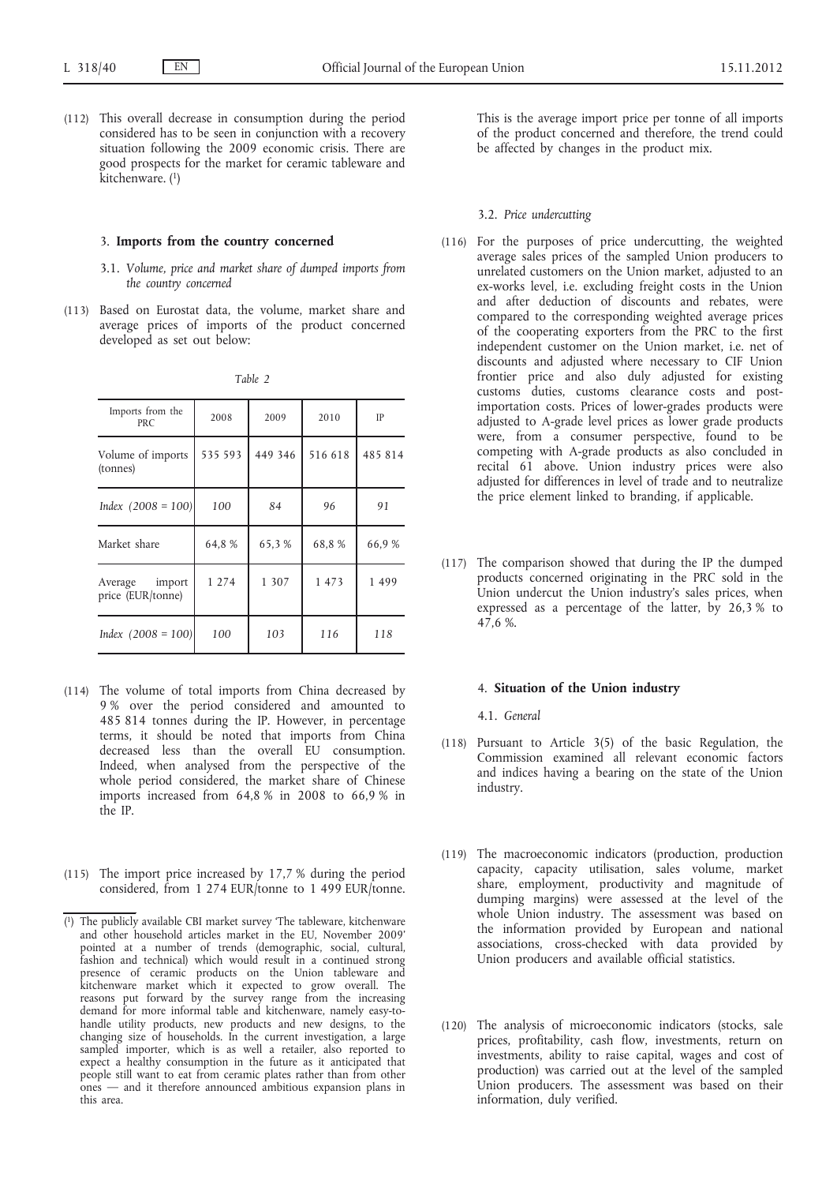(112) This overall decrease in consumption during the period considered has to be seen in conjunction with a recovery situation following the 2009 economic crisis. There are good prospects for the market for ceramic tableware and kitchenware. [1]

### 3. **Imports from the country concerned**

#### 3.1. *Volume, price and market share of dumped imports from the country concerned*

(113) Based on Eurostat data, the volume, market share and average prices of imports of the product concerned developed as set out below:

*Table 2*

| Imports from the PRC | 2008 | 2009 | 2010 | IP |
|---|---|---|---|---|
| Volume of imports (tonnes) | 535 593 | 449 346 | 516 618 | 485 814 |
| *Index (2008 = 100)* | *100* | *84* | *96* | *91* |
| Market share | 64,8 % | 65,3 % | 68,8 % | 66,9 % |
| Average import price (EUR/tonne) | 1 274 | 1 307 | 1 473 | 1 499 |
| *Index (2008 = 100)* | *100* | *103* | *116* | *118* |

(114) The volume of total imports from China decreased by 9 % over the period considered and amounted to 485 814 tonnes during the IP. However, in percentage terms, it should be noted that imports from China decreased less than the overall EU consumption. Indeed, when analysed from the perspective of the whole period considered, the market share of Chinese imports increased from 64,8 % in 2008 to 66,9 % in the IP.

(115) The import price increased by 17,7 % during the period considered, from 1 274 EUR/tonne to 1 499 EUR/tonne. This is the average import price per tonne of all imports of the product concerned and therefore, the trend could be affected by changes in the product mix.

#### 3.2. *Price undercutting*

(116) For the purposes of price undercutting, the weighted average sales prices of the sampled Union producers to unrelated customers on the Union market, adjusted to an ex-works level, i.e. excluding freight costs in the Union and after deduction of discounts and rebates, were compared to the corresponding weighted average prices of the cooperating exporters from the PRC to the first independent customer on the Union market, i.e. net of discounts and adjusted where necessary to CIF Union frontier price and also duly adjusted for existing customs duties, customs clearance costs and post-importation costs. Prices of lower-grades products were adjusted to A-grade level prices as lower grade products were, from a consumer perspective, found to be competing with A-grade products as also concluded in recital 61 above. Union industry prices were also adjusted for differences in level of trade and to neutralize the price element linked to branding, if applicable.

(117) The comparison showed that during the IP the dumped products concerned originating in the PRC sold in the Union undercut the Union industry's sales prices, when expressed as a percentage of the latter, by 26,3 % to 47,6 %.

### 4. **Situation of the Union industry**

#### 4.1. *General*

(118) Pursuant to Article 3(5) of the basic Regulation, the Commission examined all relevant economic factors and indices having a bearing on the state of the Union industry.

(119) The macroeconomic indicators (production, production capacity, capacity utilisation, sales volume, market share, employment, productivity and magnitude of dumping margins) were assessed at the level of the whole Union industry. The assessment was based on the information provided by European and national associations, cross-checked with data provided by Union producers and available official statistics.

(120) The analysis of microeconomic indicators (stocks, sale prices, profitability, cash flow, investments, return on investments, ability to raise capital, wages and cost of production) was carried out at the level of the sampled Union producers. The assessment was based on their information, duly verified.

---

[1] The publicly available CBI market survey 'The tableware, kitchenware and other household articles market in the EU, November 2009' pointed at a number of trends (demographic, social, cultural, fashion and technical) which would result in a continued strong presence of ceramic products on the Union tableware and kitchenware market which it expected to grow overall. The reasons put forward by the survey range from the increasing demand for more informal table and kitchenware, namely easy-to-handle utility products, new products and new designs, to the changing size of households. In the current investigation, a large sampled importer, which is as well a retailer, also reported to expect a healthy consumption in the future as it anticipated that people still want to eat from ceramic plates rather than from other ones — and it therefore announced ambitious expansion plans in this area.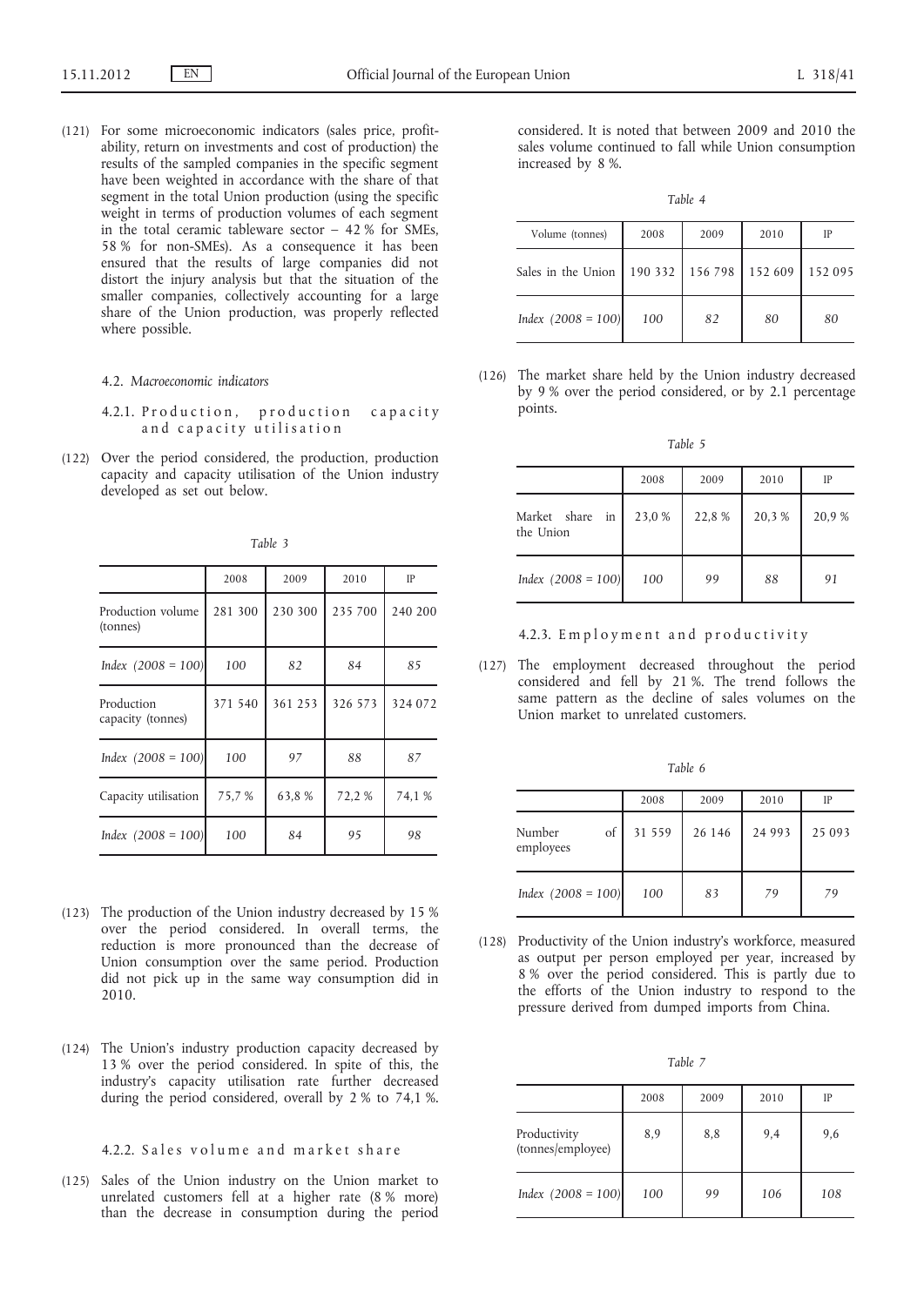(121) For some microeconomic indicators (sales price, profitability, return on investments and cost of production) the results of the sampled companies in the specific segment have been weighted in accordance with the share of that segment in the total Union production (using the specific weight in terms of production volumes of each segment in the total ceramic tableware sector – 42 % for SMEs, 58 % for non-SMEs). As a consequence it has been ensured that the results of large companies did not distort the injury analysis but that the situation of the smaller companies, collectively accounting for a large share of the Union production, was properly reflected where possible.

#### 4.2. *Macroeconomic indicators*

##### 4.2.1. Production, production capacity and capacity utilisation

(122) Over the period considered, the production, production capacity and capacity utilisation of the Union industry developed as set out below.

*Table 3*

| | 2008 | 2009 | 2010 | IP |
|---|---|---|---|---|
| Production volume (tonnes) | 281 300 | 230 300 | 235 700 | 240 200 |
| *Index (2008 = 100)* | *100* | *82* | *84* | *85* |
| Production capacity (tonnes) | 371 540 | 361 253 | 326 573 | 324 072 |
| *Index (2008 = 100)* | *100* | *97* | *88* | *87* |
| Capacity utilisation | 75,7 % | 63,8 % | 72,2 % | 74,1 % |
| *Index (2008 = 100)* | *100* | *84* | *95* | *98* |

(123) The production of the Union industry decreased by 15 % over the period considered. In overall terms, the reduction is more pronounced than the decrease of Union consumption over the same period. Production did not pick up in the same way consumption did in 2010.

(124) The Union's industry production capacity decreased by 13 % over the period considered. In spite of this, the industry's capacity utilisation rate further decreased during the period considered, overall by 2 % to 74,1 %.

##### 4.2.2. Sales volume and market share

(125) Sales of the Union industry on the Union market to unrelated customers fell at a higher rate (8 % more) than the decrease in consumption during the period considered. It is noted that between 2009 and 2010 the sales volume continued to fall while Union consumption increased by 8 %.

*Table 4*

| Volume (tonnes) | 2008 | 2009 | 2010 | IP |
|---|---|---|---|---|
| Sales in the Union | 190 332 | 156 798 | 152 609 | 152 095 |
| *Index (2008 = 100)* | *100* | *82* | *80* | *80* |

(126) The market share held by the Union industry decreased by 9 % over the period considered, or by 2.1 percentage points.

*Table 5*

| | 2008 | 2009 | 2010 | IP |
|---|---|---|---|---|
| Market share in the Union | 23,0 % | 22,8 % | 20,3 % | 20,9 % |
| *Index (2008 = 100)* | *100* | *99* | *88* | *91* |

##### 4.2.3. Employment and productivity

(127) The employment decreased throughout the period considered and fell by 21 %. The trend follows the same pattern as the decline of sales volumes on the Union market to unrelated customers.

*Table 6*

| | 2008 | 2009 | 2010 | IP |
|---|---|---|---|---|
| Number of employees | 31 559 | 26 146 | 24 993 | 25 093 |
| *Index (2008 = 100)* | *100* | *83* | *79* | *79* |

(128) Productivity of the Union industry's workforce, measured as output per person employed per year, increased by 8 % over the period considered. This is partly due to the efforts of the Union industry to respond to the pressure derived from dumped imports from China.

*Table 7*

| | 2008 | 2009 | 2010 | IP |
|---|---|---|---|---|
| Productivity (tonnes/employee) | 8,9 | 8,8 | 9,4 | 9,6 |
| *Index (2008 = 100)* | *100* | *99* | *106* | *108* |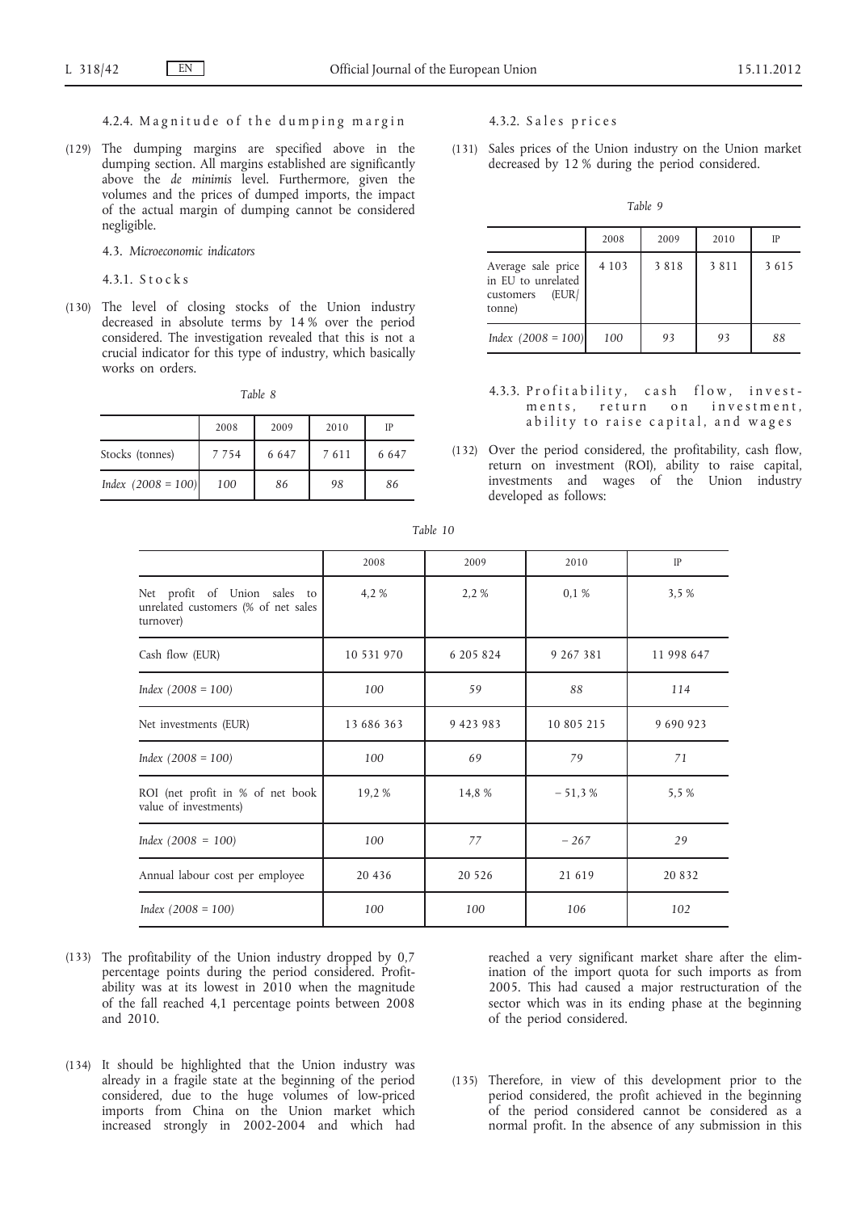#### 4.2.4. Magnitude of the dumping margin

(129) The dumping margins are specified above in the dumping section. All margins established are significantly above the *de minimis* level. Furthermore, given the volumes and the prices of dumped imports, the impact of the actual margin of dumping cannot be considered negligible.

### 4.3. *Microeconomic indicators*

#### 4.3.1. Stocks

(130) The level of closing stocks of the Union industry decreased in absolute terms by 14 % over the period considered. The investigation revealed that this is not a crucial indicator for this type of industry, which basically works on orders.

*Table 8*

| | 2008 | 2009 | 2010 | IP |
|---|---|---|---|---|
| Stocks (tonnes) | 7 754 | 6 647 | 7 611 | 6 647 |
| *Index (2008 = 100)* | *100* | *86* | *98* | *86* |

#### 4.3.2. Sales prices

(131) Sales prices of the Union industry on the Union market decreased by 12 % during the period considered.

*Table 9*

| | 2008 | 2009 | 2010 | IP |
|---|---|---|---|---|
| Average sale price in EU to unrelated customers (EUR/tonne) | 4 103 | 3 818 | 3 811 | 3 615 |
| *Index (2008 = 100)* | *100* | *93* | *93* | *88* |

#### 4.3.3. Profitability, cash flow, investments, return on investment, ability to raise capital, and wages

(132) Over the period considered, the profitability, cash flow, return on investment (ROI), ability to raise capital, investments and wages of the Union industry developed as follows:

*Table 10*

| | 2008 | 2009 | 2010 | IP |
|---|---|---|---|---|
| Net profit of Union sales to unrelated customers (% of net sales turnover) | 4,2 % | 2,2 % | 0,1 % | 3,5 % |
| Cash flow (EUR) | 10 531 970 | 6 205 824 | 9 267 381 | 11 998 647 |
| *Index (2008 = 100)* | *100* | *59* | *88* | *114* |
| Net investments (EUR) | 13 686 363 | 9 423 983 | 10 805 215 | 9 690 923 |
| *Index (2008 = 100)* | *100* | *69* | *79* | *71* |
| ROI (net profit in % of net book value of investments) | 19,2 % | 14,8 % | − 51,3 % | 5,5 % |
| *Index (2008 = 100)* | *100* | *77* | *− 267* | *29* |
| Annual labour cost per employee | 20 436 | 20 526 | 21 619 | 20 832 |
| *Index (2008 = 100)* | *100* | *100* | *106* | *102* |

(133) The profitability of the Union industry dropped by 0,7 percentage points during the period considered. Profitability was at its lowest in 2010 when the magnitude of the fall reached 4,1 percentage points between 2008 and 2010.

(134) It should be highlighted that the Union industry was already in a fragile state at the beginning of the period considered, due to the huge volumes of low-priced imports from China on the Union market which increased strongly in 2002-2004 and which had reached a very significant market share after the elimination of the import quota for such imports as from 2005. This had caused a major restructuration of the sector which was in its ending phase at the beginning of the period considered.

(135) Therefore, in view of this development prior to the period considered, the profit achieved in the beginning of the period considered cannot be considered as a normal profit. In the absence of any submission in this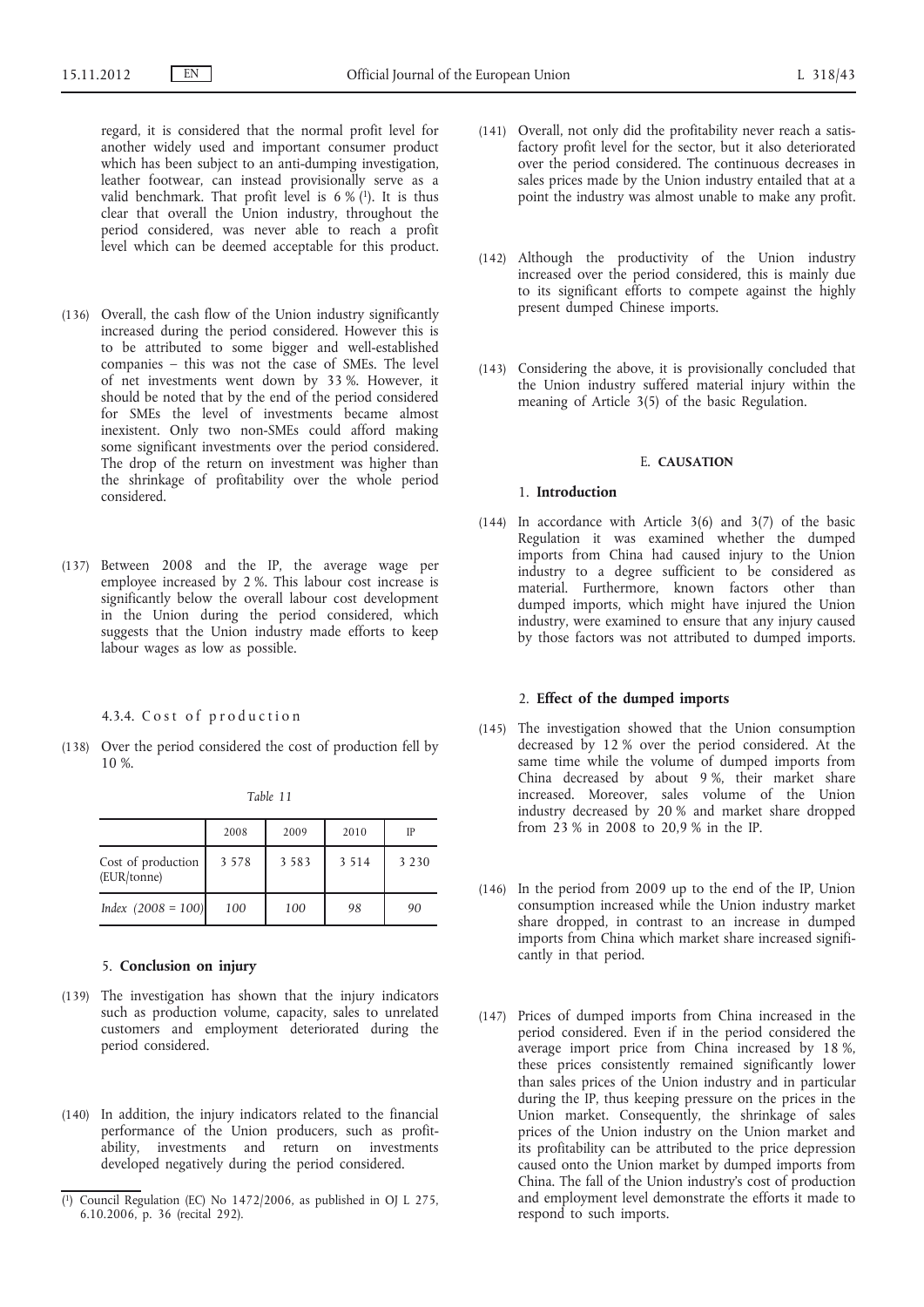regard, it is considered that the normal profit level for another widely used and important consumer product which has been subject to an anti-dumping investigation, leather footwear, can instead provisionally serve as a valid benchmark. That profit level is 6 % [1]. It is thus clear that overall the Union industry, throughout the period considered, was never able to reach a profit level which can be deemed acceptable for this product.

(136) Overall, the cash flow of the Union industry significantly increased during the period considered. However this is to be attributed to some bigger and well-established companies – this was not the case of SMEs. The level of net investments went down by 33 %. However, it should be noted that by the end of the period considered for SMEs the level of investments became almost inexistent. Only two non-SMEs could afford making some significant investments over the period considered. The drop of the return on investment was higher than the shrinkage of profitability over the whole period considered.

(137) Between 2008 and the IP, the average wage per employee increased by 2 %. This labour cost increase is significantly below the overall labour cost development in the Union during the period considered, which suggests that the Union industry made efforts to keep labour wages as low as possible.

#### 4.3.4. Cost of production

(138) Over the period considered the cost of production fell by 10 %.

*Table 11*

| | 2008 | 2009 | 2010 | IP |
|---|---|---|---|---|
| Cost of production (EUR/tonne) | 3 578 | 3 583 | 3 514 | 3 230 |
| *Index (2008 = 100)* | *100* | *100* | *98* | *90* |

### 5. Conclusion on injury

(139) The investigation has shown that the injury indicators such as production volume, capacity, sales to unrelated customers and employment deteriorated during the period considered.

(140) In addition, the injury indicators related to the financial performance of the Union producers, such as profitability, investments and return on investments developed negatively during the period considered.

(141) Overall, not only did the profitability never reach a satisfactory profit level for the sector, but it also deteriorated over the period considered. The continuous decreases in sales prices made by the Union industry entailed that at a point the industry was almost unable to make any profit.

(142) Although the productivity of the Union industry increased over the period considered, this is mainly due to its significant efforts to compete against the highly present dumped Chinese imports.

(143) Considering the above, it is provisionally concluded that the Union industry suffered material injury within the meaning of Article 3(5) of the basic Regulation.

## E. CAUSATION

### 1. Introduction

(144) In accordance with Article 3(6) and 3(7) of the basic Regulation it was examined whether the dumped imports from China had caused injury to the Union industry to a degree sufficient to be considered as material. Furthermore, known factors other than dumped imports, which might have injured the Union industry, were examined to ensure that any injury caused by those factors was not attributed to dumped imports.

### 2. Effect of the dumped imports

(145) The investigation showed that the Union consumption decreased by 12 % over the period considered. At the same time while the volume of dumped imports from China decreased by about 9 %, their market share increased. Moreover, sales volume of the Union industry decreased by 20 % and market share dropped from 23 % in 2008 to 20,9 % in the IP.

(146) In the period from 2009 up to the end of the IP, Union consumption increased while the Union industry market share dropped, in contrast to an increase in dumped imports from China which market share increased significantly in that period.

(147) Prices of dumped imports from China increased in the period considered. Even if in the period considered the average import price from China increased by 18 %, these prices consistently remained significantly lower than sales prices of the Union industry and in particular during the IP, thus keeping pressure on the prices in the Union market. Consequently, the shrinkage of sales prices of the Union industry on the Union market and its profitability can be attributed to the price depression caused onto the Union market by dumped imports from China. The fall of the Union industry's cost of production and employment level demonstrate the efforts it made to respond to such imports.

---

[1] Council Regulation (EC) No 1472/2006, as published in OJ L 275, 6.10.2006, p. 36 (recital 292).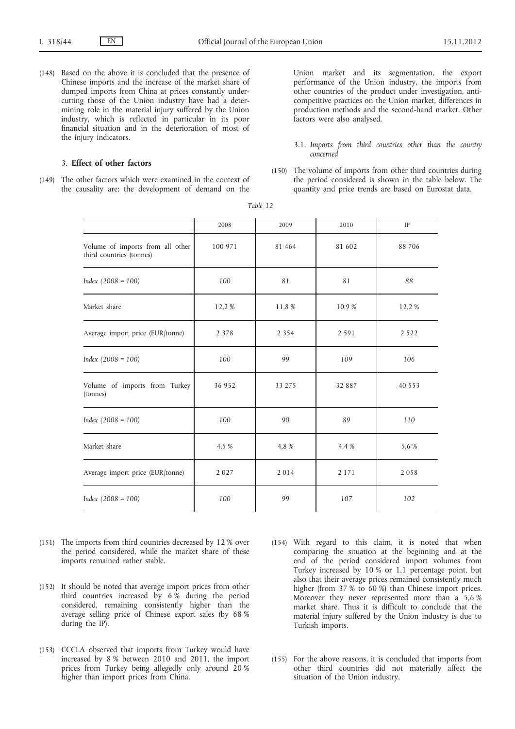(148) Based on the above it is concluded that the presence of Chinese imports and the increase of the market share of dumped imports from China at prices constantly undercutting those of the Union industry have had a determining role in the material injury suffered by the Union industry, which is reflected in particular in its poor financial situation and in the deterioration of most of the injury indicators.

### 3. **Effect of other factors**

(149) The other factors which were examined in the context of the causality are: the development of demand on the Union market and its segmentation, the export performance of the Union industry, the imports from other countries of the product under investigation, anti-competitive practices on the Union market, differences in production methods and the second-hand market. Other factors were also analysed.

#### 3.1. *Imports from third countries other than the country concerned*

(150) The volume of imports from other third countries during the period considered is shown in the table below. The quantity and price trends are based on Eurostat data.

*Table 12*

| | 2008 | 2009 | 2010 | IP |
|---|---|---|---|---|
| Volume of imports from all other third countries (tonnes) | 100 971 | 81 464 | 81 602 | 88 706 |
| *Index (2008 = 100)* | *100* | *81* | *81* | *88* |
| Market share | 12,2 % | 11,8 % | 10,9 % | 12,2 % |
| Average import price (EUR/tonne) | 2 378 | 2 354 | 2 591 | 2 522 |
| *Index (2008 = 100)* | *100* | *99* | *109* | *106* |
| Volume of imports from Turkey (tonnes) | 36 952 | 33 275 | 32 887 | 40 553 |
| *Index (2008 = 100)* | *100* | *90* | *89* | *110* |
| Market share | 4,5 % | 4,8 % | 4,4 % | 5,6 % |
| Average import price (EUR/tonne) | 2 027 | 2 014 | 2 171 | 2 058 |
| *Index (2008 = 100)* | *100* | *99* | *107* | *102* |

(151) The imports from third countries decreased by 12 % over the period considered, while the market share of these imports remained rather stable.

(152) It should be noted that average import prices from other third countries increased by 6 % during the period considered, remaining consistently higher than the average selling price of Chinese export sales (by 68 % during the IP).

(153) CCCLA observed that imports from Turkey would have increased by 8 % between 2010 and 2011, the import prices from Turkey being allegedly only around 20 % higher than import prices from China.

(154) With regard to this claim, it is noted that when comparing the situation at the beginning and at the end of the period considered import volumes from Turkey increased by 10 % or 1.1 percentage point, but also that their average prices remained consistently much higher (from 37 % to 60 %) than Chinese import prices. Moreover they never represented more than a 5,6 % market share. Thus it is difficult to conclude that the material injury suffered by the Union industry is due to Turkish imports.

(155) For the above reasons, it is concluded that imports from other third countries did not materially affect the situation of the Union industry.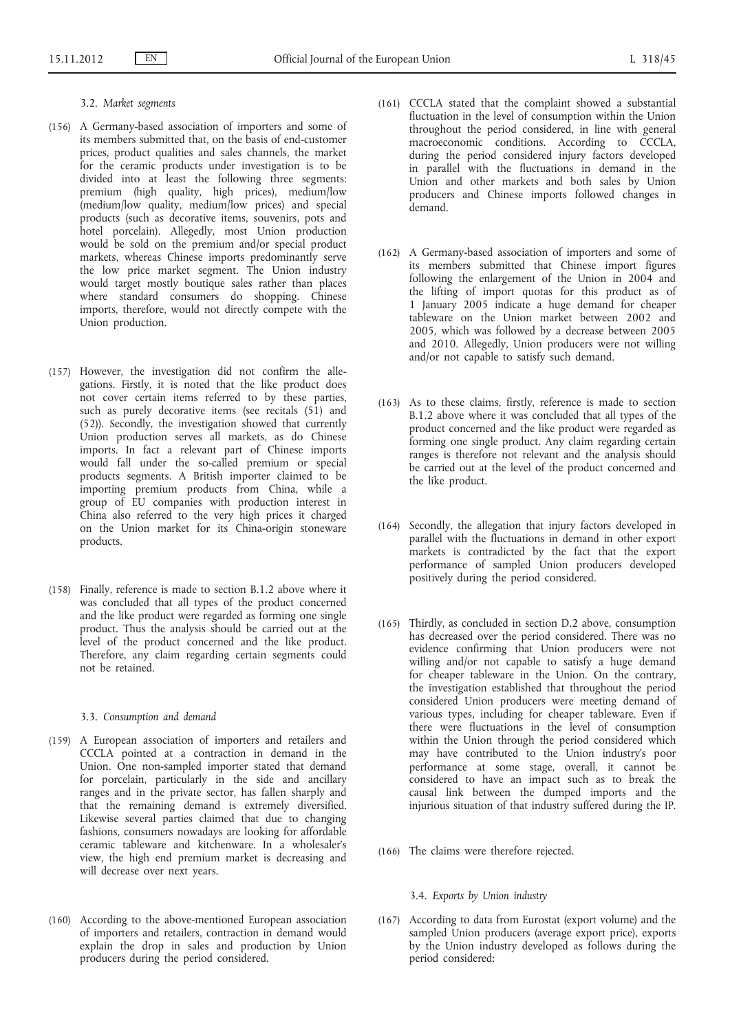### 3.2. *Market segments*

(156) A Germany-based association of importers and some of its members submitted that, on the basis of end-customer prices, product qualities and sales channels, the market for the ceramic products under investigation is to be divided into at least the following three segments: premium (high quality, high prices), medium/low (medium/low quality, medium/low prices) and special products (such as decorative items, souvenirs, pots and hotel porcelain). Allegedly, most Union production would be sold on the premium and/or special product markets, whereas Chinese imports predominantly serve the low price market segment. The Union industry would target mostly boutique sales rather than places where standard consumers do shopping. Chinese imports, therefore, would not directly compete with the Union production.

(157) However, the investigation did not confirm the allegations. Firstly, it is noted that the like product does not cover certain items referred to by these parties, such as purely decorative items (see recitals (51) and (52)). Secondly, the investigation showed that currently Union production serves all markets, as do Chinese imports. In fact a relevant part of Chinese imports would fall under the so-called premium or special products segments. A British importer claimed to be importing premium products from China, while a group of EU companies with production interest in China also referred to the very high prices it charged on the Union market for its China-origin stoneware products.

(158) Finally, reference is made to section B.1.2 above where it was concluded that all types of the product concerned and the like product were regarded as forming one single product. Thus the analysis should be carried out at the level of the product concerned and the like product. Therefore, any claim regarding certain segments could not be retained.

### 3.3. *Consumption and demand*

(159) A European association of importers and retailers and CCCLA pointed at a contraction in demand in the Union. One non-sampled importer stated that demand for porcelain, particularly in the side and ancillary ranges and in the private sector, has fallen sharply and that the remaining demand is extremely diversified. Likewise several parties claimed that due to changing fashions, consumers nowadays are looking for affordable ceramic tableware and kitchenware. In a wholesaler's view, the high end premium market is decreasing and will decrease over next years.

(160) According to the above-mentioned European association of importers and retailers, contraction in demand would explain the drop in sales and production by Union producers during the period considered.

(161) CCCLA stated that the complaint showed a substantial fluctuation in the level of consumption within the Union throughout the period considered, in line with general macroeconomic conditions. According to CCCLA, during the period considered injury factors developed in parallel with the fluctuations in demand in the Union and other markets and both sales by Union producers and Chinese imports followed changes in demand.

(162) A Germany-based association of importers and some of its members submitted that Chinese import figures following the enlargement of the Union in 2004 and the lifting of import quotas for this product as of 1 January 2005 indicate a huge demand for cheaper tableware on the Union market between 2002 and 2005, which was followed by a decrease between 2005 and 2010. Allegedly, Union producers were not willing and/or not capable to satisfy such demand.

(163) As to these claims, firstly, reference is made to section B.1.2 above where it was concluded that all types of the product concerned and the like product were regarded as forming one single product. Any claim regarding certain ranges is therefore not relevant and the analysis should be carried out at the level of the product concerned and the like product.

(164) Secondly, the allegation that injury factors developed in parallel with the fluctuations in demand in other export markets is contradicted by the fact that the export performance of sampled Union producers developed positively during the period considered.

(165) Thirdly, as concluded in section D.2 above, consumption has decreased over the period considered. There was no evidence confirming that Union producers were not willing and/or not capable to satisfy a huge demand for cheaper tableware in the Union. On the contrary, the investigation established that throughout the period considered Union producers were meeting demand of various types, including for cheaper tableware. Even if there were fluctuations in the level of consumption within the Union through the period considered which may have contributed to the Union industry's poor performance at some stage, overall, it cannot be considered to have an impact such as to break the causal link between the dumped imports and the injurious situation of that industry suffered during the IP.

(166) The claims were therefore rejected.

### 3.4. *Exports by Union industry*

(167) According to data from Eurostat (export volume) and the sampled Union producers (average export price), exports by the Union industry developed as follows during the period considered: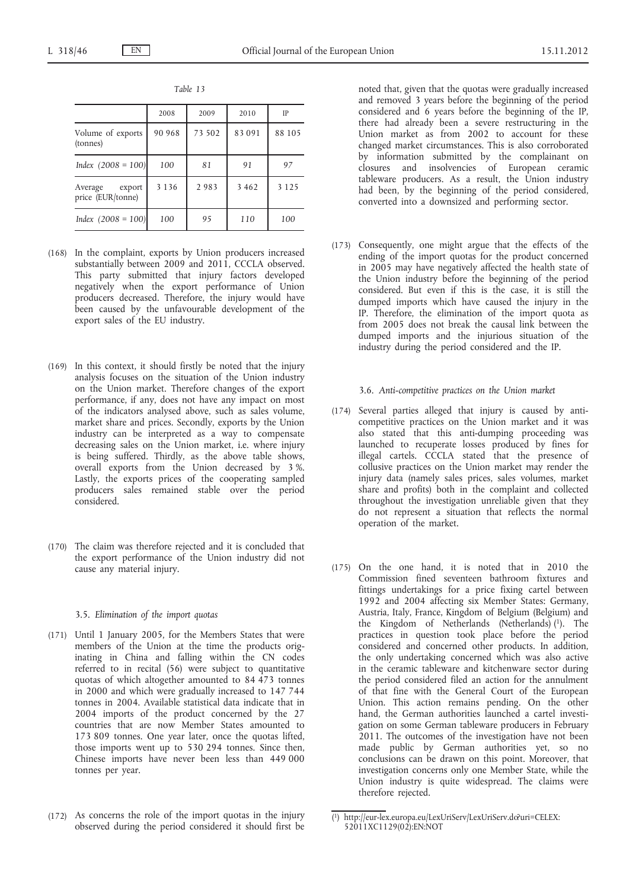*Table 13*

| | 2008 | 2009 | 2010 | IP |
|---|---|---|---|---|
| Volume of exports (tonnes) | 90 968 | 73 502 | 83 091 | 88 105 |
| *Index (2008 = 100)* | *100* | *81* | *91* | *97* |
| Average export price (EUR/tonne) | 3 136 | 2 983 | 3 462 | 3 125 |
| *Index (2008 = 100)* | *100* | *95* | *110* | *100* |

(168) In the complaint, exports by Union producers increased substantially between 2009 and 2011, CCCLA observed. This party submitted that injury factors developed negatively when the export performance of Union producers decreased. Therefore, the injury would have been caused by the unfavourable development of the export sales of the EU industry.

(169) In this context, it should firstly be noted that the injury analysis focuses on the situation of the Union industry on the Union market. Therefore changes of the export performance, if any, does not have any impact on most of the indicators analysed above, such as sales volume, market share and prices. Secondly, exports by the Union industry can be interpreted as a way to compensate decreasing sales on the Union market, i.e. where injury is being suffered. Thirdly, as the above table shows, overall exports from the Union decreased by 3 %. Lastly, the exports prices of the cooperating sampled producers sales remained stable over the period considered.

(170) The claim was therefore rejected and it is concluded that the export performance of the Union industry did not cause any material injury.

### 3.5. *Elimination of the import quotas*

(171) Until 1 January 2005, for the Members States that were members of the Union at the time the products originating in China and falling within the CN codes referred to in recital (56) were subject to quantitative quotas of which altogether amounted to 84 473 tonnes in 2000 and which were gradually increased to 147 744 tonnes in 2004. Available statistical data indicate that in 2004 imports of the product concerned by the 27 countries that are now Member States amounted to 173 809 tonnes. One year later, once the quotas lifted, those imports went up to 530 294 tonnes. Since then, Chinese imports have never been less than 449 000 tonnes per year.

(172) As concerns the role of the import quotas in the injury observed during the period considered it should first be noted that, given that the quotas were gradually increased and removed 3 years before the beginning of the period considered and 6 years before the beginning of the IP, there had already been a severe restructuring in the Union market as from 2002 to account for these changed market circumstances. This is also corroborated by information submitted by the complainant on closures and insolvencies of European ceramic tableware producers. As a result, the Union industry had been, by the beginning of the period considered, converted into a downsized and performing sector.

(173) Consequently, one might argue that the effects of the ending of the import quotas for the product concerned in 2005 may have negatively affected the health state of the Union industry before the beginning of the period considered. But even if this is the case, it is still the dumped imports which have caused the injury in the IP. Therefore, the elimination of the import quota as from 2005 does not break the causal link between the dumped imports and the injurious situation of the industry during the period considered and the IP.

### 3.6. *Anti-competitive practices on the Union market*

(174) Several parties alleged that injury is caused by anti-competitive practices on the Union market and it was also stated that this anti-dumping proceeding was launched to recuperate losses produced by fines for illegal cartels. CCCLA stated that the presence of collusive practices on the Union market may render the injury data (namely sales prices, sales volumes, market share and profits) both in the complaint and collected throughout the investigation unreliable given that they do not represent a situation that reflects the normal operation of the market.

(175) On the one hand, it is noted that in 2010 the Commission fined seventeen bathroom fixtures and fittings undertakings for a price fixing cartel between 1992 and 2004 affecting six Member States: Germany, Austria, Italy, France, Kingdom of Belgium (Belgium) and the Kingdom of Netherlands (Netherlands) [1]. The practices in question took place before the period considered and concerned other products. In addition, the only undertaking concerned which was also active in the ceramic tableware and kitchenware sector during the period considered filed an action for the annulment of that fine with the General Court of the European Union. This action remains pending. On the other hand, the German authorities launched a cartel investigation on some German tableware producers in February 2011. The outcomes of the investigation have not been made public by German authorities yet, so no conclusions can be drawn on this point. Moreover, that investigation concerns only one Member State, while the Union industry is quite widespread. The claims were therefore rejected.

---

[1] http://eur-lex.europa.eu/LexUriServ/LexUriServ.do?uri=CELEX:52011XC1129(02):EN:NOT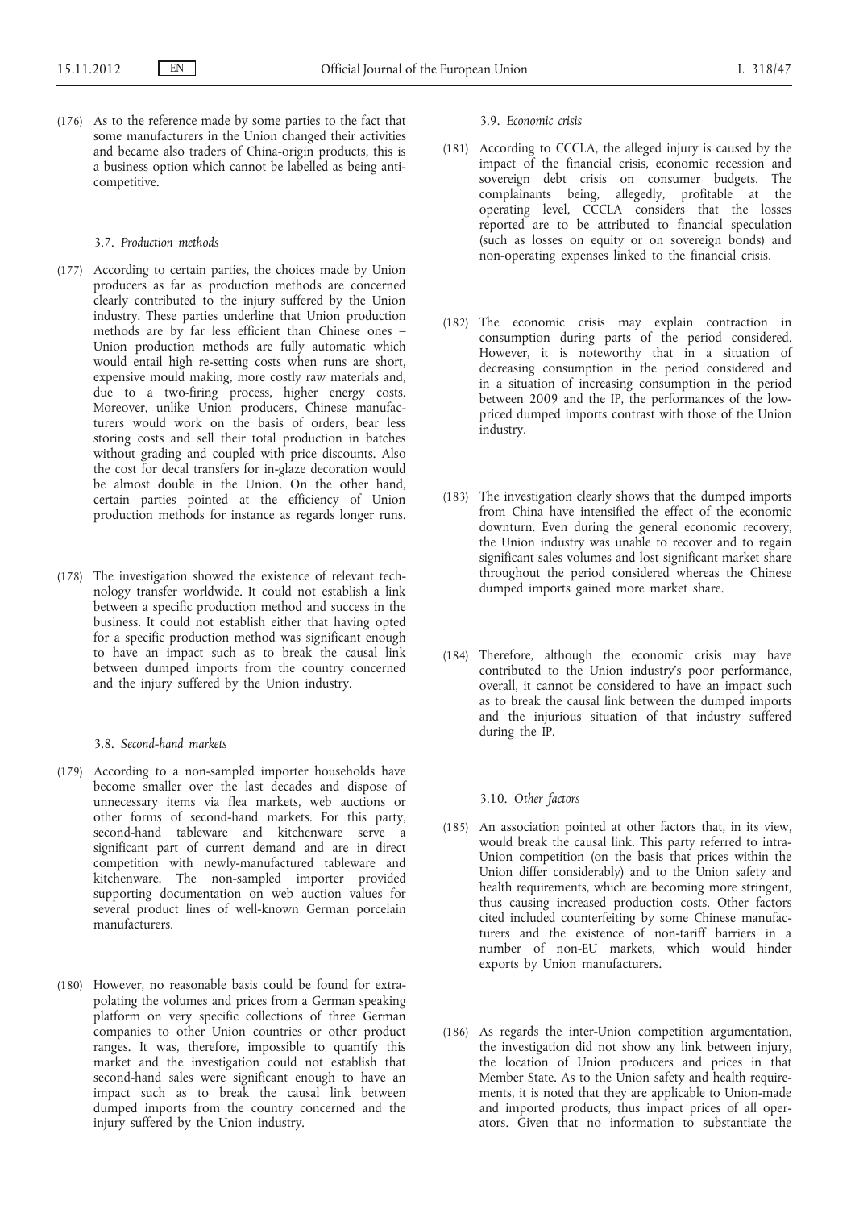(176) As to the reference made by some parties to the fact that some manufacturers in the Union changed their activities and became also traders of China-origin products, this is a business option which cannot be labelled as being anti-competitive.

### 3.7. *Production methods*

(177) According to certain parties, the choices made by Union producers as far as production methods are concerned clearly contributed to the injury suffered by the Union industry. These parties underline that Union production methods are by far less efficient than Chinese ones – Union production methods are fully automatic which would entail high re-setting costs when runs are short, expensive mould making, more costly raw materials and, due to a two-firing process, higher energy costs. Moreover, unlike Union producers, Chinese manufacturers would work on the basis of orders, bear less storing costs and sell their total production in batches without grading and coupled with price discounts. Also the cost for decal transfers for in-glaze decoration would be almost double in the Union. On the other hand, certain parties pointed at the efficiency of Union production methods for instance as regards longer runs.

(178) The investigation showed the existence of relevant technology transfer worldwide. It could not establish a link between a specific production method and success in the business. It could not establish either that having opted for a specific production method was significant enough to have an impact such as to break the causal link between dumped imports from the country concerned and the injury suffered by the Union industry.

### 3.8. *Second-hand markets*

(179) According to a non-sampled importer households have become smaller over the last decades and dispose of unnecessary items via flea markets, web auctions or other forms of second-hand markets. For this party, second-hand tableware and kitchenware serve a significant part of current demand and are in direct competition with newly-manufactured tableware and kitchenware. The non-sampled importer provided supporting documentation on web auction values for several product lines of well-known German porcelain manufacturers.

(180) However, no reasonable basis could be found for extrapolating the volumes and prices from a German speaking platform on very specific collections of three German companies to other Union countries or other product ranges. It was, therefore, impossible to quantify this market and the investigation could not establish that second-hand sales were significant enough to have an impact such as to break the causal link between dumped imports from the country concerned and the injury suffered by the Union industry.

### 3.9. *Economic crisis*

(181) According to CCCLA, the alleged injury is caused by the impact of the financial crisis, economic recession and sovereign debt crisis on consumer budgets. The complainants being, allegedly, profitable at the operating level, CCCLA considers that the losses reported are to be attributed to financial speculation (such as losses on equity or on sovereign bonds) and non-operating expenses linked to the financial crisis.

(182) The economic crisis may explain contraction in consumption during parts of the period considered. However, it is noteworthy that in a situation of decreasing consumption in the period considered and in a situation of increasing consumption in the period between 2009 and the IP, the performances of the low-priced dumped imports contrast with those of the Union industry.

(183) The investigation clearly shows that the dumped imports from China have intensified the effect of the economic downturn. Even during the general economic recovery, the Union industry was unable to recover and to regain significant sales volumes and lost significant market share throughout the period considered whereas the Chinese dumped imports gained more market share.

(184) Therefore, although the economic crisis may have contributed to the Union industry's poor performance, overall, it cannot be considered to have an impact such as to break the causal link between the dumped imports and the injurious situation of that industry suffered during the IP.

### 3.10. *Other factors*

(185) An association pointed at other factors that, in its view, would break the causal link. This party referred to intra-Union competition (on the basis that prices within the Union differ considerably) and to the Union safety and health requirements, which are becoming more stringent, thus causing increased production costs. Other factors cited included counterfeiting by some Chinese manufacturers and the existence of non-tariff barriers in a number of non-EU markets, which would hinder exports by Union manufacturers.

(186) As regards the inter-Union competition argumentation, the investigation did not show any link between injury, the location of Union producers and prices in that Member State. As to the Union safety and health requirements, it is noted that they are applicable to Union-made and imported products, thus impact prices of all operators. Given that no information to substantiate the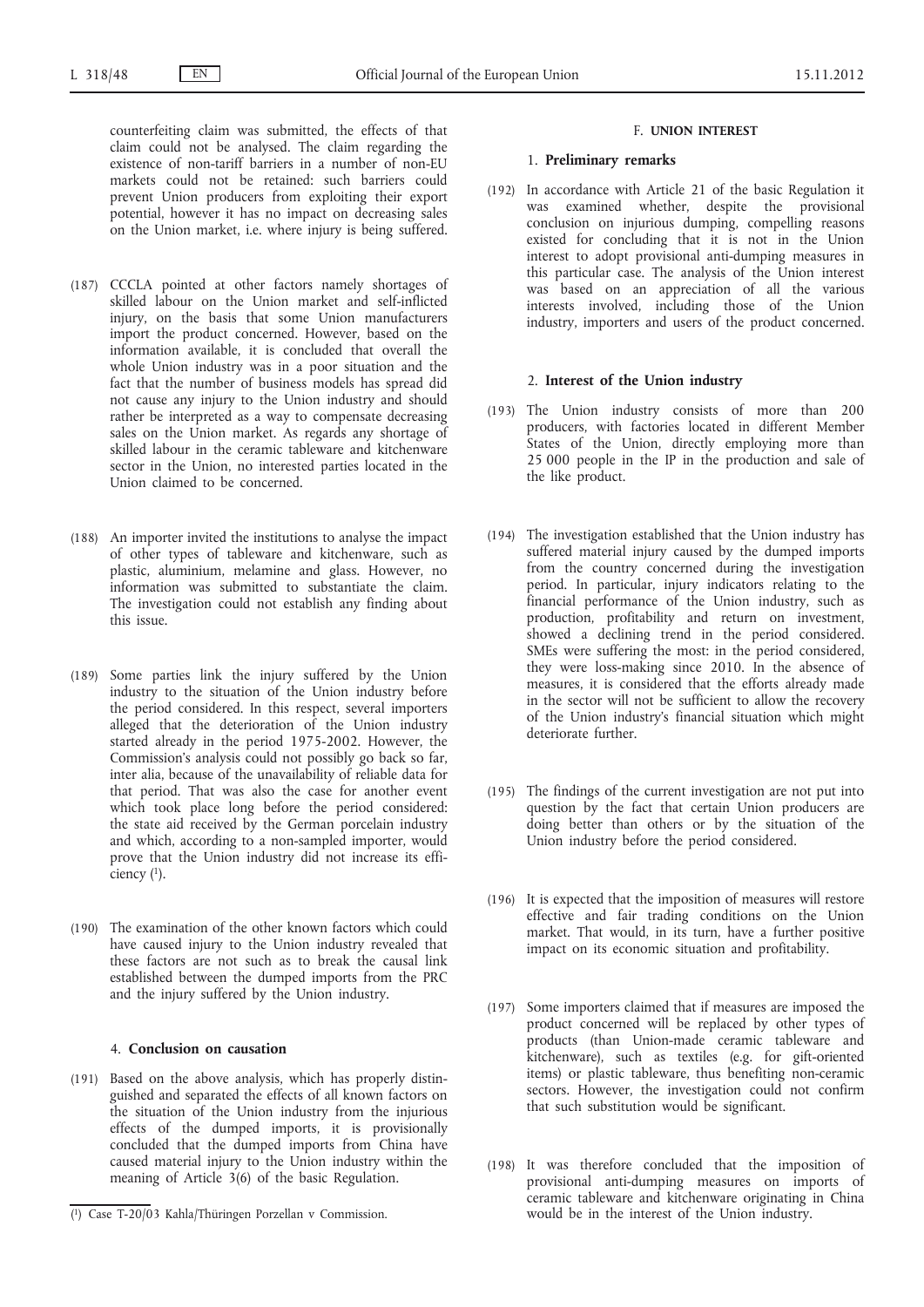counterfeiting claim was submitted, the effects of that claim could not be analysed. The claim regarding the existence of non-tariff barriers in a number of non-EU markets could not be retained: such barriers could prevent Union producers from exploiting their export potential, however it has no impact on decreasing sales on the Union market, i.e. where injury is being suffered.

(187) CCCLA pointed at other factors namely shortages of skilled labour on the Union market and self-inflicted injury, on the basis that some Union manufacturers import the product concerned. However, based on the information available, it is concluded that overall the whole Union industry was in a poor situation and the fact that the number of business models has spread did not cause any injury to the Union industry and should rather be interpreted as a way to compensate decreasing sales on the Union market. As regards any shortage of skilled labour in the ceramic tableware and kitchenware sector in the Union, no interested parties located in the Union claimed to be concerned.

(188) An importer invited the institutions to analyse the impact of other types of tableware and kitchenware, such as plastic, aluminium, melamine and glass. However, no information was submitted to substantiate the claim. The investigation could not establish any finding about this issue.

(189) Some parties link the injury suffered by the Union industry to the situation of the Union industry before the period considered. In this respect, several importers alleged that the deterioration of the Union industry started already in the period 1975-2002. However, the Commission's analysis could not possibly go back so far, inter alia, because of the unavailability of reliable data for that period. That was also the case for another event which took place long before the period considered: the state aid received by the German porcelain industry and which, according to a non-sampled importer, would prove that the Union industry did not increase its efficiency [1].

(190) The examination of the other known factors which could have caused injury to the Union industry revealed that these factors are not such as to break the causal link established between the dumped imports from the PRC and the injury suffered by the Union industry.

### 4. **Conclusion on causation**

(191) Based on the above analysis, which has properly distinguished and separated the effects of all known factors on the situation of the Union industry from the injurious effects of the dumped imports, it is provisionally concluded that the dumped imports from China have caused material injury to the Union industry within the meaning of Article 3(6) of the basic Regulation.

## F. **UNION INTEREST**

### 1. **Preliminary remarks**

(192) In accordance with Article 21 of the basic Regulation it was examined whether, despite the provisional conclusion on injurious dumping, compelling reasons existed for concluding that it is not in the Union interest to adopt provisional anti-dumping measures in this particular case. The analysis of the Union interest was based on an appreciation of all the various interests involved, including those of the Union industry, importers and users of the product concerned.

### 2. **Interest of the Union industry**

(193) The Union industry consists of more than 200 producers, with factories located in different Member States of the Union, directly employing more than 25 000 people in the IP in the production and sale of the like product.

(194) The investigation established that the Union industry has suffered material injury caused by the dumped imports from the country concerned during the investigation period. In particular, injury indicators relating to the financial performance of the Union industry, such as production, profitability and return on investment, showed a declining trend in the period considered. SMEs were suffering the most: in the period considered, they were loss-making since 2010. In the absence of measures, it is considered that the efforts already made in the sector will not be sufficient to allow the recovery of the Union industry's financial situation which might deteriorate further.

(195) The findings of the current investigation are not put into question by the fact that certain Union producers are doing better than others or by the situation of the Union industry before the period considered.

(196) It is expected that the imposition of measures will restore effective and fair trading conditions on the Union market. That would, in its turn, have a further positive impact on its economic situation and profitability.

(197) Some importers claimed that if measures are imposed the product concerned will be replaced by other types of products (than Union-made ceramic tableware and kitchenware), such as textiles (e.g. for gift-oriented items) or plastic tableware, thus benefiting non-ceramic sectors. However, the investigation could not confirm that such substitution would be significant.

(198) It was therefore concluded that the imposition of provisional anti-dumping measures on imports of ceramic tableware and kitchenware originating in China would be in the interest of the Union industry.

[1] Case T-20/03 Kahla/Thüringen Porzellan v Commission.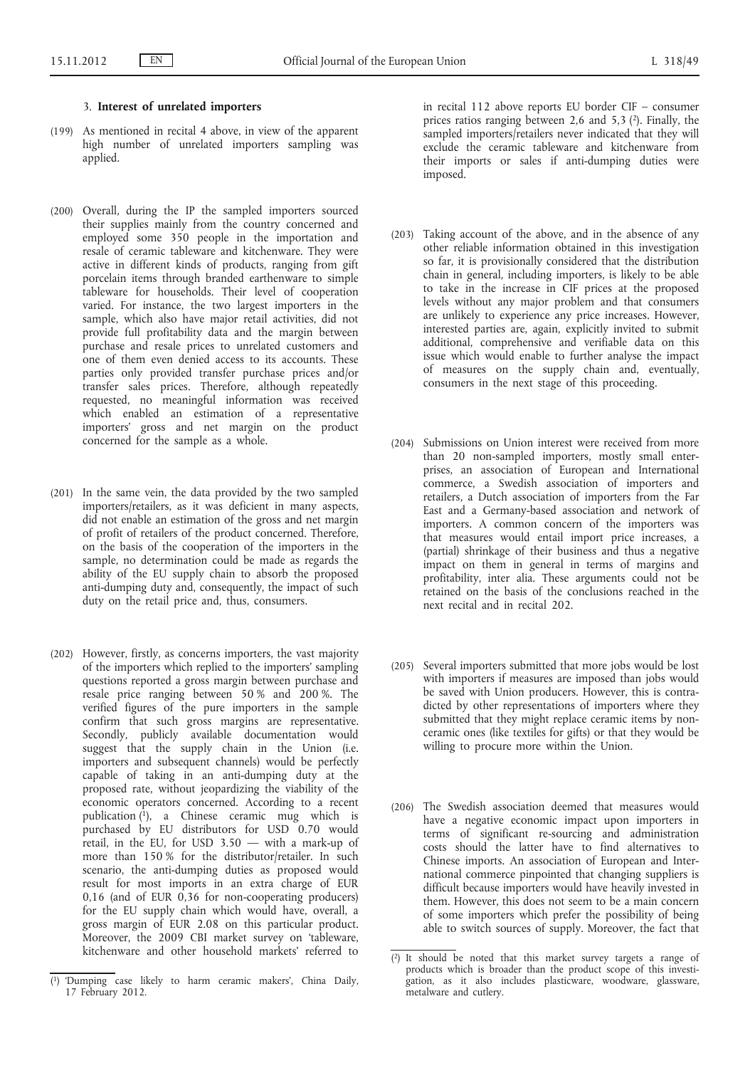### 3. **Interest of unrelated importers**

(199) As mentioned in recital 4 above, in view of the apparent high number of unrelated importers sampling was applied.

(200) Overall, during the IP the sampled importers sourced their supplies mainly from the country concerned and employed some 350 people in the importation and resale of ceramic tableware and kitchenware. They were active in different kinds of products, ranging from gift porcelain items through branded earthenware to simple tableware for households. Their level of cooperation varied. For instance, the two largest importers in the sample, which also have major retail activities, did not provide full profitability data and the margin between purchase and resale prices to unrelated customers and one of them even denied access to its accounts. These parties only provided transfer purchase prices and/or transfer sales prices. Therefore, although repeatedly requested, no meaningful information was received which enabled an estimation of a representative importers' gross and net margin on the product concerned for the sample as a whole.

(201) In the same vein, the data provided by the two sampled importers/retailers, as it was deficient in many aspects, did not enable an estimation of the gross and net margin of profit of retailers of the product concerned. Therefore, on the basis of the cooperation of the importers in the sample, no determination could be made as regards the ability of the EU supply chain to absorb the proposed anti-dumping duty and, consequently, the impact of such duty on the retail price and, thus, consumers.

(202) However, firstly, as concerns importers, the vast majority of the importers which replied to the importers' sampling questions reported a gross margin between purchase and resale price ranging between 50 % and 200 %. The verified figures of the pure importers in the sample confirm that such gross margins are representative. Secondly, publicly available documentation would suggest that the supply chain in the Union (i.e. importers and subsequent channels) would be perfectly capable of taking in an anti-dumping duty at the proposed rate, without jeopardizing the viability of the economic operators concerned. According to a recent publication [1], a Chinese ceramic mug which is purchased by EU distributors for USD 0.70 would retail, in the EU, for USD 3.50 — with a mark-up of more than 150 % for the distributor/retailer. In such scenario, the anti-dumping duties as proposed would result for most imports in an extra charge of EUR 0,16 (and of EUR 0,36 for non-cooperating producers) for the EU supply chain which would have, overall, a gross margin of EUR 2.08 on this particular product. Moreover, the 2009 CBI market survey on 'tableware, kitchenware and other household markets' referred to in recital 112 above reports EU border CIF – consumer prices ratios ranging between 2,6 and 5,3 [2]. Finally, the sampled importers/retailers never indicated that they will exclude the ceramic tableware and kitchenware from their imports or sales if anti-dumping duties were imposed.

(203) Taking account of the above, and in the absence of any other reliable information obtained in this investigation so far, it is provisionally considered that the distribution chain in general, including importers, is likely to be able to take in the increase in CIF prices at the proposed levels without any major problem and that consumers are unlikely to experience any price increases. However, interested parties are, again, explicitly invited to submit additional, comprehensive and verifiable data on this issue which would enable to further analyse the impact of measures on the supply chain and, eventually, consumers in the next stage of this proceeding.

(204) Submissions on Union interest were received from more than 20 non-sampled importers, mostly small enterprises, an association of European and International commerce, a Swedish association of importers and retailers, a Dutch association of importers from the Far East and a Germany-based association and network of importers. A common concern of the importers was that measures would entail import price increases, a (partial) shrinkage of their business and thus a negative impact on them in general in terms of margins and profitability, inter alia. These arguments could not be retained on the basis of the conclusions reached in the next recital and in recital 202.

(205) Several importers submitted that more jobs would be lost with importers if measures are imposed than jobs would be saved with Union producers. However, this is contradicted by other representations of importers where they submitted that they might replace ceramic items by non-ceramic ones (like textiles for gifts) or that they would be willing to procure more within the Union.

(206) The Swedish association deemed that measures would have a negative economic impact upon importers in terms of significant re-sourcing and administration costs should the latter have to find alternatives to Chinese imports. An association of European and International commerce pinpointed that changing suppliers is difficult because importers would have heavily invested in them. However, this does not seem to be a main concern of some importers which prefer the possibility of being able to switch sources of supply. Moreover, the fact that

---

[1] 'Dumping case likely to harm ceramic makers', China Daily, 17 February 2012.

[2] It should be noted that this market survey targets a range of products which is broader than the product scope of this investigation, as it also includes plasticware, woodware, glassware, metalware and cutlery.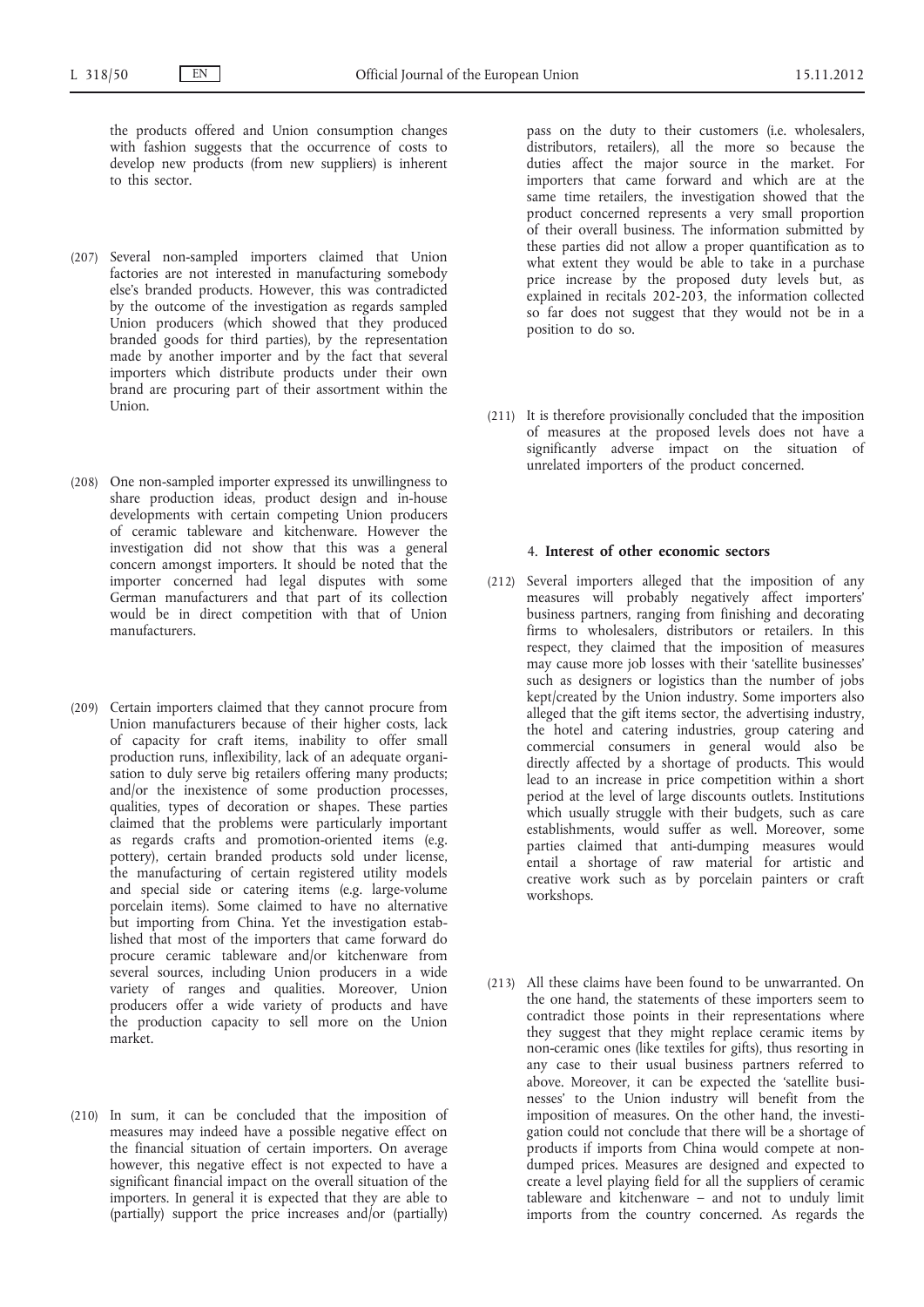the products offered and Union consumption changes with fashion suggests that the occurrence of costs to develop new products (from new suppliers) is inherent to this sector.

(207) Several non-sampled importers claimed that Union factories are not interested in manufacturing somebody else's branded products. However, this was contradicted by the outcome of the investigation as regards sampled Union producers (which showed that they produced branded goods for third parties), by the representation made by another importer and by the fact that several importers which distribute products under their own brand are procuring part of their assortment within the Union.

(208) One non-sampled importer expressed its unwillingness to share production ideas, product design and in-house developments with certain competing Union producers of ceramic tableware and kitchenware. However the investigation did not show that this was a general concern amongst importers. It should be noted that the importer concerned had legal disputes with some German manufacturers and that part of its collection would be in direct competition with that of Union manufacturers.

(209) Certain importers claimed that they cannot procure from Union manufacturers because of their higher costs, lack of capacity for craft items, inability to offer small production runs, inflexibility, lack of an adequate organisation to duly serve big retailers offering many products; and/or the inexistence of some production processes, qualities, types of decoration or shapes. These parties claimed that the problems were particularly important as regards crafts and promotion-oriented items (e.g. pottery), certain branded products sold under license, the manufacturing of certain registered utility models and special side or catering items (e.g. large-volume porcelain items). Some claimed to have no alternative but importing from China. Yet the investigation established that most of the importers that came forward do procure ceramic tableware and/or kitchenware from several sources, including Union producers in a wide variety of ranges and qualities. Moreover, Union producers offer a wide variety of products and have the production capacity to sell more on the Union market.

(210) In sum, it can be concluded that the imposition of measures may indeed have a possible negative effect on the financial situation of certain importers. On average however, this negative effect is not expected to have a significant financial impact on the overall situation of the importers. In general it is expected that they are able to (partially) support the price increases and/or (partially) pass on the duty to their customers (i.e. wholesalers, distributors, retailers), all the more so because the duties affect the major source in the market. For importers that came forward and which are at the same time retailers, the investigation showed that the product concerned represents a very small proportion of their overall business. The information submitted by these parties did not allow a proper quantification as to what extent they would be able to take in a purchase price increase by the proposed duty levels but, as explained in recitals 202-203, the information collected so far does not suggest that they would not be in a position to do so.

(211) It is therefore provisionally concluded that the imposition of measures at the proposed levels does not have a significantly adverse impact on the situation of unrelated importers of the product concerned.

### 4. **Interest of other economic sectors**

(212) Several importers alleged that the imposition of any measures will probably negatively affect importers' business partners, ranging from finishing and decorating firms to wholesalers, distributors or retailers. In this respect, they claimed that the imposition of measures may cause more job losses with their 'satellite businesses' such as designers or logistics than the number of jobs kept/created by the Union industry. Some importers also alleged that the gift items sector, the advertising industry, the hotel and catering industries, group catering and commercial consumers in general would also be directly affected by a shortage of products. This would lead to an increase in price competition within a short period at the level of large discounts outlets. Institutions which usually struggle with their budgets, such as care establishments, would suffer as well. Moreover, some parties claimed that anti-dumping measures would entail a shortage of raw material for artistic and creative work such as by porcelain painters or craft workshops.

(213) All these claims have been found to be unwarranted. On the one hand, the statements of these importers seem to contradict those points in their representations where they suggest that they might replace ceramic items by non-ceramic ones (like textiles for gifts), thus resorting in any case to their usual business partners referred to above. Moreover, it can be expected the 'satellite businesses' to the Union industry will benefit from the imposition of measures. On the other hand, the investigation could not conclude that there will be a shortage of products if imports from China would compete at non-dumped prices. Measures are designed and expected to create a level playing field for all the suppliers of ceramic tableware and kitchenware – and not to unduly limit imports from the country concerned. As regards the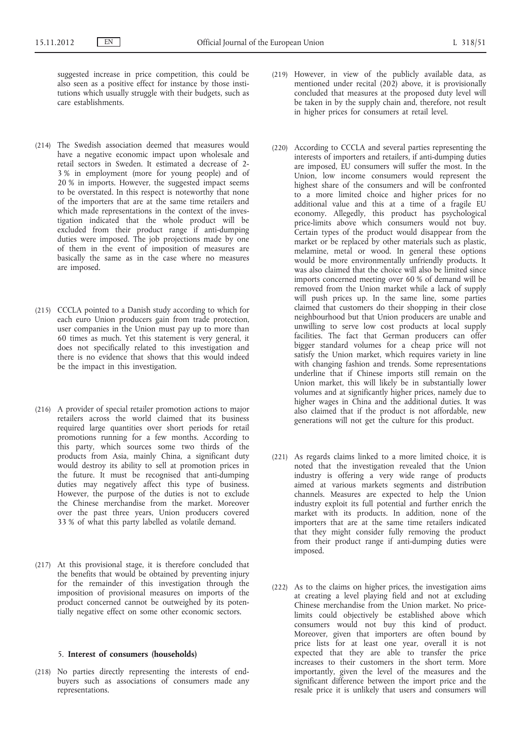suggested increase in price competition, this could be also seen as a positive effect for instance by those institutions which usually struggle with their budgets, such as care establishments.

(214) The Swedish association deemed that measures would have a negative economic impact upon wholesale and retail sectors in Sweden. It estimated a decrease of 2-3 % in employment (more for young people) and of 20 % in imports. However, the suggested impact seems to be overstated. In this respect is noteworthy that none of the importers that are at the same time retailers and which made representations in the context of the investigation indicated that the whole product will be excluded from their product range if anti-dumping duties were imposed. The job projections made by one of them in the event of imposition of measures are basically the same as in the case where no measures are imposed.

(215) CCCLA pointed to a Danish study according to which for each euro Union producers gain from trade protection, user companies in the Union must pay up to more than 60 times as much. Yet this statement is very general, it does not specifically related to this investigation and there is no evidence that shows that this would indeed be the impact in this investigation.

(216) A provider of special retailer promotion actions to major retailers across the world claimed that its business required large quantities over short periods for retail promotions running for a few months. According to this party, which sources some two thirds of the products from Asia, mainly China, a significant duty would destroy its ability to sell at promotion prices in the future. It must be recognised that anti-dumping duties may negatively affect this type of business. However, the purpose of the duties is not to exclude the Chinese merchandise from the market. Moreover over the past three years, Union producers covered 33 % of what this party labelled as volatile demand.

(217) At this provisional stage, it is therefore concluded that the benefits that would be obtained by preventing injury for the remainder of this investigation through the imposition of provisional measures on imports of the product concerned cannot be outweighed by its potentially negative effect on some other economic sectors.

### 5. **Interest of consumers (households)**

(218) No parties directly representing the interests of end-buyers such as associations of consumers made any representations.

(219) However, in view of the publicly available data, as mentioned under recital (202) above, it is provisionally concluded that measures at the proposed duty level will be taken in by the supply chain and, therefore, not result in higher prices for consumers at retail level.

(220) According to CCCLA and several parties representing the interests of importers and retailers, if anti-dumping duties are imposed, EU consumers will suffer the most. In the Union, low income consumers would represent the highest share of the consumers and will be confronted to a more limited choice and higher prices for no additional value and this at a time of a fragile EU economy. Allegedly, this product has psychological price-limits above which consumers would not buy. Certain types of the product would disappear from the market or be replaced by other materials such as plastic, melamine, metal or wood. In general these options would be more environmentally unfriendly products. It was also claimed that the choice will also be limited since imports concerned meeting over 60 % of demand will be removed from the Union market while a lack of supply will push prices up. In the same line, some parties claimed that customers do their shopping in their close neighbourhood but that Union producers are unable and unwilling to serve low cost products at local supply facilities. The fact that German producers can offer bigger standard volumes for a cheap price will not satisfy the Union market, which requires variety in line with changing fashion and trends. Some representations underline that if Chinese imports still remain on the Union market, this will likely be in substantially lower volumes and at significantly higher prices, namely due to higher wages in China and the additional duties. It was also claimed that if the product is not affordable, new generations will not get the culture for this product.

(221) As regards claims linked to a more limited choice, it is noted that the investigation revealed that the Union industry is offering a very wide range of products aimed at various markets segments and distribution channels. Measures are expected to help the Union industry exploit its full potential and further enrich the market with its products. In addition, none of the importers that are at the same time retailers indicated that they might consider fully removing the product from their product range if anti-dumping duties were imposed.

(222) As to the claims on higher prices, the investigation aims at creating a level playing field and not at excluding Chinese merchandise from the Union market. No price-limits could objectively be established above which consumers would not buy this kind of product. Moreover, given that importers are often bound by price lists for at least one year, overall it is not expected that they are able to transfer the price increases to their customers in the short term. More importantly, given the level of the measures and the significant difference between the import price and the resale price it is unlikely that users and consumers will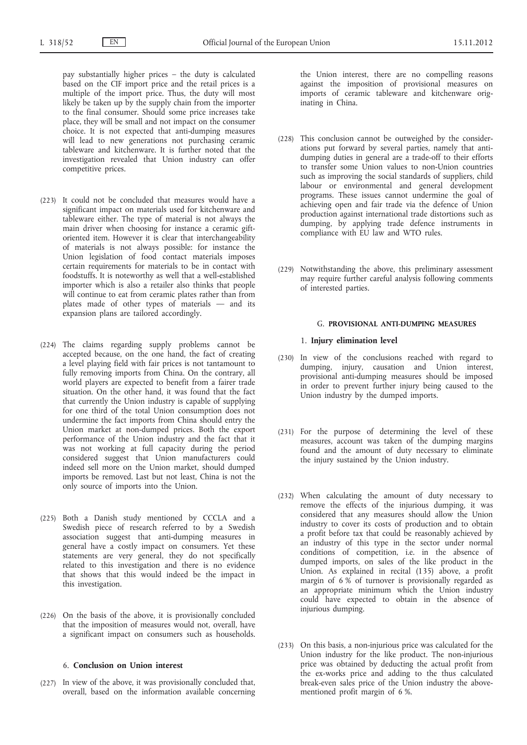pay substantially higher prices – the duty is calculated based on the CIF import price and the retail prices is a multiple of the import price. Thus, the duty will most likely be taken up by the supply chain from the importer to the final consumer. Should some price increases take place, they will be small and not impact on the consumer choice. It is not expected that anti-dumping measures will lead to new generations not purchasing ceramic tableware and kitchenware. It is further noted that the investigation revealed that Union industry can offer competitive prices.

(223) It could not be concluded that measures would have a significant impact on materials used for kitchenware and tableware either. The type of material is not always the main driver when choosing for instance a ceramic gift-oriented item. However it is clear that interchangeability of materials is not always possible: for instance the Union legislation of food contact materials imposes certain requirements for materials to be in contact with foodstuffs. It is noteworthy as well that a well-established importer which is also a retailer also thinks that people will continue to eat from ceramic plates rather than from plates made of other types of materials — and its expansion plans are tailored accordingly.

(224) The claims regarding supply problems cannot be accepted because, on the one hand, the fact of creating a level playing field with fair prices is not tantamount to fully removing imports from China. On the contrary, all world players are expected to benefit from a fairer trade situation. On the other hand, it was found that the fact that currently the Union industry is capable of supplying for one third of the total Union consumption does not undermine the fact imports from China should entry the Union market at non-dumped prices. Both the export performance of the Union industry and the fact that it was not working at full capacity during the period considered suggest that Union manufacturers could indeed sell more on the Union market, should dumped imports be removed. Last but not least, China is not the only source of imports into the Union.

(225) Both a Danish study mentioned by CCCLA and a Swedish piece of research referred to by a Swedish association suggest that anti-dumping measures in general have a costly impact on consumers. Yet these statements are very general, they do not specifically related to this investigation and there is no evidence that shows that this would indeed be the impact in this investigation.

(226) On the basis of the above, it is provisionally concluded that the imposition of measures would not, overall, have a significant impact on consumers such as households.

### 6. **Conclusion on Union interest**

(227) In view of the above, it was provisionally concluded that, overall, based on the information available concerning the Union interest, there are no compelling reasons against the imposition of provisional measures on imports of ceramic tableware and kitchenware originating in China.

(228) This conclusion cannot be outweighed by the considerations put forward by several parties, namely that anti-dumping duties in general are a trade-off to their efforts to transfer some Union values to non-Union countries such as improving the social standards of suppliers, child labour or environmental and general development programs. These issues cannot undermine the goal of achieving open and fair trade via the defence of Union production against international trade distortions such as dumping, by applying trade defence instruments in compliance with EU law and WTO rules.

(229) Notwithstanding the above, this preliminary assessment may require further careful analysis following comments of interested parties.

## G. **PROVISIONAL ANTI-DUMPING MEASURES**

### 1. **Injury elimination level**

(230) In view of the conclusions reached with regard to dumping, injury, causation and Union interest, provisional anti-dumping measures should be imposed in order to prevent further injury being caused to the Union industry by the dumped imports.

(231) For the purpose of determining the level of these measures, account was taken of the dumping margins found and the amount of duty necessary to eliminate the injury sustained by the Union industry.

(232) When calculating the amount of duty necessary to remove the effects of the injurious dumping, it was considered that any measures should allow the Union industry to cover its costs of production and to obtain a profit before tax that could be reasonably achieved by an industry of this type in the sector under normal conditions of competition, i.e. in the absence of dumped imports, on sales of the like product in the Union. As explained in recital (135) above, a profit margin of 6 % of turnover is provisionally regarded as an appropriate minimum which the Union industry could have expected to obtain in the absence of injurious dumping.

(233) On this basis, a non-injurious price was calculated for the Union industry for the like product. The non-injurious price was obtained by deducting the actual profit from the ex-works price and adding to the thus calculated break-even sales price of the Union industry the above-mentioned profit margin of 6 %.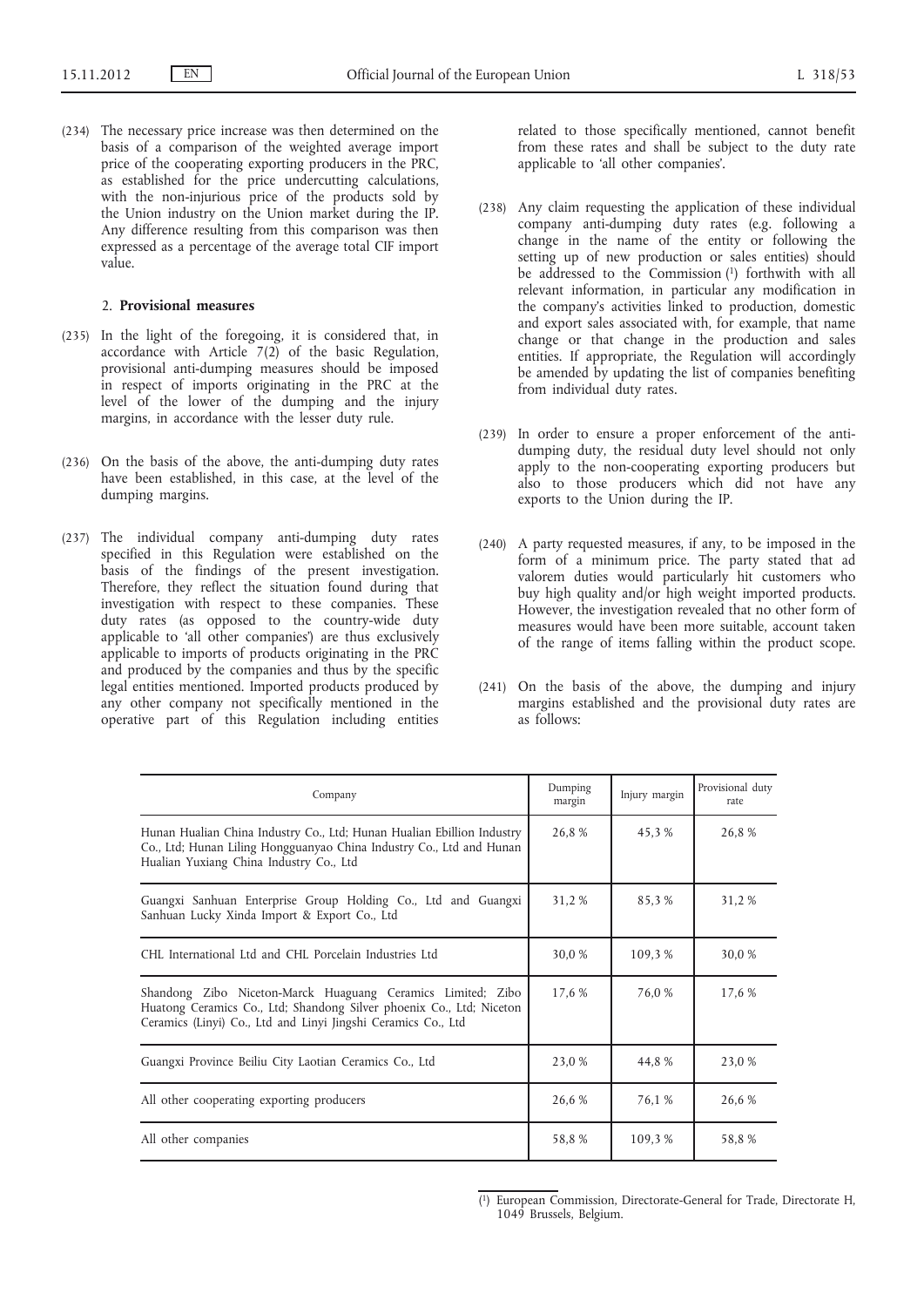(234) The necessary price increase was then determined on the basis of a comparison of the weighted average import price of the cooperating exporting producers in the PRC, as established for the price undercutting calculations, with the non-injurious price of the products sold by the Union industry on the Union market during the IP. Any difference resulting from this comparison was then expressed as a percentage of the average total CIF import value.

### 2. **Provisional measures**

(235) In the light of the foregoing, it is considered that, in accordance with Article 7(2) of the basic Regulation, provisional anti-dumping measures should be imposed in respect of imports originating in the PRC at the level of the lower of the dumping and the injury margins, in accordance with the lesser duty rule.

(236) On the basis of the above, the anti-dumping duty rates have been established, in this case, at the level of the dumping margins.

(237) The individual company anti-dumping duty rates specified in this Regulation were established on the basis of the findings of the present investigation. Therefore, they reflect the situation found during that investigation with respect to these companies. These duty rates (as opposed to the country-wide duty applicable to 'all other companies') are thus exclusively applicable to imports of products originating in the PRC and produced by the companies and thus by the specific legal entities mentioned. Imported products produced by any other company not specifically mentioned in the operative part of this Regulation including entities related to those specifically mentioned, cannot benefit from these rates and shall be subject to the duty rate applicable to 'all other companies'.

(238) Any claim requesting the application of these individual company anti-dumping duty rates (e.g. following a change in the name of the entity or following the setting up of new production or sales entities) should be addressed to the Commission [1] forthwith with all relevant information, in particular any modification in the company's activities linked to production, domestic and export sales associated with, for example, that name change or that change in the production and sales entities. If appropriate, the Regulation will accordingly be amended by updating the list of companies benefiting from individual duty rates.

(239) In order to ensure a proper enforcement of the anti-dumping duty, the residual duty level should not only apply to the non-cooperating exporting producers but also to those producers which did not have any exports to the Union during the IP.

(240) A party requested measures, if any, to be imposed in the form of a minimum price. The party stated that ad valorem duties would particularly hit customers who buy high quality and/or high weight imported products. However, the investigation revealed that no other form of measures would have been more suitable, account taken of the range of items falling within the product scope.

(241) On the basis of the above, the dumping and injury margins established and the provisional duty rates are as follows:

| Company | Dumping margin | Injury margin | Provisional duty rate |
|---|---|---|---|
| Hunan Hualian China Industry Co., Ltd; Hunan Hualian Ebillion Industry Co., Ltd; Hunan Liling Hongguanyao China Industry Co., Ltd and Hunan Hualian Yuxiang China Industry Co., Ltd | 26,8 % | 45,3 % | 26,8 % |
| Guangxi Sanhuan Enterprise Group Holding Co., Ltd and Guangxi Sanhuan Lucky Xinda Import & Export Co., Ltd | 31,2 % | 85,3 % | 31,2 % |
| CHL International Ltd and CHL Porcelain Industries Ltd | 30,0 % | 109,3 % | 30,0 % |
| Shandong Zibo Niceton-Marck Huaguang Ceramics Limited; Zibo Huatong Ceramics Co., Ltd; Shandong Silver phoenix Co., Ltd; Niceton Ceramics (Linyi) Co., Ltd and Linyi Jingshi Ceramics Co., Ltd | 17,6 % | 76,0 % | 17,6 % |
| Guangxi Province Beiliu City Laotian Ceramics Co., Ltd | 23,0 % | 44,8 % | 23,0 % |
| All other cooperating exporting producers | 26,6 % | 76,1 % | 26,6 % |
| All other companies | 58,8 % | 109,3 % | 58,8 % |

[1] European Commission, Directorate-General for Trade, Directorate H, 1049 Brussels, Belgium.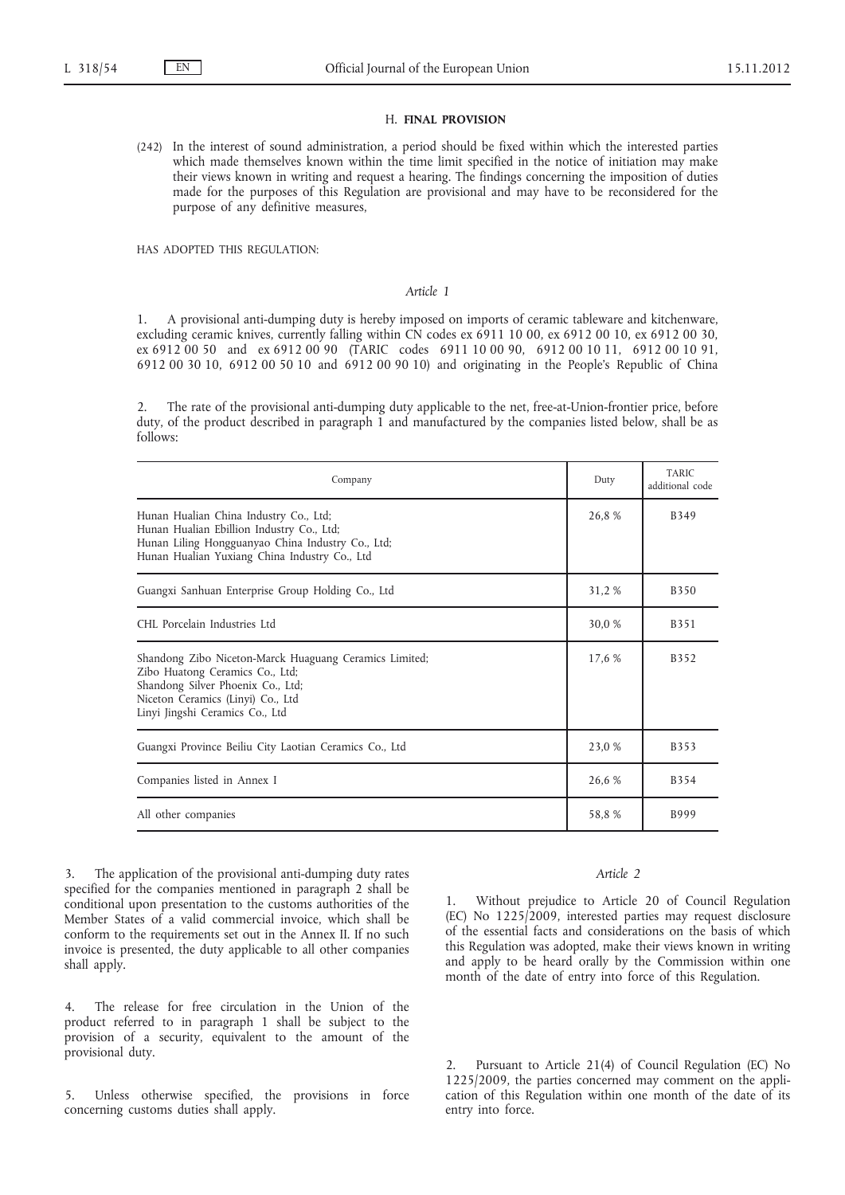## H. **FINAL PROVISION**

(242) In the interest of sound administration, a period should be fixed within which the interested parties which made themselves known within the time limit specified in the notice of initiation may make their views known in writing and request a hearing. The findings concerning the imposition of duties made for the purposes of this Regulation are provisional and may have to be reconsidered for the purpose of any definitive measures,

HAS ADOPTED THIS REGULATION:

### *Article 1*

1. A provisional anti-dumping duty is hereby imposed on imports of ceramic tableware and kitchenware, excluding ceramic knives, currently falling within CN codes ex 6911 10 00, ex 6912 00 10, ex 6912 00 30, ex 6912 00 50 and ex 6912 00 90 (TARIC codes 6911 10 00 90, 6912 00 10 11, 6912 00 10 91, 6912 00 30 10, 6912 00 50 10 and 6912 00 90 10) and originating in the People's Republic of China

2. The rate of the provisional anti-dumping duty applicable to the net, free-at-Union-frontier price, before duty, of the product described in paragraph 1 and manufactured by the companies listed below, shall be as follows:

| Company | Duty | TARIC additional code |
|---|---|---|
| Hunan Hualian China Industry Co., Ltd; Hunan Hualian Ebillion Industry Co., Ltd; Hunan Liling Hongguanyao China Industry Co., Ltd; Hunan Hualian Yuxiang China Industry Co., Ltd | 26,8 % | B349 |
| Guangxi Sanhuan Enterprise Group Holding Co., Ltd | 31,2 % | B350 |
| CHL Porcelain Industries Ltd | 30,0 % | B351 |
| Shandong Zibo Niceton-Marck Huaguang Ceramics Limited; Zibo Huatong Ceramics Co., Ltd; Shandong Silver Phoenix Co., Ltd; Niceton Ceramics (Linyi) Co., Ltd Linyi Jingshi Ceramics Co., Ltd | 17,6 % | B352 |
| Guangxi Province Beiliu City Laotian Ceramics Co., Ltd | 23,0 % | B353 |
| Companies listed in Annex I | 26,6 % | B354 |
| All other companies | 58,8 % | B999 |

3. The application of the provisional anti-dumping duty rates specified for the companies mentioned in paragraph 2 shall be conditional upon presentation to the customs authorities of the Member States of a valid commercial invoice, which shall be conform to the requirements set out in the Annex II. If no such invoice is presented, the duty applicable to all other companies shall apply.

4. The release for free circulation in the Union of the product referred to in paragraph 1 shall be subject to the provision of a security, equivalent to the amount of the provisional duty.

5. Unless otherwise specified, the provisions in force concerning customs duties shall apply.

### *Article 2*

1. Without prejudice to Article 20 of Council Regulation (EC) No 1225/2009, interested parties may request disclosure of the essential facts and considerations on the basis of which this Regulation was adopted, make their views known in writing and apply to be heard orally by the Commission within one month of the date of entry into force of this Regulation.

2. Pursuant to Article 21(4) of Council Regulation (EC) No 1225/2009, the parties concerned may comment on the application of this Regulation within one month of the date of its entry into force.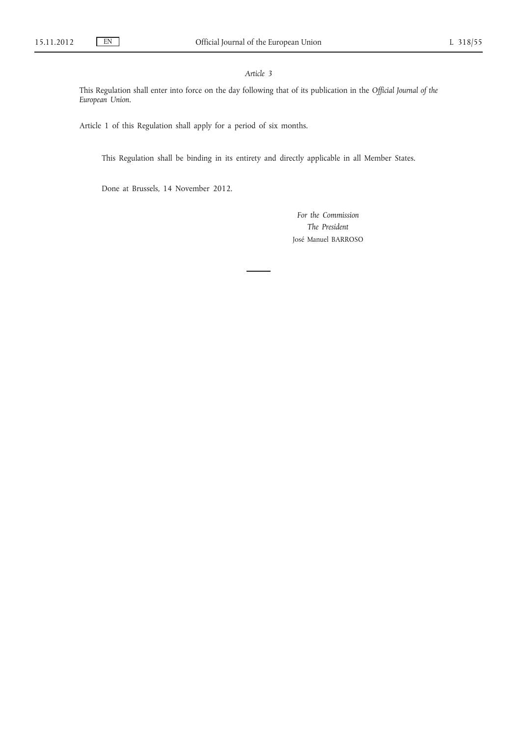*Article 3*

This Regulation shall enter into force on the day following that of its publication in the *Official Journal of the European Union*.

Article 1 of this Regulation shall apply for a period of six months.

This Regulation shall be binding in its entirety and directly applicable in all Member States.

Done at Brussels, 14 November 2012.

*For the Commission*
*The President*
José Manuel BARROSO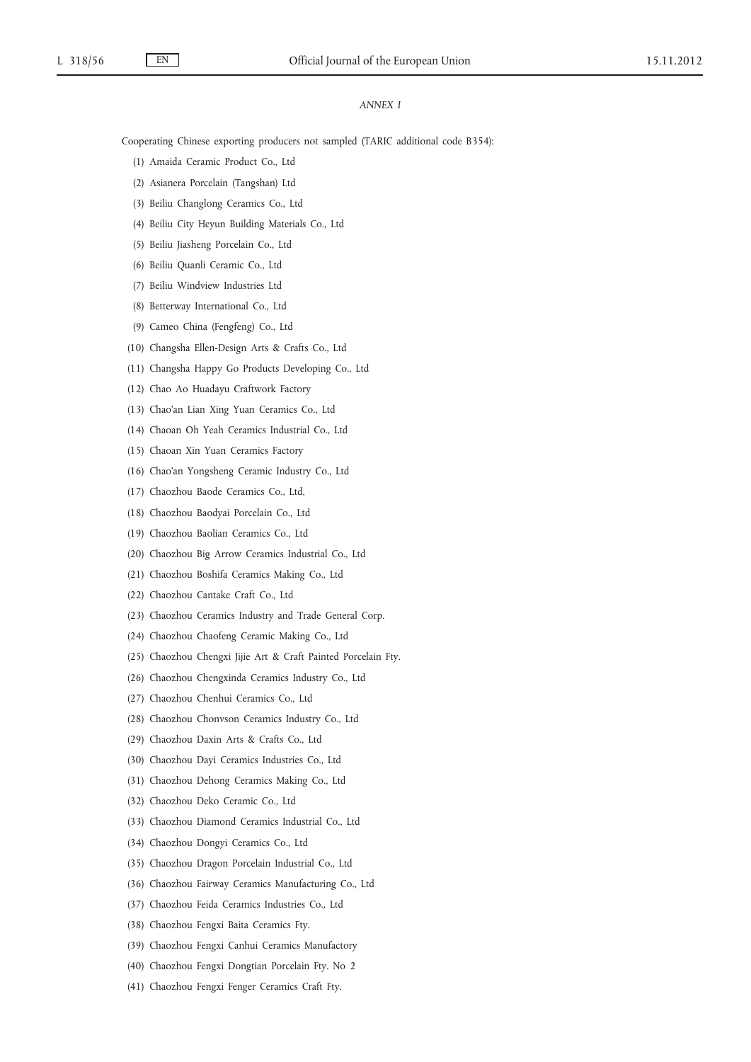*ANNEX I*

Cooperating Chinese exporting producers not sampled (TARIC additional code B354):

(1) Amaida Ceramic Product Co., Ltd

(2) Asianera Porcelain (Tangshan) Ltd

(3) Beiliu Changlong Ceramics Co., Ltd

(4) Beiliu City Heyun Building Materials Co., Ltd

(5) Beiliu Jiasheng Porcelain Co., Ltd

(6) Beiliu Quanli Ceramic Co., Ltd

(7) Beiliu Windview Industries Ltd

(8) Betterway International Co., Ltd

(9) Cameo China (Fengfeng) Co., Ltd

(10) Changsha Ellen-Design Arts & Crafts Co., Ltd

(11) Changsha Happy Go Products Developing Co., Ltd

(12) Chao Ao Huadayu Craftwork Factory

(13) Chao'an Lian Xing Yuan Ceramics Co., Ltd

(14) Chaoan Oh Yeah Ceramics Industrial Co., Ltd

(15) Chaoan Xin Yuan Ceramics Factory

(16) Chao'an Yongsheng Ceramic Industry Co., Ltd

(17) Chaozhou Baode Ceramics Co., Ltd,

(18) Chaozhou Baodyai Porcelain Co., Ltd

(19) Chaozhou Baolian Ceramics Co., Ltd

(20) Chaozhou Big Arrow Ceramics Industrial Co., Ltd

(21) Chaozhou Boshifa Ceramics Making Co., Ltd

(22) Chaozhou Cantake Craft Co., Ltd

(23) Chaozhou Ceramics Industry and Trade General Corp.

(24) Chaozhou Chaofeng Ceramic Making Co., Ltd

(25) Chaozhou Chengxi Jijie Art & Craft Painted Porcelain Fty.

(26) Chaozhou Chengxinda Ceramics Industry Co., Ltd

(27) Chaozhou Chenhui Ceramics Co., Ltd

(28) Chaozhou Chonvson Ceramics Industry Co., Ltd

(29) Chaozhou Daxin Arts & Crafts Co., Ltd

(30) Chaozhou Dayi Ceramics Industries Co., Ltd

(31) Chaozhou Dehong Ceramics Making Co., Ltd

(32) Chaozhou Deko Ceramic Co., Ltd

(33) Chaozhou Diamond Ceramics Industrial Co., Ltd

(34) Chaozhou Dongyi Ceramics Co., Ltd

(35) Chaozhou Dragon Porcelain Industrial Co., Ltd

(36) Chaozhou Fairway Ceramics Manufacturing Co., Ltd

(37) Chaozhou Feida Ceramics Industries Co., Ltd

(38) Chaozhou Fengxi Baita Ceramics Fty.

(39) Chaozhou Fengxi Canhui Ceramics Manufactory

(40) Chaozhou Fengxi Dongtian Porcelain Fty. No 2

(41) Chaozhou Fengxi Fenger Ceramics Craft Fty.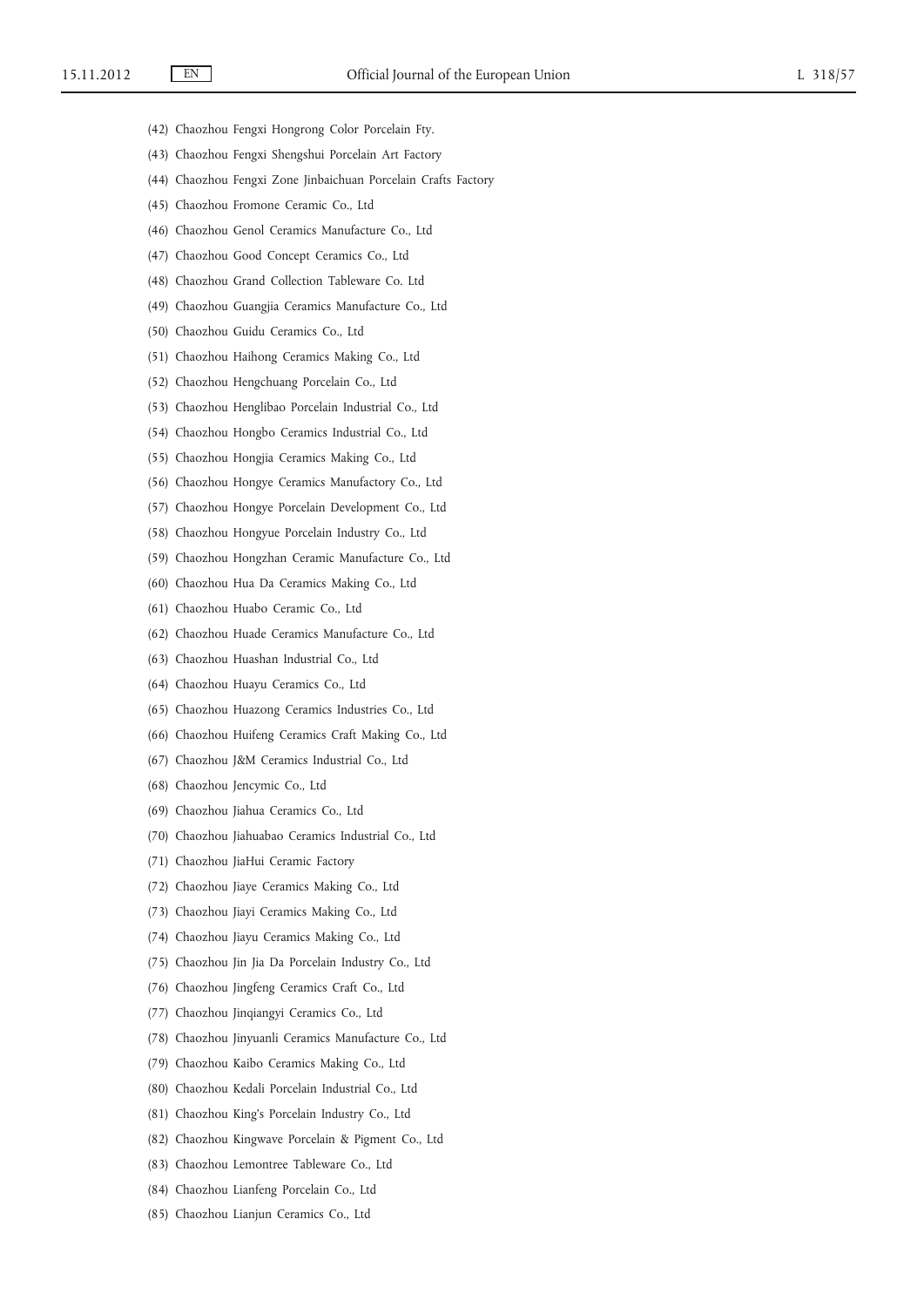(42) Chaozhou Fengxi Hongrong Color Porcelain Fty.

(43) Chaozhou Fengxi Shengshui Porcelain Art Factory

(44) Chaozhou Fengxi Zone Jinbaichuan Porcelain Crafts Factory

(45) Chaozhou Fromone Ceramic Co., Ltd

(46) Chaozhou Genol Ceramics Manufacture Co., Ltd

(47) Chaozhou Good Concept Ceramics Co., Ltd

(48) Chaozhou Grand Collection Tableware Co. Ltd

(49) Chaozhou Guangjia Ceramics Manufacture Co., Ltd

(50) Chaozhou Guidu Ceramics Co., Ltd

(51) Chaozhou Haihong Ceramics Making Co., Ltd

(52) Chaozhou Hengchuang Porcelain Co., Ltd

(53) Chaozhou Henglibao Porcelain Industrial Co., Ltd

(54) Chaozhou Hongbo Ceramics Industrial Co., Ltd

(55) Chaozhou Hongjia Ceramics Making Co., Ltd

(56) Chaozhou Hongye Ceramics Manufactory Co., Ltd

(57) Chaozhou Hongye Porcelain Development Co., Ltd

(58) Chaozhou Hongyue Porcelain Industry Co., Ltd

(59) Chaozhou Hongzhan Ceramic Manufacture Co., Ltd

(60) Chaozhou Hua Da Ceramics Making Co., Ltd

(61) Chaozhou Huabo Ceramic Co., Ltd

(62) Chaozhou Huade Ceramics Manufacture Co., Ltd

(63) Chaozhou Huashan Industrial Co., Ltd

(64) Chaozhou Huayu Ceramics Co., Ltd

(65) Chaozhou Huazong Ceramics Industries Co., Ltd

(66) Chaozhou Huifeng Ceramics Craft Making Co., Ltd

(67) Chaozhou J&M Ceramics Industrial Co., Ltd

(68) Chaozhou Jencymic Co., Ltd

(69) Chaozhou Jiahua Ceramics Co., Ltd

(70) Chaozhou Jiahuabao Ceramics Industrial Co., Ltd

(71) Chaozhou JiaHui Ceramic Factory

(72) Chaozhou Jiaye Ceramics Making Co., Ltd

(73) Chaozhou Jiayi Ceramics Making Co., Ltd

(74) Chaozhou Jiayu Ceramics Making Co., Ltd

(75) Chaozhou Jin Jia Da Porcelain Industry Co., Ltd

(76) Chaozhou Jingfeng Ceramics Craft Co., Ltd

(77) Chaozhou Jinqiangyi Ceramics Co., Ltd

(78) Chaozhou Jinyuanli Ceramics Manufacture Co., Ltd

(79) Chaozhou Kaibo Ceramics Making Co., Ltd

(80) Chaozhou Kedali Porcelain Industrial Co., Ltd

(81) Chaozhou King's Porcelain Industry Co., Ltd

(82) Chaozhou Kingwave Porcelain & Pigment Co., Ltd

(83) Chaozhou Lemontree Tableware Co., Ltd

(84) Chaozhou Lianfeng Porcelain Co., Ltd

(85) Chaozhou Lianjun Ceramics Co., Ltd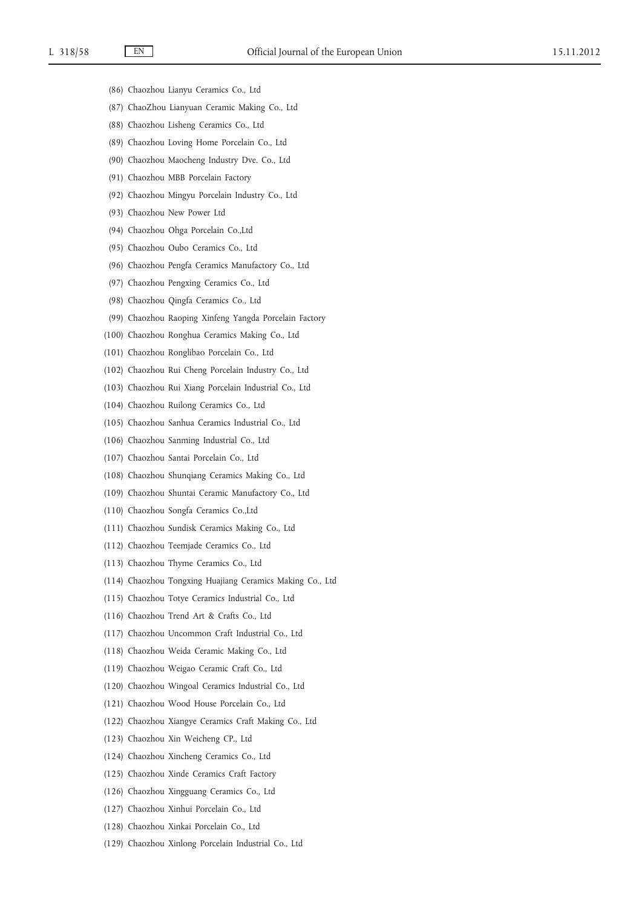(86) Chaozhou Lianyu Ceramics Co., Ltd

(87) ChaoZhou Lianyuan Ceramic Making Co., Ltd

(88) Chaozhou Lisheng Ceramics Co., Ltd

(89) Chaozhou Loving Home Porcelain Co., Ltd

(90) Chaozhou Maocheng Industry Dve. Co., Ltd

(91) Chaozhou MBB Porcelain Factory

(92) Chaozhou Mingyu Porcelain Industry Co., Ltd

(93) Chaozhou New Power Ltd

(94) Chaozhou Ohga Porcelain Co.,Ltd

(95) Chaozhou Oubo Ceramics Co., Ltd

(96) Chaozhou Pengfa Ceramics Manufactory Co., Ltd

(97) Chaozhou Pengxing Ceramics Co., Ltd

(98) Chaozhou Qingfa Ceramics Co., Ltd

(99) Chaozhou Raoping Xinfeng Yangda Porcelain Factory

(100) Chaozhou Ronghua Ceramics Making Co., Ltd

(101) Chaozhou Ronglibao Porcelain Co., Ltd

(102) Chaozhou Rui Cheng Porcelain Industry Co., Ltd

(103) Chaozhou Rui Xiang Porcelain Industrial Co., Ltd

(104) Chaozhou Ruilong Ceramics Co., Ltd

(105) Chaozhou Sanhua Ceramics Industrial Co., Ltd

(106) Chaozhou Sanming Industrial Co., Ltd

(107) Chaozhou Santai Porcelain Co., Ltd

(108) Chaozhou Shunqiang Ceramics Making Co., Ltd

(109) Chaozhou Shuntai Ceramic Manufactory Co., Ltd

(110) Chaozhou Songfa Ceramics Co.,Ltd

(111) Chaozhou Sundisk Ceramics Making Co., Ltd

(112) Chaozhou Teemjade Ceramics Co., Ltd

(113) Chaozhou Thyme Ceramics Co., Ltd

(114) Chaozhou Tongxing Huajiang Ceramics Making Co., Ltd

(115) Chaozhou Totye Ceramics Industrial Co., Ltd

(116) Chaozhou Trend Art & Crafts Co., Ltd

(117) Chaozhou Uncommon Craft Industrial Co., Ltd

(118) Chaozhou Weida Ceramic Making Co., Ltd

(119) Chaozhou Weigao Ceramic Craft Co., Ltd

(120) Chaozhou Wingoal Ceramics Industrial Co., Ltd

(121) Chaozhou Wood House Porcelain Co., Ltd

(122) Chaozhou Xiangye Ceramics Craft Making Co., Ltd

(123) Chaozhou Xin Weicheng CP., Ltd

(124) Chaozhou Xincheng Ceramics Co., Ltd

(125) Chaozhou Xinde Ceramics Craft Factory

(126) Chaozhou Xingguang Ceramics Co., Ltd

(127) Chaozhou Xinhui Porcelain Co., Ltd

(128) Chaozhou Xinkai Porcelain Co., Ltd

(129) Chaozhou Xinlong Porcelain Industrial Co., Ltd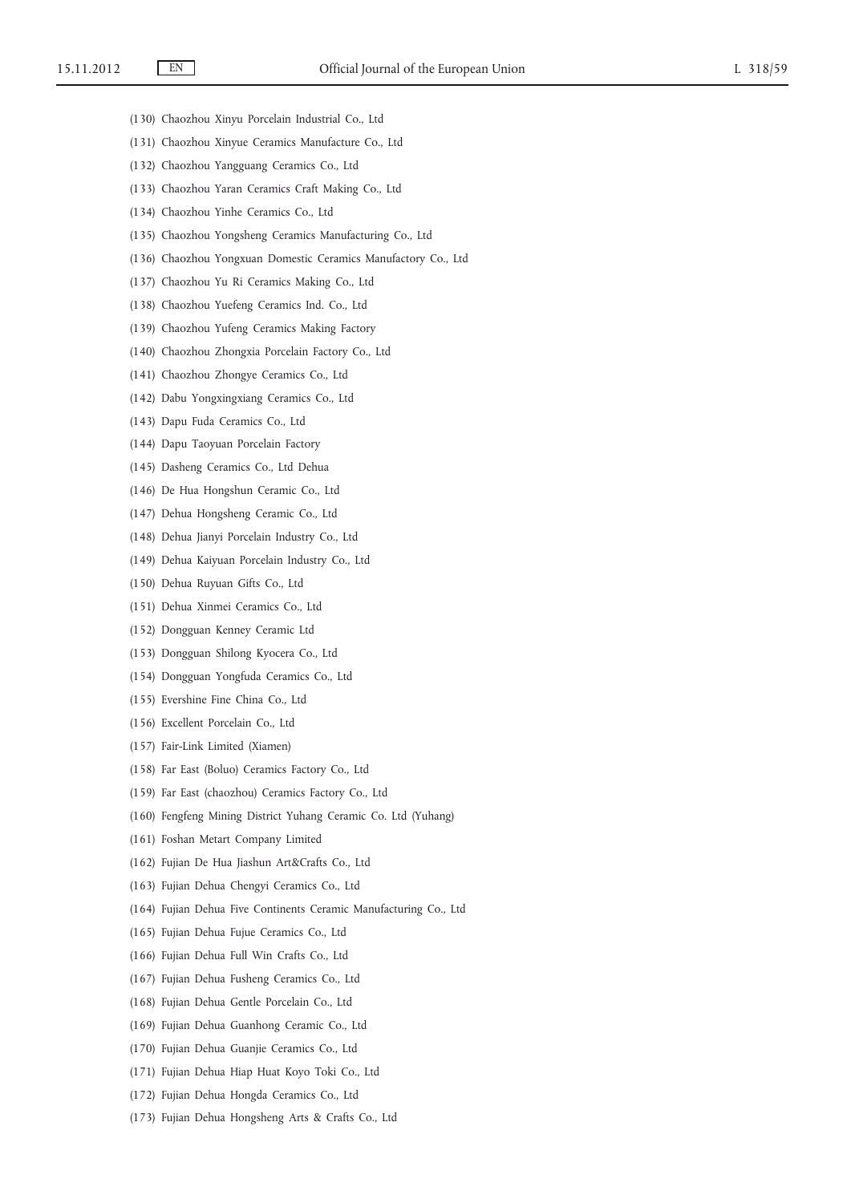(130) Chaozhou Xinyu Porcelain Industrial Co., Ltd

(131) Chaozhou Xinyue Ceramics Manufacture Co., Ltd

(132) Chaozhou Yangguang Ceramics Co., Ltd

(133) Chaozhou Yaran Ceramics Craft Making Co., Ltd

(134) Chaozhou Yinhe Ceramics Co., Ltd

(135) Chaozhou Yongsheng Ceramics Manufacturing Co., Ltd

(136) Chaozhou Yongxuan Domestic Ceramics Manufactory Co., Ltd

(137) Chaozhou Yu Ri Ceramics Making Co., Ltd

(138) Chaozhou Yuefeng Ceramics Ind. Co., Ltd

(139) Chaozhou Yufeng Ceramics Making Factory

(140) Chaozhou Zhongxia Porcelain Factory Co., Ltd

(141) Chaozhou Zhongye Ceramics Co., Ltd

(142) Dabu Yongxingxiang Ceramics Co., Ltd

(143) Dapu Fuda Ceramics Co., Ltd

(144) Dapu Taoyuan Porcelain Factory

(145) Dasheng Ceramics Co., Ltd Dehua

(146) De Hua Hongshun Ceramic Co., Ltd

(147) Dehua Hongsheng Ceramic Co., Ltd

(148) Dehua Jianyi Porcelain Industry Co., Ltd

(149) Dehua Kaiyuan Porcelain Industry Co., Ltd

(150) Dehua Ruyuan Gifts Co., Ltd

(151) Dehua Xinmei Ceramics Co., Ltd

(152) Dongguan Kenney Ceramic Ltd

(153) Dongguan Shilong Kyocera Co., Ltd

(154) Dongguan Yongfuda Ceramics Co., Ltd

(155) Evershine Fine China Co., Ltd

(156) Excellent Porcelain Co., Ltd

(157) Fair-Link Limited (Xiamen)

(158) Far East (Boluo) Ceramics Factory Co., Ltd

(159) Far East (chaozhou) Ceramics Factory Co., Ltd

(160) Fengfeng Mining District Yuhang Ceramic Co. Ltd (Yuhang)

(161) Foshan Metart Company Limited

(162) Fujian De Hua Jiashun Art&Crafts Co., Ltd

(163) Fujian Dehua Chengyi Ceramics Co., Ltd

(164) Fujian Dehua Five Continents Ceramic Manufacturing Co., Ltd

(165) Fujian Dehua Fujue Ceramics Co., Ltd

(166) Fujian Dehua Full Win Crafts Co., Ltd

(167) Fujian Dehua Fusheng Ceramics Co., Ltd

(168) Fujian Dehua Gentle Porcelain Co., Ltd

(169) Fujian Dehua Guanhong Ceramic Co., Ltd

(170) Fujian Dehua Guanjie Ceramics Co., Ltd

(171) Fujian Dehua Hiap Huat Koyo Toki Co., Ltd

(172) Fujian Dehua Hongda Ceramics Co., Ltd

(173) Fujian Dehua Hongsheng Arts & Crafts Co., Ltd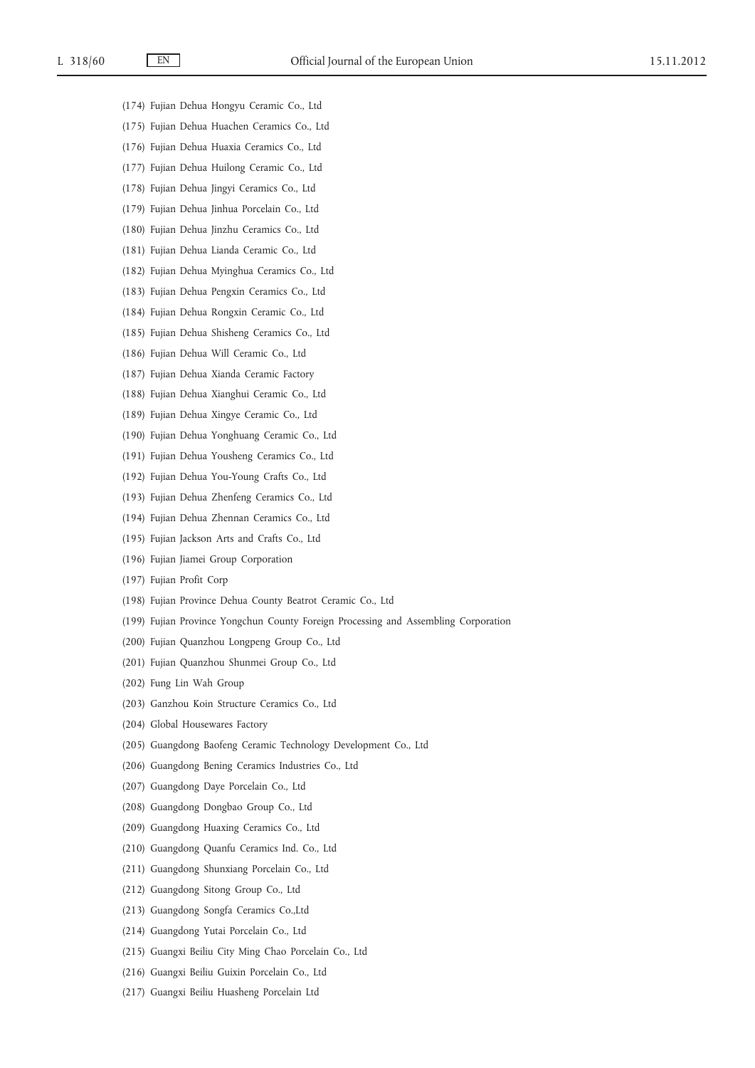(174) Fujian Dehua Hongyu Ceramic Co., Ltd

(175) Fujian Dehua Huachen Ceramics Co., Ltd

(176) Fujian Dehua Huaxia Ceramics Co., Ltd

(177) Fujian Dehua Huilong Ceramic Co., Ltd

(178) Fujian Dehua Jingyi Ceramics Co., Ltd

(179) Fujian Dehua Jinhua Porcelain Co., Ltd

(180) Fujian Dehua Jinzhu Ceramics Co., Ltd

(181) Fujian Dehua Lianda Ceramic Co., Ltd

(182) Fujian Dehua Myinghua Ceramics Co., Ltd

(183) Fujian Dehua Pengxin Ceramics Co., Ltd

(184) Fujian Dehua Rongxin Ceramic Co., Ltd

(185) Fujian Dehua Shisheng Ceramics Co., Ltd

(186) Fujian Dehua Will Ceramic Co., Ltd

(187) Fujian Dehua Xianda Ceramic Factory

(188) Fujian Dehua Xianghui Ceramic Co., Ltd

(189) Fujian Dehua Xingye Ceramic Co., Ltd

(190) Fujian Dehua Yonghuang Ceramic Co., Ltd

(191) Fujian Dehua Yousheng Ceramics Co., Ltd

(192) Fujian Dehua You-Young Crafts Co., Ltd

(193) Fujian Dehua Zhenfeng Ceramics Co., Ltd

(194) Fujian Dehua Zhennan Ceramics Co., Ltd

(195) Fujian Jackson Arts and Crafts Co., Ltd

(196) Fujian Jiamei Group Corporation

(197) Fujian Profit Corp

(198) Fujian Province Dehua County Beatrot Ceramic Co., Ltd

(199) Fujian Province Yongchun County Foreign Processing and Assembling Corporation

(200) Fujian Quanzhou Longpeng Group Co., Ltd

(201) Fujian Quanzhou Shunmei Group Co., Ltd

(202) Fung Lin Wah Group

(203) Ganzhou Koin Structure Ceramics Co., Ltd

(204) Global Housewares Factory

(205) Guangdong Baofeng Ceramic Technology Development Co., Ltd

(206) Guangdong Bening Ceramics Industries Co., Ltd

(207) Guangdong Daye Porcelain Co., Ltd

(208) Guangdong Dongbao Group Co., Ltd

(209) Guangdong Huaxing Ceramics Co., Ltd

(210) Guangdong Quanfu Ceramics Ind. Co., Ltd

(211) Guangdong Shunxiang Porcelain Co., Ltd

(212) Guangdong Sitong Group Co., Ltd

(213) Guangdong Songfa Ceramics Co.,Ltd

(214) Guangdong Yutai Porcelain Co., Ltd

(215) Guangxi Beiliu City Ming Chao Porcelain Co., Ltd

(216) Guangxi Beiliu Guixin Porcelain Co., Ltd

(217) Guangxi Beiliu Huasheng Porcelain Ltd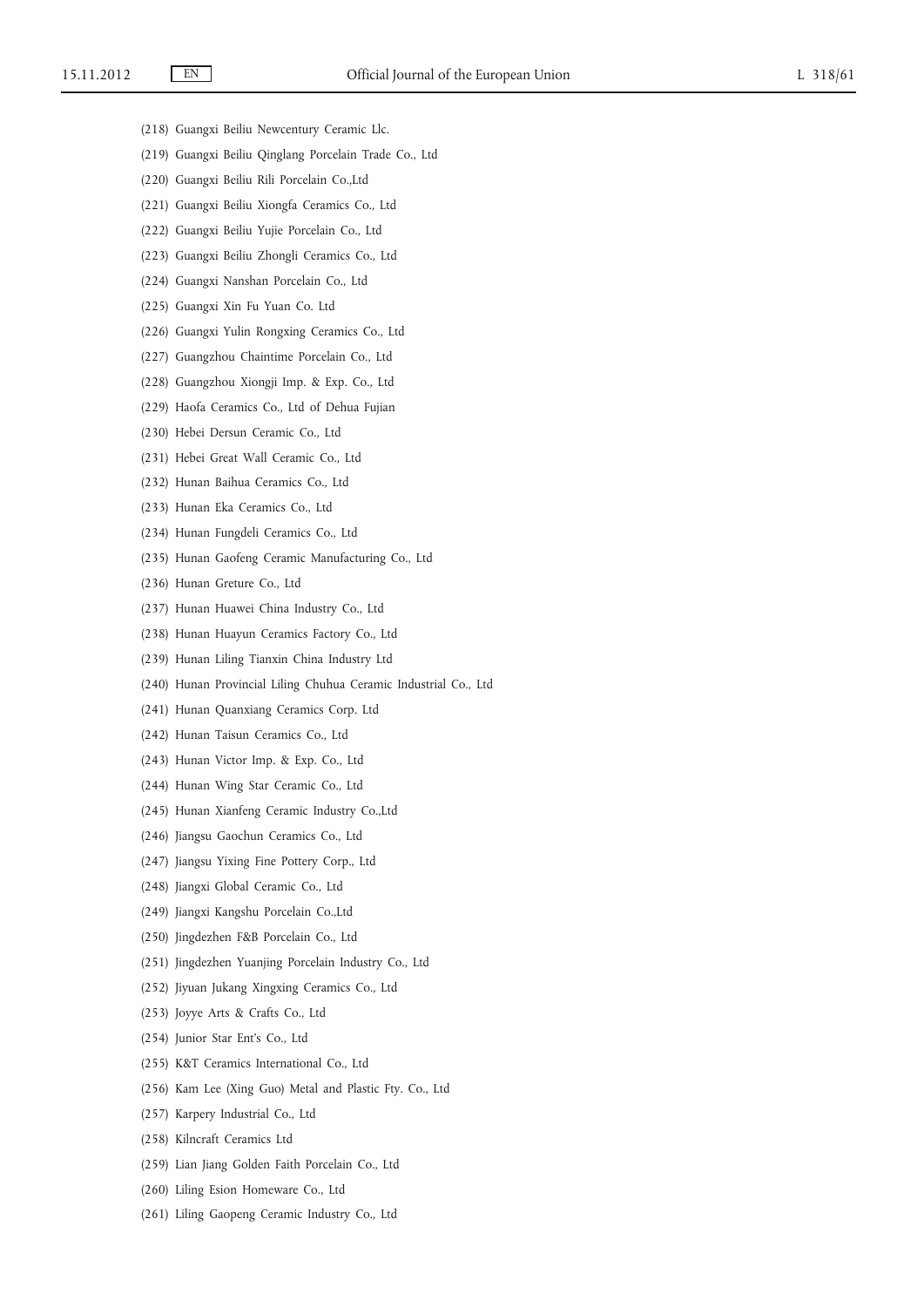(218) Guangxi Beiliu Newcentury Ceramic Llc.

(219) Guangxi Beiliu Qinglang Porcelain Trade Co., Ltd

(220) Guangxi Beiliu Rili Porcelain Co.,Ltd

(221) Guangxi Beiliu Xiongfa Ceramics Co., Ltd

(222) Guangxi Beiliu Yujie Porcelain Co., Ltd

(223) Guangxi Beiliu Zhongli Ceramics Co., Ltd

(224) Guangxi Nanshan Porcelain Co., Ltd

(225) Guangxi Xin Fu Yuan Co. Ltd

(226) Guangxi Yulin Rongxing Ceramics Co., Ltd

(227) Guangzhou Chaintime Porcelain Co., Ltd

(228) Guangzhou Xiongji Imp. & Exp. Co., Ltd

(229) Haofa Ceramics Co., Ltd of Dehua Fujian

(230) Hebei Dersun Ceramic Co., Ltd

(231) Hebei Great Wall Ceramic Co., Ltd

(232) Hunan Baihua Ceramics Co., Ltd

(233) Hunan Eka Ceramics Co., Ltd

(234) Hunan Fungdeli Ceramics Co., Ltd

(235) Hunan Gaofeng Ceramic Manufacturing Co., Ltd

(236) Hunan Greture Co., Ltd

(237) Hunan Huawei China Industry Co., Ltd

(238) Hunan Huayun Ceramics Factory Co., Ltd

(239) Hunan Liling Tianxin China Industry Ltd

(240) Hunan Provincial Liling Chuhua Ceramic Industrial Co., Ltd

(241) Hunan Quanxiang Ceramics Corp. Ltd

(242) Hunan Taisun Ceramics Co., Ltd

(243) Hunan Victor Imp. & Exp. Co., Ltd

(244) Hunan Wing Star Ceramic Co., Ltd

(245) Hunan Xianfeng Ceramic Industry Co.,Ltd

(246) Jiangsu Gaochun Ceramics Co., Ltd

(247) Jiangsu Yixing Fine Pottery Corp., Ltd

(248) Jiangxi Global Ceramic Co., Ltd

(249) Jiangxi Kangshu Porcelain Co.,Ltd

(250) Jingdezhen F&B Porcelain Co., Ltd

(251) Jingdezhen Yuanjing Porcelain Industry Co., Ltd

(252) Jiyuan Jukang Xingxing Ceramics Co., Ltd

(253) Joyye Arts & Crafts Co., Ltd

(254) Junior Star Ent's Co., Ltd

(255) K&T Ceramics International Co., Ltd

(256) Kam Lee (Xing Guo) Metal and Plastic Fty. Co., Ltd

(257) Karpery Industrial Co., Ltd

(258) Kilncraft Ceramics Ltd

(259) Lian Jiang Golden Faith Porcelain Co., Ltd

(260) Liling Esion Homeware Co., Ltd

(261) Liling Gaopeng Ceramic Industry Co., Ltd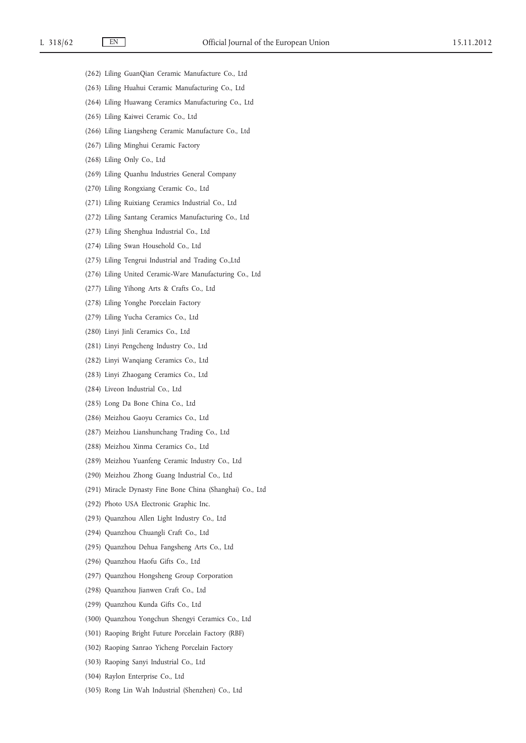(262) Liling GuanQian Ceramic Manufacture Co., Ltd

(263) Liling Huahui Ceramic Manufacturing Co., Ltd

(264) Liling Huawang Ceramics Manufacturing Co., Ltd

(265) Liling Kaiwei Ceramic Co., Ltd

(266) Liling Liangsheng Ceramic Manufacture Co., Ltd

(267) Liling Minghui Ceramic Factory

(268) Liling Only Co., Ltd

(269) Liling Quanhu Industries General Company

(270) Liling Rongxiang Ceramic Co., Ltd

(271) Liling Ruixiang Ceramics Industrial Co., Ltd

(272) Liling Santang Ceramics Manufacturing Co., Ltd

(273) Liling Shenghua Industrial Co., Ltd

(274) Liling Swan Household Co., Ltd

(275) Liling Tengrui Industrial and Trading Co.,Ltd

(276) Liling United Ceramic-Ware Manufacturing Co., Ltd

(277) Liling Yihong Arts & Crafts Co., Ltd

(278) Liling Yonghe Porcelain Factory

(279) Liling Yucha Ceramics Co., Ltd

(280) Linyi Jinli Ceramics Co., Ltd

(281) Linyi Pengcheng Industry Co., Ltd

(282) Linyi Wanqiang Ceramics Co., Ltd

(283) Linyi Zhaogang Ceramics Co., Ltd

(284) Liveon Industrial Co., Ltd

(285) Long Da Bone China Co., Ltd

(286) Meizhou Gaoyu Ceramics Co., Ltd

(287) Meizhou Lianshunchang Trading Co., Ltd

(288) Meizhou Xinma Ceramics Co., Ltd

(289) Meizhou Yuanfeng Ceramic Industry Co., Ltd

(290) Meizhou Zhong Guang Industrial Co., Ltd

(291) Miracle Dynasty Fine Bone China (Shanghai) Co., Ltd

(292) Photo USA Electronic Graphic Inc.

(293) Quanzhou Allen Light Industry Co., Ltd

(294) Quanzhou Chuangli Craft Co., Ltd

(295) Quanzhou Dehua Fangsheng Arts Co., Ltd

(296) Quanzhou Haofu Gifts Co., Ltd

(297) Quanzhou Hongsheng Group Corporation

(298) Quanzhou Jianwen Craft Co., Ltd

(299) Quanzhou Kunda Gifts Co., Ltd

(300) Quanzhou Yongchun Shengyi Ceramics Co., Ltd

(301) Raoping Bright Future Porcelain Factory (RBF)

(302) Raoping Sanrao Yicheng Porcelain Factory

(303) Raoping Sanyi Industrial Co., Ltd

(304) Raylon Enterprise Co., Ltd

(305) Rong Lin Wah Industrial (Shenzhen) Co., Ltd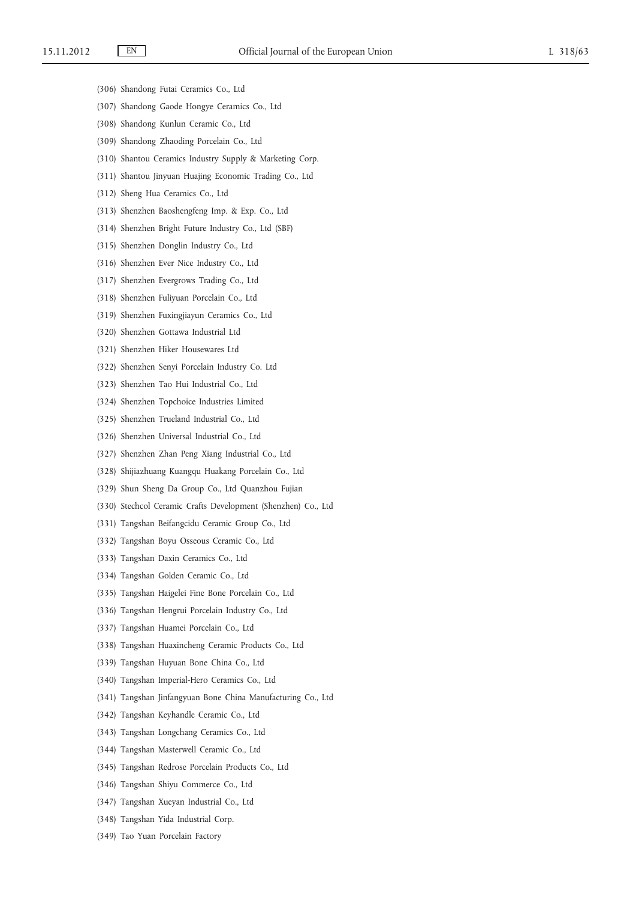(306) Shandong Futai Ceramics Co., Ltd

(307) Shandong Gaode Hongye Ceramics Co., Ltd

(308) Shandong Kunlun Ceramic Co., Ltd

(309) Shandong Zhaoding Porcelain Co., Ltd

(310) Shantou Ceramics Industry Supply & Marketing Corp.

(311) Shantou Jinyuan Huajing Economic Trading Co., Ltd

(312) Sheng Hua Ceramics Co., Ltd

(313) Shenzhen Baoshengfeng Imp. & Exp. Co., Ltd

(314) Shenzhen Bright Future Industry Co., Ltd (SBF)

(315) Shenzhen Donglin Industry Co., Ltd

(316) Shenzhen Ever Nice Industry Co., Ltd

(317) Shenzhen Evergrows Trading Co., Ltd

(318) Shenzhen Fuliyuan Porcelain Co., Ltd

(319) Shenzhen Fuxingjiayun Ceramics Co., Ltd

(320) Shenzhen Gottawa Industrial Ltd

(321) Shenzhen Hiker Housewares Ltd

(322) Shenzhen Senyi Porcelain Industry Co. Ltd

(323) Shenzhen Tao Hui Industrial Co., Ltd

(324) Shenzhen Topchoice Industries Limited

(325) Shenzhen Trueland Industrial Co., Ltd

(326) Shenzhen Universal Industrial Co., Ltd

(327) Shenzhen Zhan Peng Xiang Industrial Co., Ltd

(328) Shijiazhuang Kuangqu Huakang Porcelain Co., Ltd

(329) Shun Sheng Da Group Co., Ltd Quanzhou Fujian

(330) Stechcol Ceramic Crafts Development (Shenzhen) Co., Ltd

(331) Tangshan Beifangcidu Ceramic Group Co., Ltd

(332) Tangshan Boyu Osseous Ceramic Co., Ltd

(333) Tangshan Daxin Ceramics Co., Ltd

(334) Tangshan Golden Ceramic Co., Ltd

(335) Tangshan Haigelei Fine Bone Porcelain Co., Ltd

(336) Tangshan Hengrui Porcelain Industry Co., Ltd

(337) Tangshan Huamei Porcelain Co., Ltd

(338) Tangshan Huaxincheng Ceramic Products Co., Ltd

(339) Tangshan Huyuan Bone China Co., Ltd

(340) Tangshan Imperial-Hero Ceramics Co., Ltd

(341) Tangshan Jinfangyuan Bone China Manufacturing Co., Ltd

(342) Tangshan Keyhandle Ceramic Co., Ltd

(343) Tangshan Longchang Ceramics Co., Ltd

(344) Tangshan Masterwell Ceramic Co., Ltd

(345) Tangshan Redrose Porcelain Products Co., Ltd

(346) Tangshan Shiyu Commerce Co., Ltd

(347) Tangshan Xueyan Industrial Co., Ltd

(348) Tangshan Yida Industrial Corp.

(349) Tao Yuan Porcelain Factory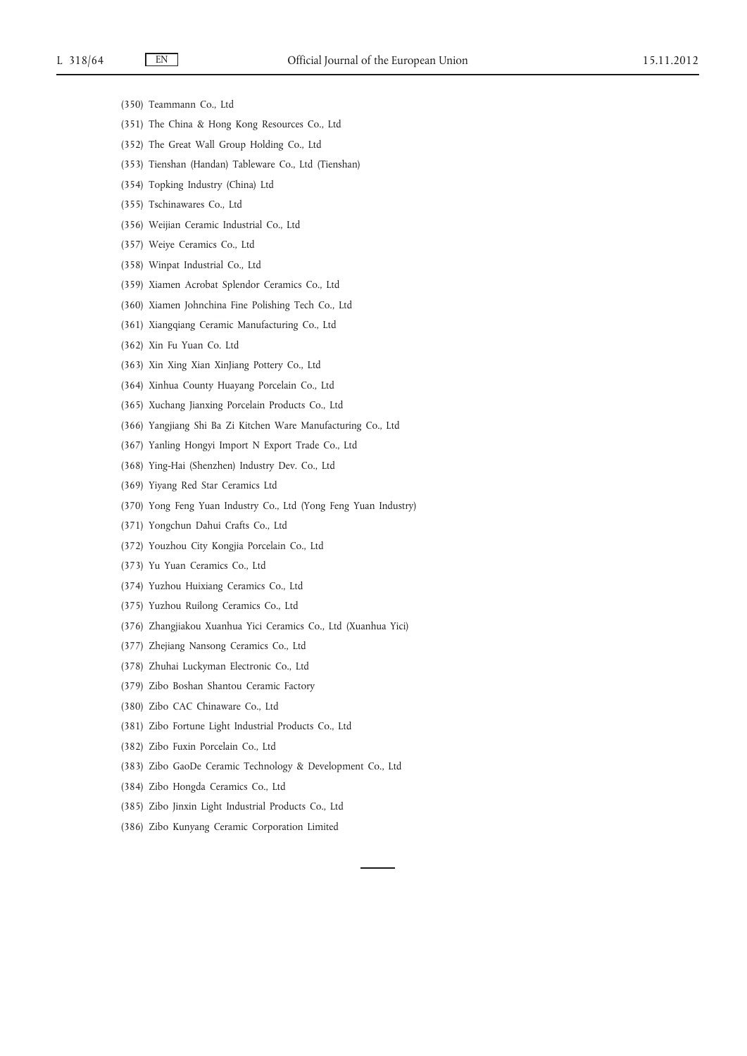(350) Teammann Co., Ltd

(351) The China & Hong Kong Resources Co., Ltd

(352) The Great Wall Group Holding Co., Ltd

(353) Tienshan (Handan) Tableware Co., Ltd (Tienshan)

(354) Topking Industry (China) Ltd

(355) Tschinawares Co., Ltd

(356) Weijian Ceramic Industrial Co., Ltd

(357) Weiye Ceramics Co., Ltd

(358) Winpat Industrial Co., Ltd

(359) Xiamen Acrobat Splendor Ceramics Co., Ltd

(360) Xiamen Johnchina Fine Polishing Tech Co., Ltd

(361) Xiangqiang Ceramic Manufacturing Co., Ltd

(362) Xin Fu Yuan Co. Ltd

(363) Xin Xing Xian XinJiang Pottery Co., Ltd

(364) Xinhua County Huayang Porcelain Co., Ltd

(365) Xuchang Jianxing Porcelain Products Co., Ltd

(366) Yangjiang Shi Ba Zi Kitchen Ware Manufacturing Co., Ltd

(367) Yanling Hongyi Import N Export Trade Co., Ltd

(368) Ying-Hai (Shenzhen) Industry Dev. Co., Ltd

(369) Yiyang Red Star Ceramics Ltd

(370) Yong Feng Yuan Industry Co., Ltd (Yong Feng Yuan Industry)

(371) Yongchun Dahui Crafts Co., Ltd

(372) Youzhou City Kongjia Porcelain Co., Ltd

(373) Yu Yuan Ceramics Co., Ltd

(374) Yuzhou Huixiang Ceramics Co., Ltd

(375) Yuzhou Ruilong Ceramics Co., Ltd

(376) Zhangjiakou Xuanhua Yici Ceramics Co., Ltd (Xuanhua Yici)

(377) Zhejiang Nansong Ceramics Co., Ltd

(378) Zhuhai Luckyman Electronic Co., Ltd

(379) Zibo Boshan Shantou Ceramic Factory

(380) Zibo CAC Chinaware Co., Ltd

(381) Zibo Fortune Light Industrial Products Co., Ltd

(382) Zibo Fuxin Porcelain Co., Ltd

(383) Zibo GaoDe Ceramic Technology & Development Co., Ltd

(384) Zibo Hongda Ceramics Co., Ltd

(385) Zibo Jinxin Light Industrial Products Co., Ltd

(386) Zibo Kunyang Ceramic Corporation Limited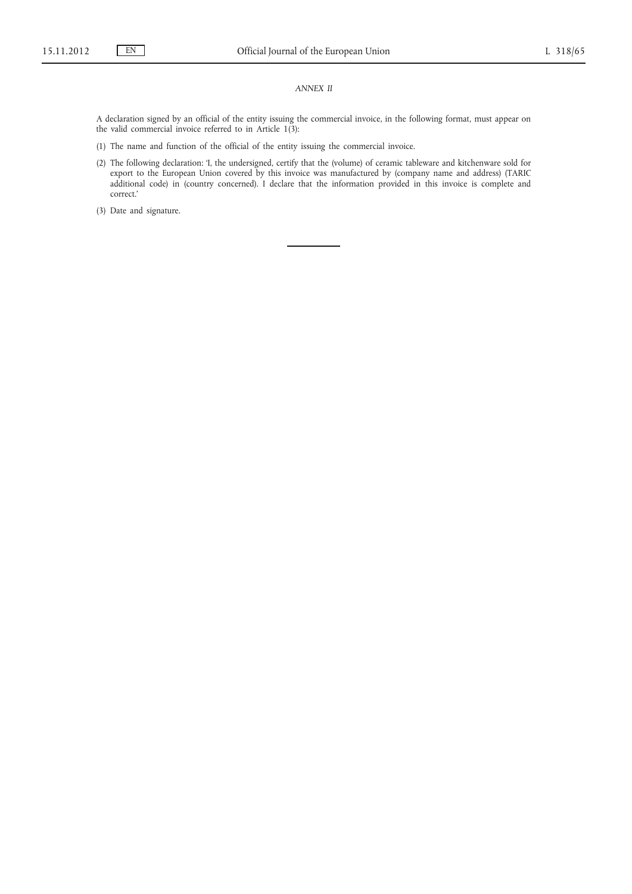*ANNEX II*

A declaration signed by an official of the entity issuing the commercial invoice, in the following format, must appear on the valid commercial invoice referred to in Article 1(3):

(1) The name and function of the official of the entity issuing the commercial invoice.

(2) The following declaration: 'I, the undersigned, certify that the (volume) of ceramic tableware and kitchenware sold for export to the European Union covered by this invoice was manufactured by (company name and address) (TARIC additional code) in (country concerned). I declare that the information provided in this invoice is complete and correct.'

(3) Date and signature.